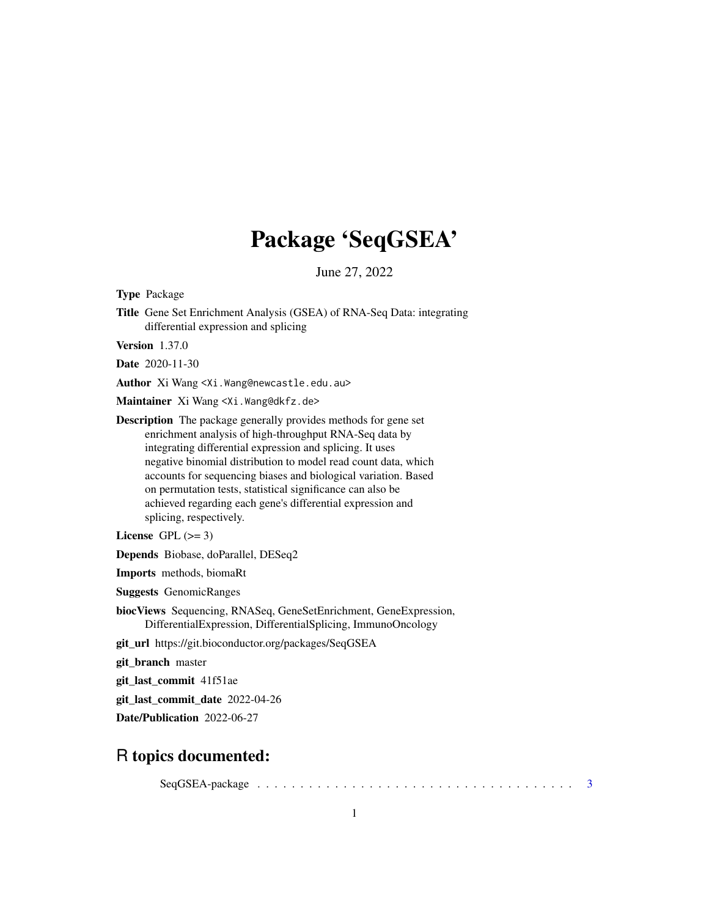# Package 'SeqGSEA'

June 27, 2022

**Type** Package

**Title** Gene Set Enrichment Analysis (GSEA) of RNA-Seq Data: integrating differential expression and splicing

**Version** 1.37.0

**Date** 2020-11-30

**Author** Xi Wang <Xi.Wang@newcastle.edu.au>

**Maintainer** Xi Wang <Xi.Wang@dkfz.de>

**Description** The package generally provides methods for gene set enrichment analysis of high-throughput RNA-Seq data by integrating differential expression and splicing. It uses negative binomial distribution to model read count data, which accounts for sequencing biases and biological variation. Based on permutation tests, statistical significance can also be achieved regarding each gene's differential expression and splicing, respectively.

**License** GPL (>= 3)

**Depends** Biobase, doParallel, DESeq2

**Imports** methods, biomaRt

**Suggests** GenomicRanges

**biocViews** Sequencing, RNASeq, GeneSetEnrichment, GeneExpression, DifferentialExpression, DifferentialSplicing, ImmunoOncology

**git_url** https://git.bioconductor.org/packages/SeqGSEA

**git_branch** master

**git_last_commit** 41f51ae

**git_last_commit_date** 2022-04-26

**Date/Publication** 2022-06-27

## R topics documented:

SeqGSEA-package . . . . . . . . . . . . . . . . . . . . . . . . . . . . . . . . . . . . . 3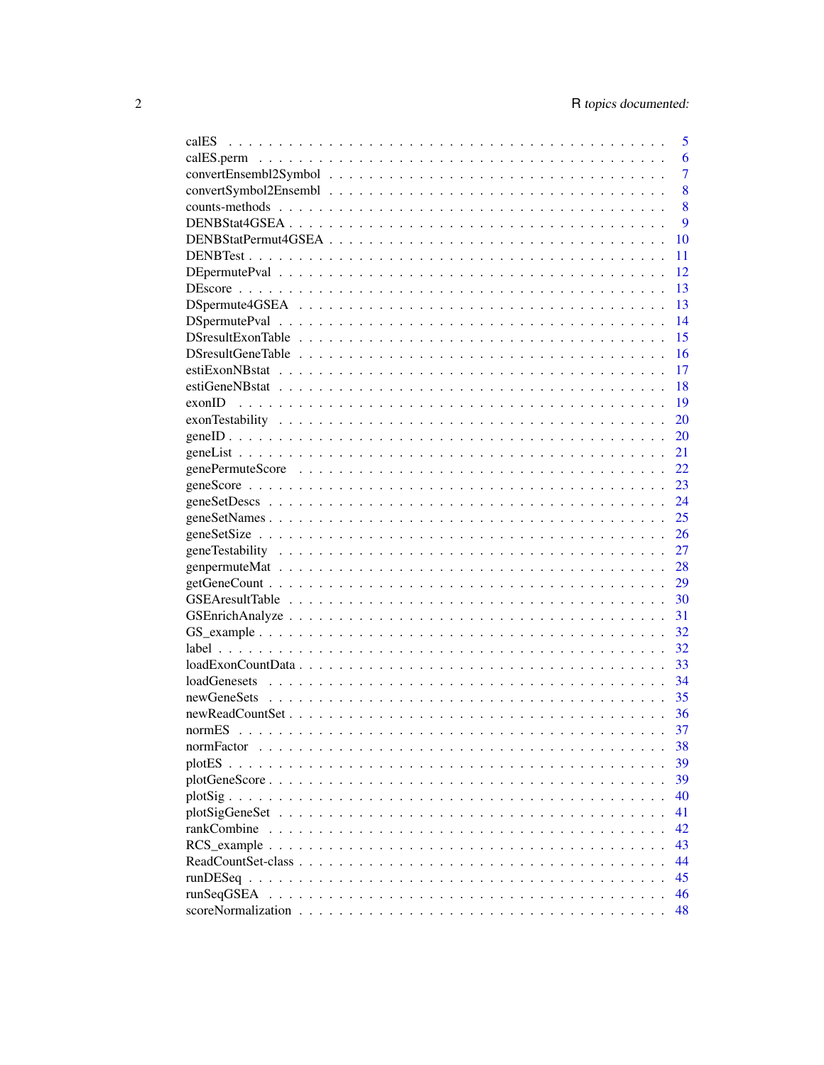| | |
|---|---|
| calES | 5 |
| calES.perm | 6 |
| convertEnsembl2Symbol | 7 |
| convertSymbol2Ensembl | 8 |
| counts-methods | 8 |
| DENBStat4GSEA | 9 |
| DENBStatPermut4GSEA | 10 |
| DENBTest | 11 |
| DEpermutePval | 12 |
| DEscore | 13 |
| DSpermute4GSEA | 13 |
| DSpermutePval | 14 |
| DSresultExonTable | 15 |
| DSresultGeneTable | 16 |
| estiExonNBstat | 17 |
| estiGeneNBstat | 18 |
| exonID | 19 |
| exonTestability | 20 |
| geneID | 20 |
| geneList | 21 |
| genePermuteScore | 22 |
| geneScore | 23 |
| geneSetDescs | 24 |
| geneSetNames | 25 |
| geneSetSize | 26 |
| geneTestability | 27 |
| genpermuteMat | 28 |
| getGeneCount | 29 |
| GSEAresultTable | 30 |
| GSEnrichAnalyze | 31 |
| GS_example | 32 |
| label | 32 |
| loadExonCountData | 33 |
| loadGenesets | 34 |
| newGeneSets | 35 |
| newReadCountSet | 36 |
| normES | 37 |
| normFactor | 38 |
| plotES | 39 |
| plotGeneScore | 39 |
| plotSig | 40 |
| plotSigGeneSet | 41 |
| rankCombine | 42 |
| RCS_example | 43 |
| ReadCountSet-class | 44 |
| runDESeq | 45 |
| runSeqGSEA | 46 |
| scoreNormalization | 48 |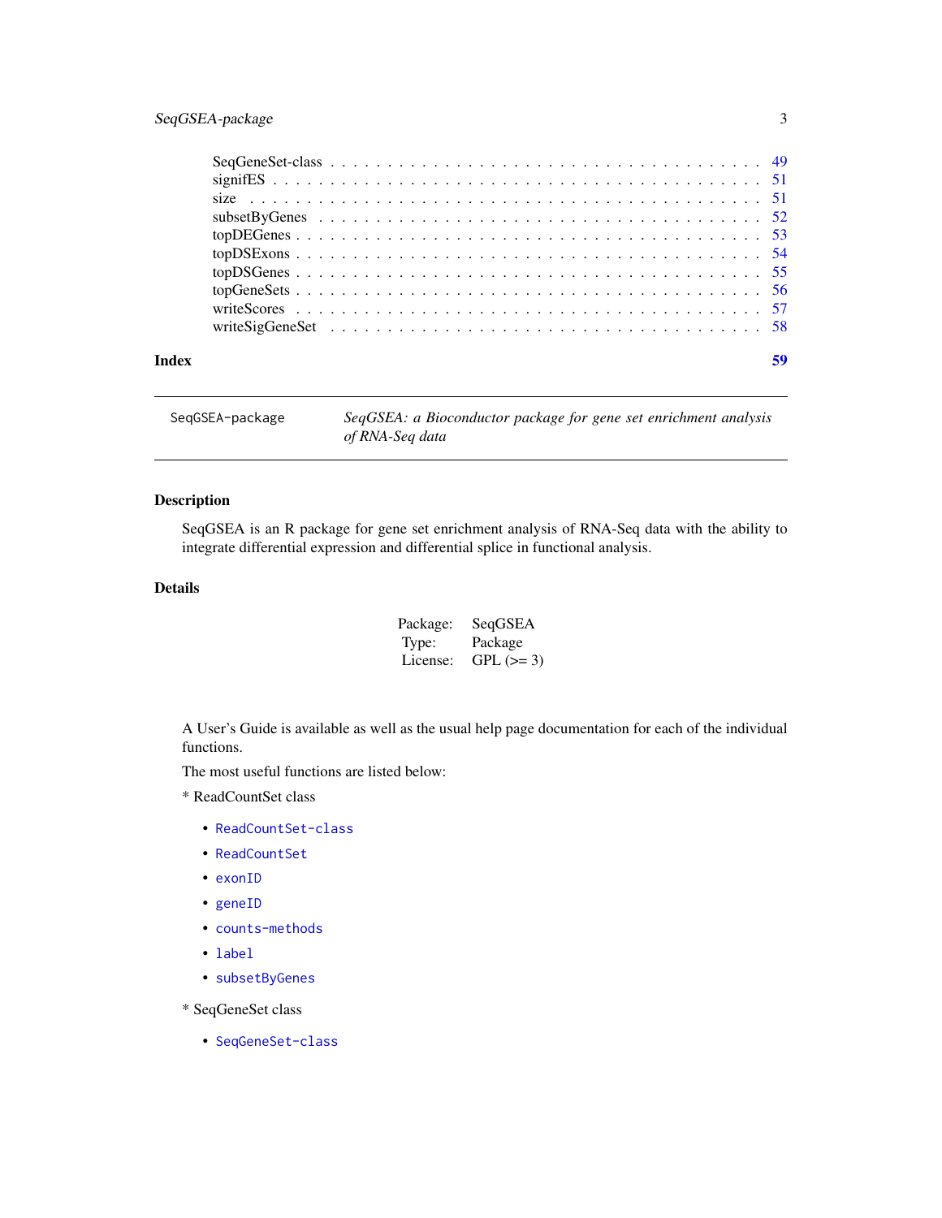| | |
|---|---|
| SeqGeneSet-class | 49 |
| signifES | 51 |
| size | 51 |
| subsetByGenes | 52 |
| topDEGenes | 53 |
| topDSExons | 54 |
| topDSGenes | 55 |
| topGeneSets | 56 |
| writeScores | 57 |
| writeSigGeneSet | 58 |

**Index** **59**

---

SeqGSEA-package *SeqGSEA: a Bioconductor package for gene set enrichment analysis of RNA-Seq data*

---

## Description

SeqGSEA is an R package for gene set enrichment analysis of RNA-Seq data with the ability to integrate differential expression and differential splice in functional analysis.

## Details

| | |
|---|---|
| Package: | SeqGSEA |
| Type: | Package |
| License: | GPL (>= 3) |

A User's Guide is available as well as the usual help page documentation for each of the individual functions.

The most useful functions are listed below:

* ReadCountSet class

- `ReadCountSet-class`
- `ReadCountSet`
- `exonID`
- `geneID`
- `counts-methods`
- `label`
- `subsetByGenes`

* SeqGeneSet class

- `SeqGeneSet-class`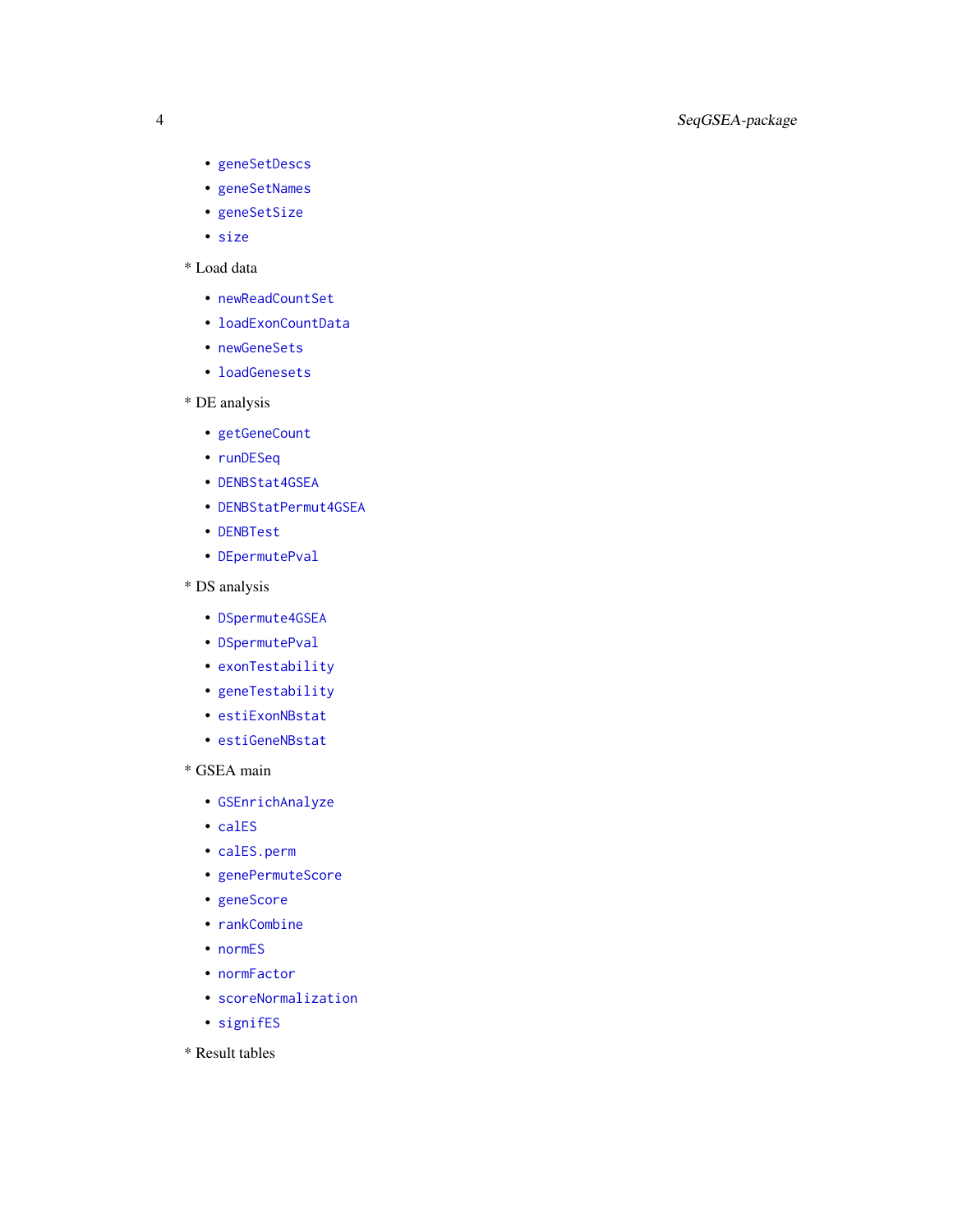- geneSetDescs
- geneSetNames
- geneSetSize
- size

* Load data

  - newReadCountSet
  - loadExonCountData
  - newGeneSets
  - loadGenesets

* DE analysis

  - getGeneCount
  - runDESeq
  - DENBStat4GSEA
  - DENBStatPermut4GSEA
  - DENBTest
  - DEpermutePval

* DS analysis

  - DSpermute4GSEA
  - DSpermutePval
  - exonTestability
  - geneTestability
  - estiExonNBstat
  - estiGeneNBstat

* GSEA main

  - GSEnrichAnalyze
  - calES
  - calES.perm
  - genePermuteScore
  - geneScore
  - rankCombine
  - normES
  - normFactor
  - scoreNormalization
  - signifES

* Result tables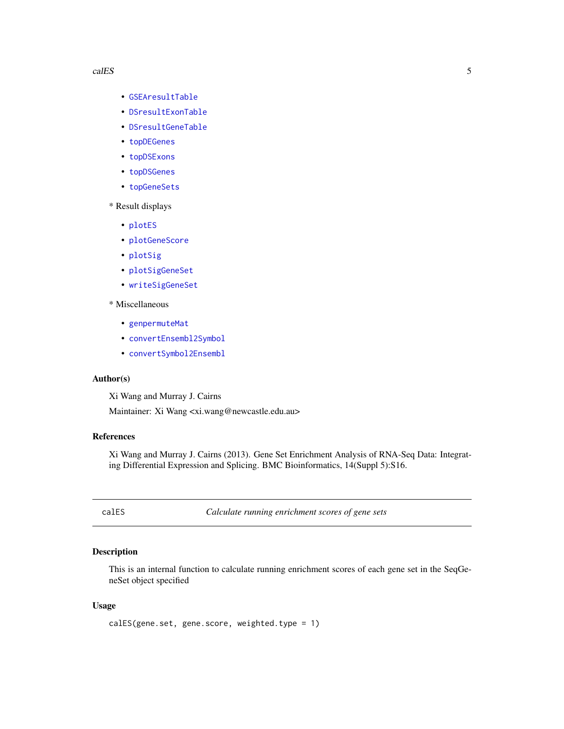- GSEAresultTable
- DSresultExonTable
- DSresultGeneTable
- topDEGenes
- topDSExons
- topDSGenes
- topGeneSets

* Result displays

- plotES
- plotGeneScore
- plotSig
- plotSigGeneSet
- writeSigGeneSet

* Miscellaneous

- genpermuteMat
- convertEnsembl2Symbol
- convertSymbol2Ensembl

### Author(s)

Xi Wang and Murray J. Cairns

Maintainer: Xi Wang <xi.wang@newcastle.edu.au>

### References

Xi Wang and Murray J. Cairns (2013). Gene Set Enrichment Analysis of RNA-Seq Data: Integrating Differential Expression and Splicing. BMC Bioinformatics, 14(Suppl 5):S16.

---

## calES — *Calculate running enrichment scores of gene sets*

### Description

This is an internal function to calculate running enrichment scores of each gene set in the SeqGeneSet object specified

### Usage

```
calES(gene.set, gene.score, weighted.type = 1)
```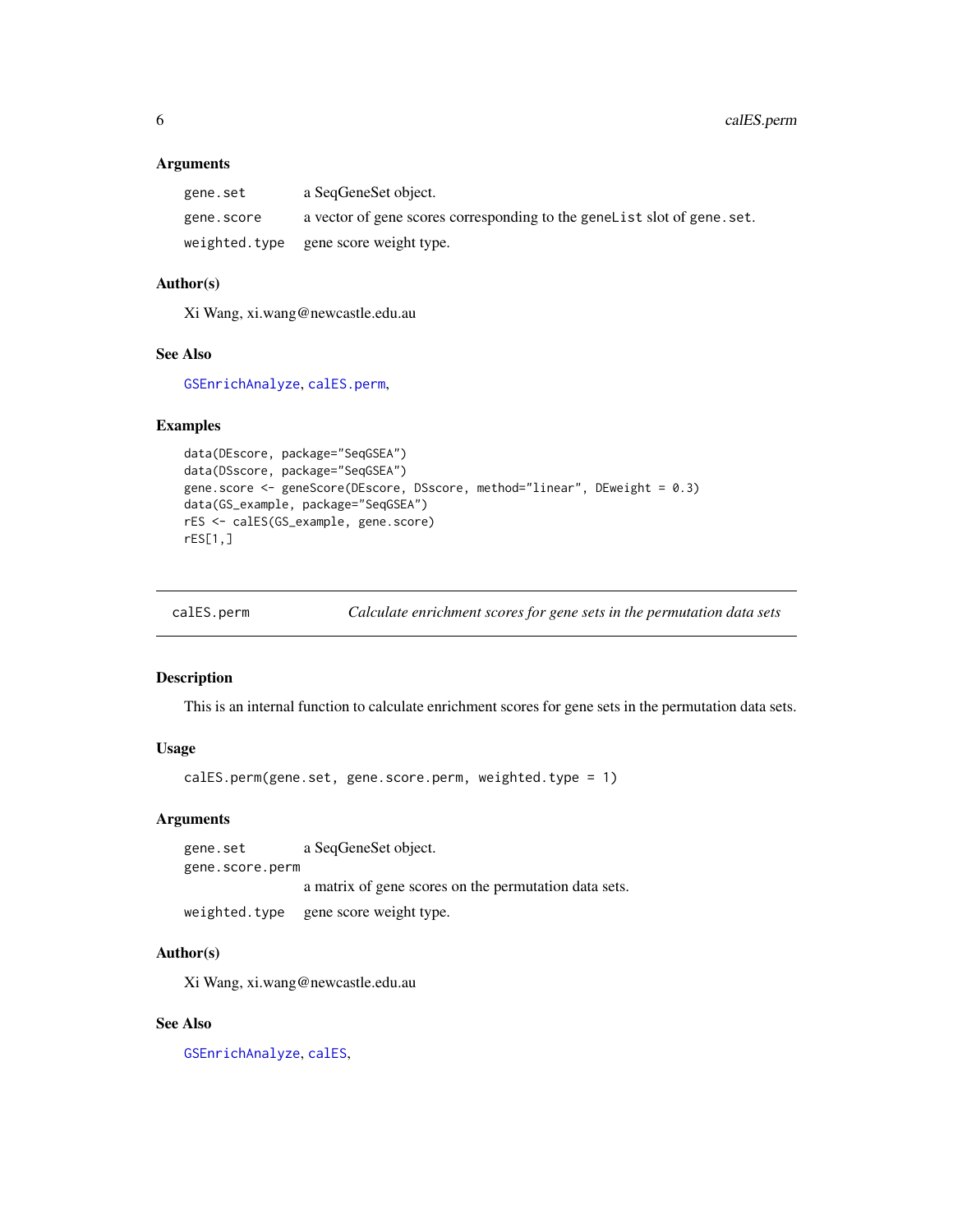### Arguments

| | |
|---|---|
| gene.set | a SeqGeneSet object. |
| gene.score | a vector of gene scores corresponding to the geneList slot of gene.set. |
| weighted.type | gene score weight type. |

### Author(s)

Xi Wang, xi.wang@newcastle.edu.au

### See Also

GSEnrichAnalyze, calES.perm,

### Examples

```
data(DEscore, package="SeqGSEA")
data(DSscore, package="SeqGSEA")
gene.score <- geneScore(DEscore, DSscore, method="linear", DEweight = 0.3)
data(GS_example, package="SeqGSEA")
rES <- calES(GS_example, gene.score)
rES[1,]
```

---

## calES.perm — *Calculate enrichment scores for gene sets in the permutation data sets*

### Description

This is an internal function to calculate enrichment scores for gene sets in the permutation data sets.

### Usage

```
calES.perm(gene.set, gene.score.perm, weighted.type = 1)
```

### Arguments

| | |
|---|---|
| gene.set | a SeqGeneSet object. |
| gene.score.perm | a matrix of gene scores on the permutation data sets. |
| weighted.type | gene score weight type. |

### Author(s)

Xi Wang, xi.wang@newcastle.edu.au

### See Also

GSEnrichAnalyze, calES,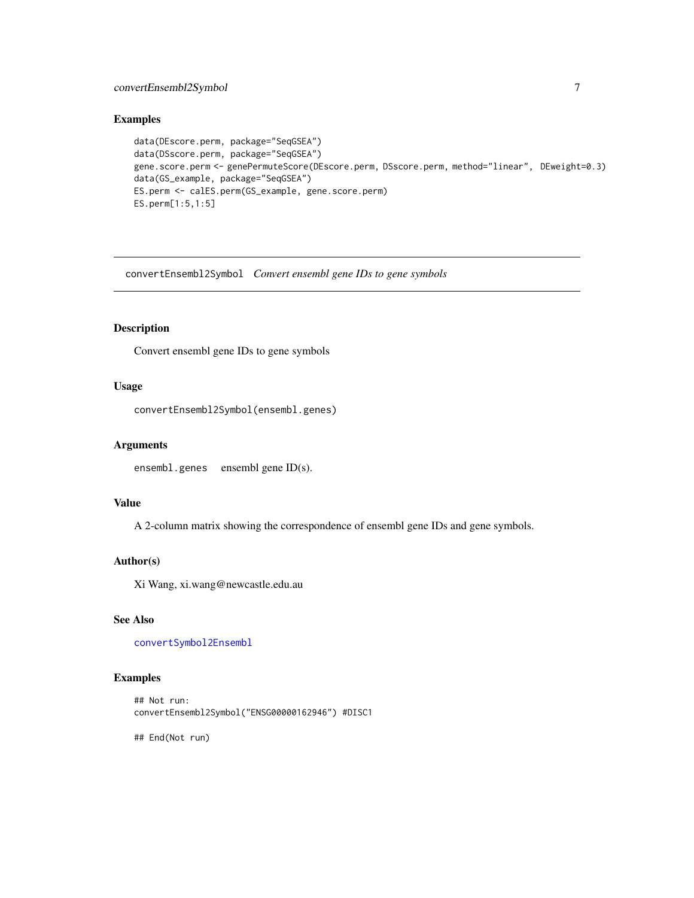### Examples

```
data(DEscore.perm, package="SeqGSEA")
data(DSscore.perm, package="SeqGSEA")
gene.score.perm <- genePermuteScore(DEscore.perm, DSscore.perm, method="linear", DEweight=0.3)
data(GS_example, package="SeqGSEA")
ES.perm <- calES.perm(GS_example, gene.score.perm)
ES.perm[1:5,1:5]
```

---

## convertEnsembl2Symbol *Convert ensembl gene IDs to gene symbols*

---

### Description

Convert ensembl gene IDs to gene symbols

### Usage

```
convertEnsembl2Symbol(ensembl.genes)
```

### Arguments

`ensembl.genes` ensembl gene ID(s).

### Value

A 2-column matrix showing the correspondence of ensembl gene IDs and gene symbols.

### Author(s)

Xi Wang, xi.wang@newcastle.edu.au

### See Also

`convertSymbol2Ensembl`

### Examples

```
## Not run:
convertEnsembl2Symbol("ENSG00000162946") #DISC1

## End(Not run)
```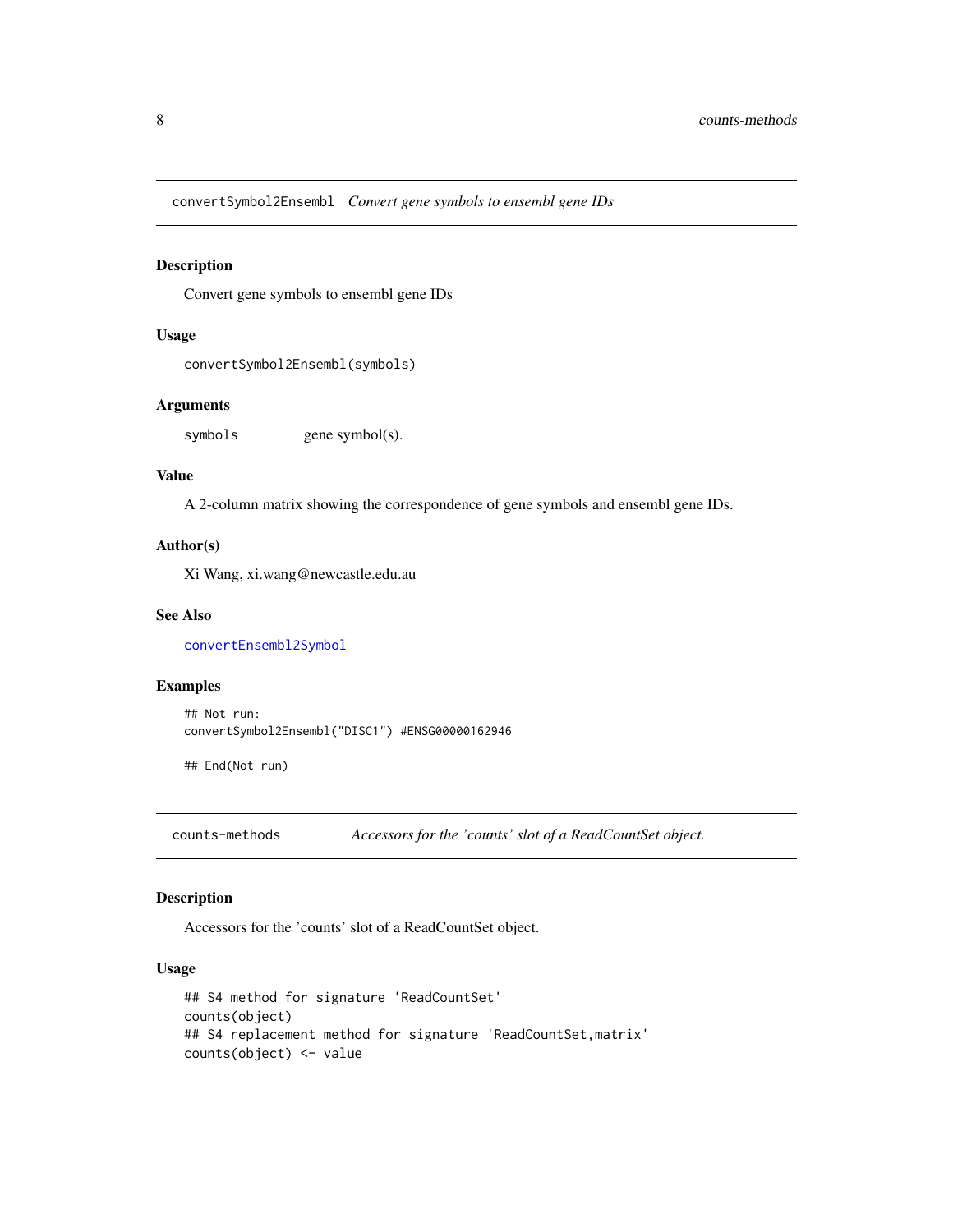## convertSymbol2Ensembl *Convert gene symbols to ensembl gene IDs*

### Description

Convert gene symbols to ensembl gene IDs

### Usage

```
convertSymbol2Ensembl(symbols)
```

### Arguments

| | |
|---|---|
| `symbols` | gene symbol(s). |

### Value

A 2-column matrix showing the correspondence of gene symbols and ensembl gene IDs.

### Author(s)

Xi Wang, xi.wang@newcastle.edu.au

### See Also

`convertEnsembl2Symbol`

### Examples

```
## Not run:
convertSymbol2Ensembl("DISC1") #ENSG00000162946

## End(Not run)
```

## counts-methods *Accessors for the 'counts' slot of a ReadCountSet object.*

### Description

Accessors for the 'counts' slot of a ReadCountSet object.

### Usage

```
## S4 method for signature 'ReadCountSet'
counts(object)
## S4 replacement method for signature 'ReadCountSet,matrix'
counts(object) <- value
```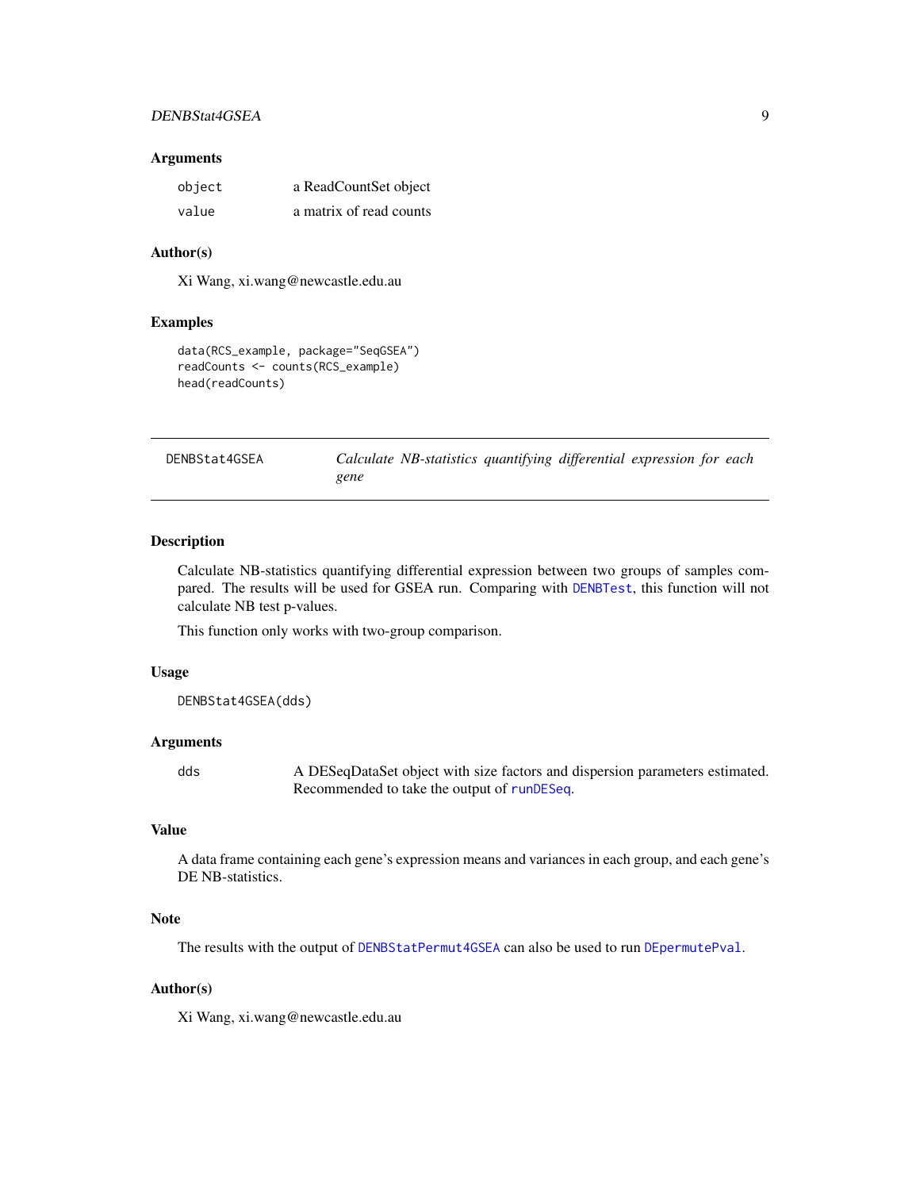### Arguments

| | |
|---|---|
| `object` | a ReadCountSet object |
| `value` | a matrix of read counts |

### Author(s)

Xi Wang, xi.wang@newcastle.edu.au

### Examples

```
data(RCS_example, package="SeqGSEA")
readCounts <- counts(RCS_example)
head(readCounts)
```

---

## DENBStat4GSEA — *Calculate NB-statistics quantifying differential expression for each gene*

---

### Description

Calculate NB-statistics quantifying differential expression between two groups of samples compared. The results will be used for GSEA run. Comparing with `DENBTest`, this function will not calculate NB test p-values.

This function only works with two-group comparison.

### Usage

```
DENBStat4GSEA(dds)
```

### Arguments

| | |
|---|---|
| `dds` | A DESeqDataSet object with size factors and dispersion parameters estimated. Recommended to take the output of `runDESeq`. |

### Value

A data frame containing each gene's expression means and variances in each group, and each gene's DE NB-statistics.

### Note

The results with the output of `DENBStatPermut4GSEA` can also be used to run `DEpermutePval`.

### Author(s)

Xi Wang, xi.wang@newcastle.edu.au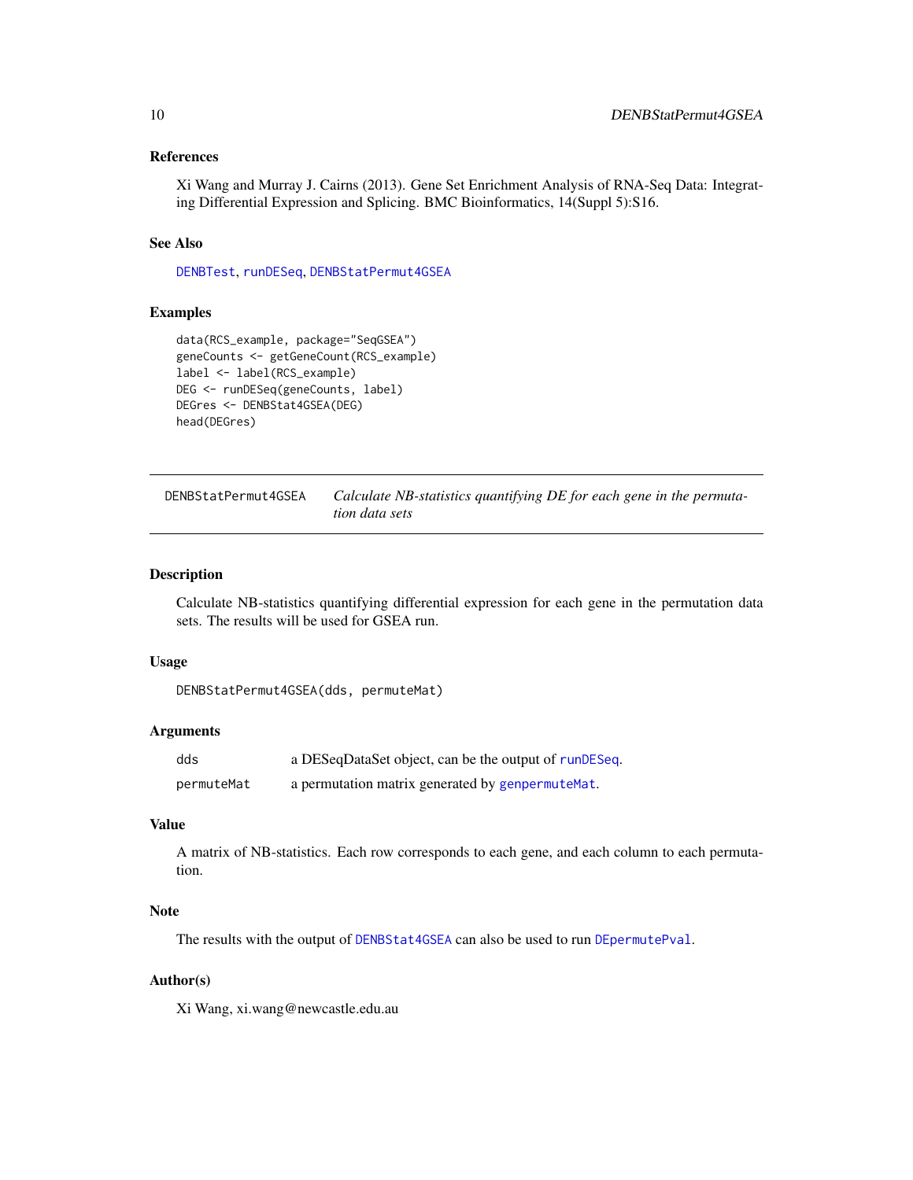### References

Xi Wang and Murray J. Cairns (2013). Gene Set Enrichment Analysis of RNA-Seq Data: Integrating Differential Expression and Splicing. BMC Bioinformatics, 14(Suppl 5):S16.

### See Also

`DENBTest`, `runDESeq`, `DENBStatPermut4GSEA`

### Examples

```
data(RCS_example, package="SeqGSEA")
geneCounts <- getGeneCount(RCS_example)
label <- label(RCS_example)
DEG <- runDESeq(geneCounts, label)
DEGres <- DENBStat4GSEA(DEG)
head(DEGres)
```

---

## DENBStatPermut4GSEA — *Calculate NB-statistics quantifying DE for each gene in the permutation data sets*

---

### Description

Calculate NB-statistics quantifying differential expression for each gene in the permutation data sets. The results will be used for GSEA run.

### Usage

```
DENBStatPermut4GSEA(dds, permuteMat)
```

### Arguments

| | |
|---|---|
| `dds` | a DESeqDataSet object, can be the output of `runDESeq`. |
| `permuteMat` | a permutation matrix generated by `genpermuteMat`. |

### Value

A matrix of NB-statistics. Each row corresponds to each gene, and each column to each permutation.

### Note

The results with the output of `DENBStat4GSEA` can also be used to run `DEpermutePval`.

### Author(s)

Xi Wang, xi.wang@newcastle.edu.au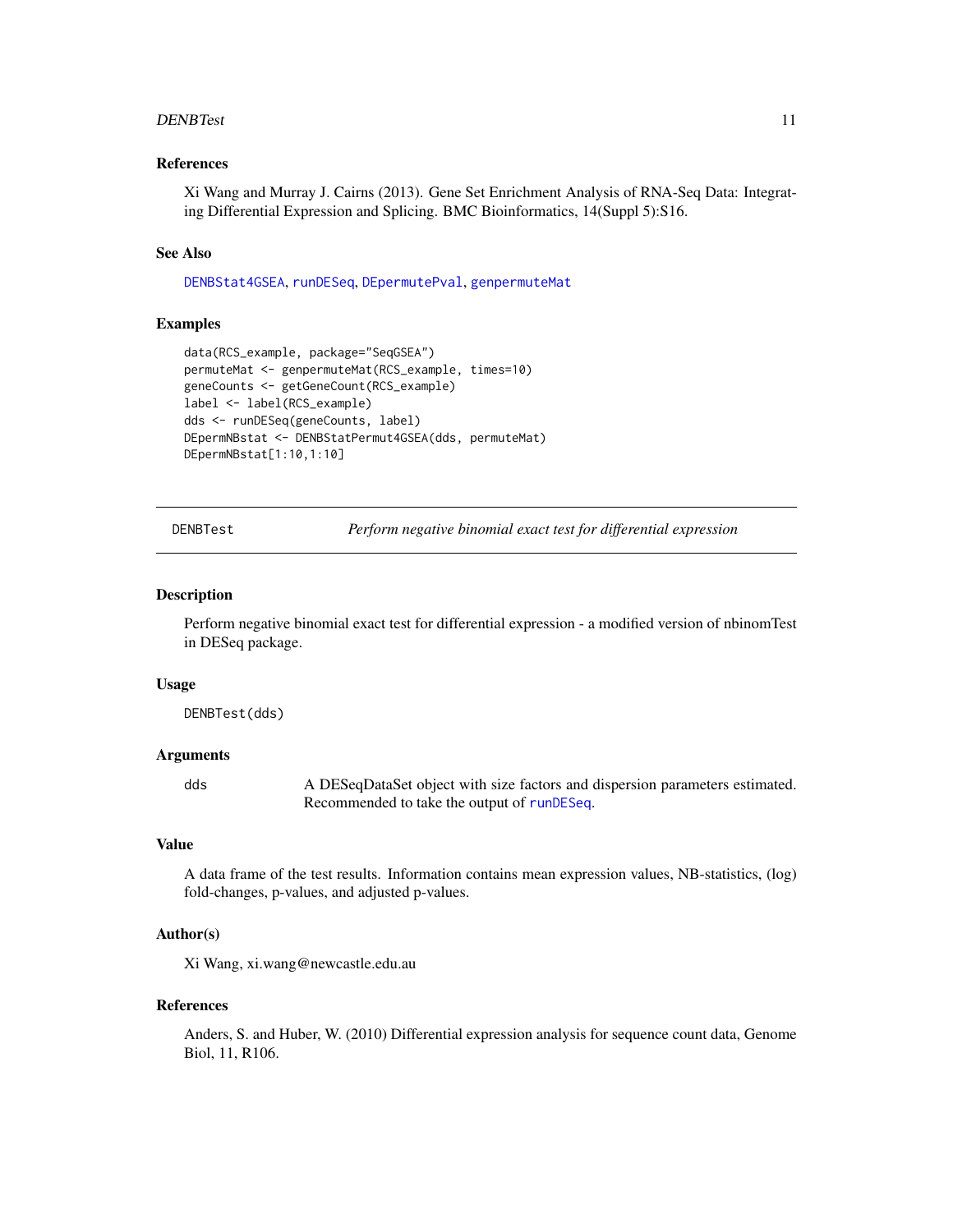### References

Xi Wang and Murray J. Cairns (2013). Gene Set Enrichment Analysis of RNA-Seq Data: Integrating Differential Expression and Splicing. BMC Bioinformatics, 14(Suppl 5):S16.

### See Also

DENBStat4GSEA, runDESeq, DEpermutePval, genpermuteMat

### Examples

```
data(RCS_example, package="SeqGSEA")
permuteMat <- genpermuteMat(RCS_example, times=10)
geneCounts <- getGeneCount(RCS_example)
label <- label(RCS_example)
dds <- runDESeq(geneCounts, label)
DEpermNBstat <- DENBStatPermut4GSEA(dds, permuteMat)
DEpermNBstat[1:10,1:10]
```

---

## DENBTest — *Perform negative binomial exact test for differential expression*

### Description

Perform negative binomial exact test for differential expression - a modified version of nbinomTest in DESeq package.

### Usage

```
DENBTest(dds)
```

### Arguments

| | |
|---|---|
| dds | A DESeqDataSet object with size factors and dispersion parameters estimated. Recommended to take the output of runDESeq. |

### Value

A data frame of the test results. Information contains mean expression values, NB-statistics, (log) fold-changes, p-values, and adjusted p-values.

### Author(s)

Xi Wang, xi.wang@newcastle.edu.au

### References

Anders, S. and Huber, W. (2010) Differential expression analysis for sequence count data, Genome Biol, 11, R106.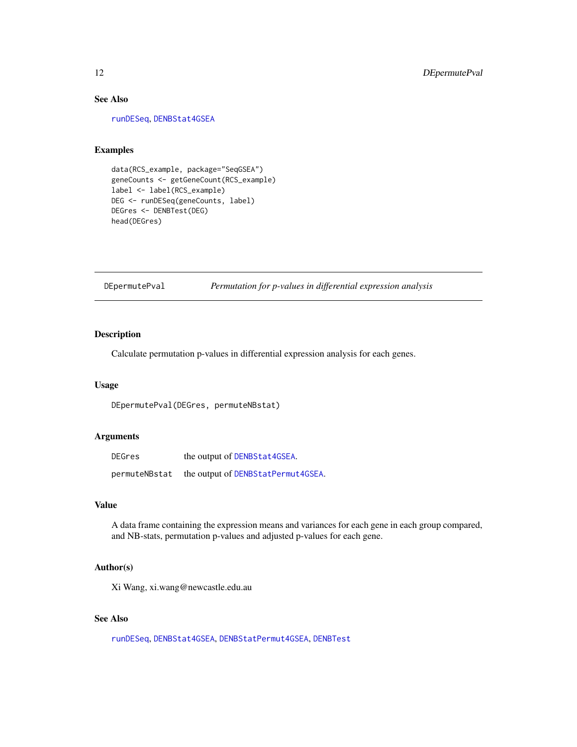### See Also

runDESeq, DENBStat4GSEA

### Examples

```
data(RCS_example, package="SeqGSEA")
geneCounts <- getGeneCount(RCS_example)
label <- label(RCS_example)
DEG <- runDESeq(geneCounts, label)
DEGres <- DENBTest(DEG)
head(DEGres)
```

---

## DEpermutePval — *Permutation for p-values in differential expression analysis*

---

### Description

Calculate permutation p-values in differential expression analysis for each genes.

### Usage

```
DEpermutePval(DEGres, permuteNBstat)
```

### Arguments

| | |
|---|---|
| DEGres | the output of DENBStat4GSEA. |
| permuteNBstat | the output of DENBStatPermut4GSEA. |

### Value

A data frame containing the expression means and variances for each gene in each group compared, and NB-stats, permutation p-values and adjusted p-values for each gene.

### Author(s)

Xi Wang, xi.wang@newcastle.edu.au

### See Also

runDESeq, DENBStat4GSEA, DENBStatPermut4GSEA, DENBTest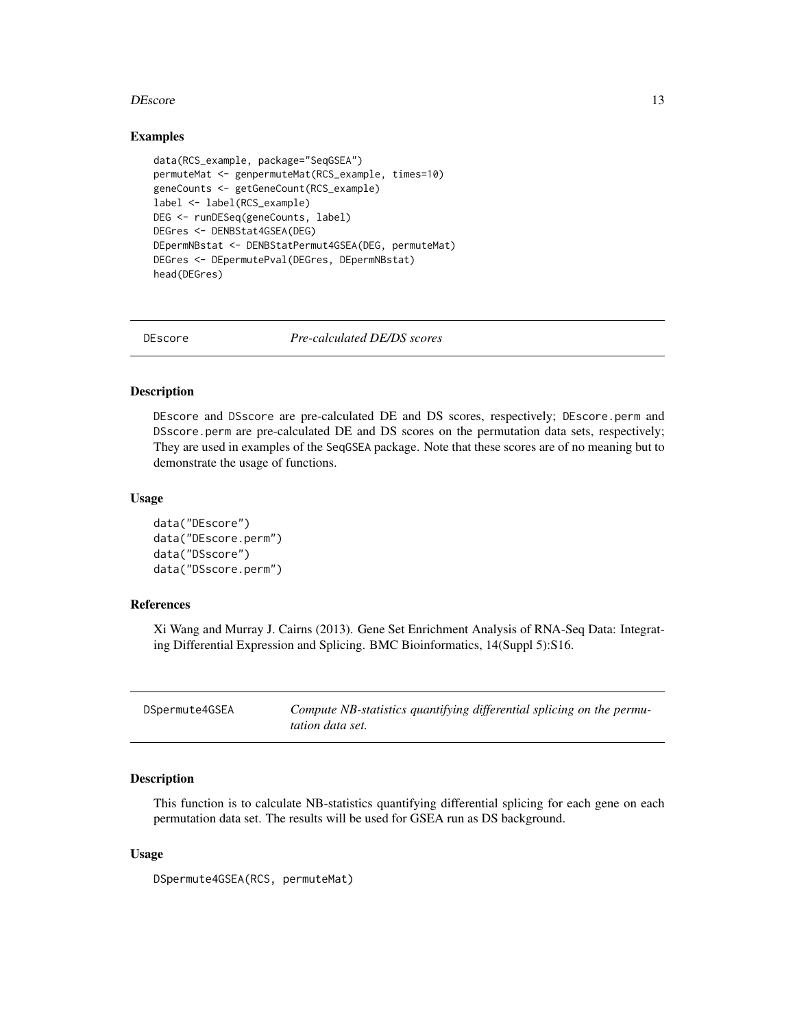### Examples

```
data(RCS_example, package="SeqGSEA")
permuteMat <- genpermuteMat(RCS_example, times=10)
geneCounts <- getGeneCount(RCS_example)
label <- label(RCS_example)
DEG <- runDESeq(geneCounts, label)
DEGres <- DENBStat4GSEA(DEG)
DEpermNBstat <- DENBStatPermut4GSEA(DEG, permuteMat)
DEGres <- DEpermutePval(DEGres, DEpermNBstat)
head(DEGres)
```

---

## DEscore — *Pre-calculated DE/DS scores*

### Description

DEscore and DSscore are pre-calculated DE and DS scores, respectively; DEscore.perm and DSscore.perm are pre-calculated DE and DS scores on the permutation data sets, respectively; They are used in examples of the SeqGSEA package. Note that these scores are of no meaning but to demonstrate the usage of functions.

### Usage

```
data("DEscore")
data("DEscore.perm")
data("DSscore")
data("DSscore.perm")
```

### References

Xi Wang and Murray J. Cairns (2013). Gene Set Enrichment Analysis of RNA-Seq Data: Integrating Differential Expression and Splicing. BMC Bioinformatics, 14(Suppl 5):S16.

---

## DSpermute4GSEA — *Compute NB-statistics quantifying differential splicing on the permutation data set.*

### Description

This function is to calculate NB-statistics quantifying differential splicing for each gene on each permutation data set. The results will be used for GSEA run as DS background.

### Usage

```
DSpermute4GSEA(RCS, permuteMat)
```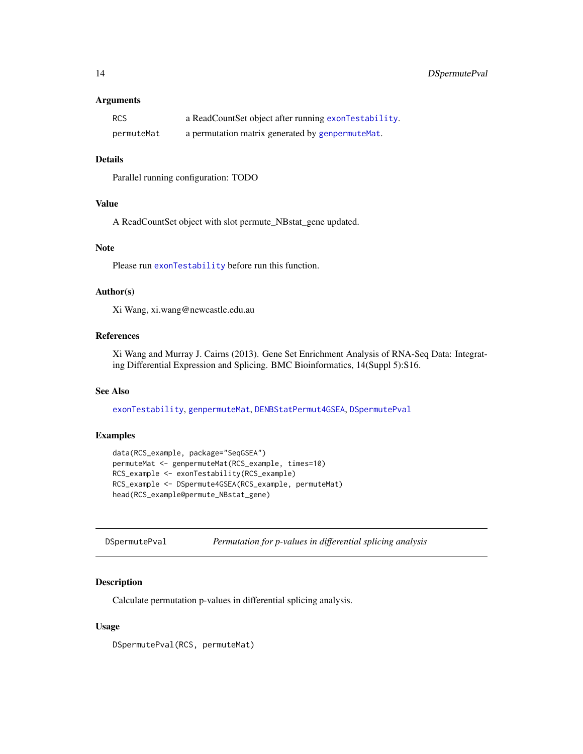### Arguments

| | |
|---|---|
| RCS | a ReadCountSet object after running exonTestability. |
| permuteMat | a permutation matrix generated by genpermuteMat. |

### Details

Parallel running configuration: TODO

### Value

A ReadCountSet object with slot permute_NBstat_gene updated.

### Note

Please run exonTestability before run this function.

### Author(s)

Xi Wang, xi.wang@newcastle.edu.au

### References

Xi Wang and Murray J. Cairns (2013). Gene Set Enrichment Analysis of RNA-Seq Data: Integrating Differential Expression and Splicing. BMC Bioinformatics, 14(Suppl 5):S16.

### See Also

exonTestability, genpermuteMat, DENBStatPermut4GSEA, DSpermutePval

### Examples

```
data(RCS_example, package="SeqGSEA")
permuteMat <- genpermuteMat(RCS_example, times=10)
RCS_example <- exonTestability(RCS_example)
RCS_example <- DSpermute4GSEA(RCS_example, permuteMat)
head(RCS_example@permute_NBstat_gene)
```

---

## DSpermutePval &nbsp;&nbsp;&nbsp; *Permutation for p-values in differential splicing analysis*

---

### Description

Calculate permutation p-values in differential splicing analysis.

### Usage

```
DSpermutePval(RCS, permuteMat)
```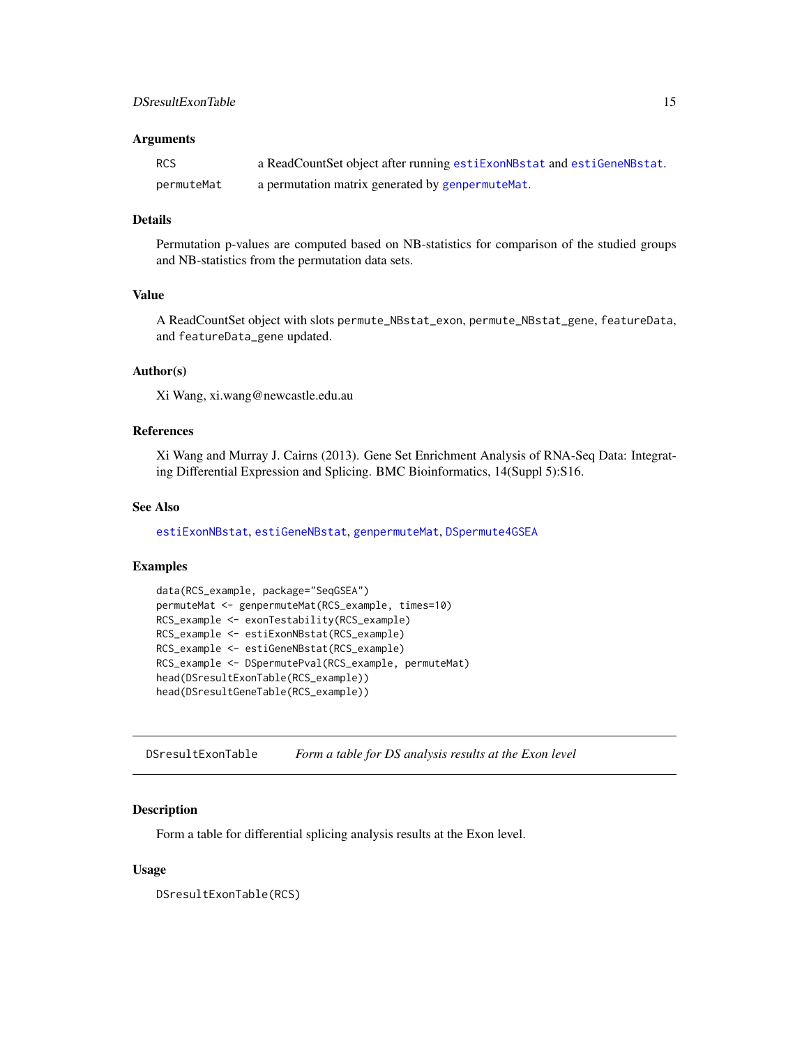### Arguments

| | |
|---|---|
| RCS | a ReadCountSet object after running estiExonNBstat and estiGeneNBstat. |
| permuteMat | a permutation matrix generated by genpermuteMat. |

### Details

Permutation p-values are computed based on NB-statistics for comparison of the studied groups and NB-statistics from the permutation data sets.

### Value

A ReadCountSet object with slots permute_NBstat_exon, permute_NBstat_gene, featureData, and featureData_gene updated.

### Author(s)

Xi Wang, xi.wang@newcastle.edu.au

### References

Xi Wang and Murray J. Cairns (2013). Gene Set Enrichment Analysis of RNA-Seq Data: Integrating Differential Expression and Splicing. BMC Bioinformatics, 14(Suppl 5):S16.

### See Also

estiExonNBstat, estiGeneNBstat, genpermuteMat, DSpermute4GSEA

### Examples

```
data(RCS_example, package="SeqGSEA")
permuteMat <- genpermuteMat(RCS_example, times=10)
RCS_example <- exonTestability(RCS_example)
RCS_example <- estiExonNBstat(RCS_example)
RCS_example <- estiGeneNBstat(RCS_example)
RCS_example <- DSpermutePval(RCS_example, permuteMat)
head(DSresultExonTable(RCS_example))
head(DSresultGeneTable(RCS_example))
```

---

## DSresultExonTable *Form a table for DS analysis results at the Exon level*

### Description

Form a table for differential splicing analysis results at the Exon level.

### Usage

```
DSresultExonTable(RCS)
```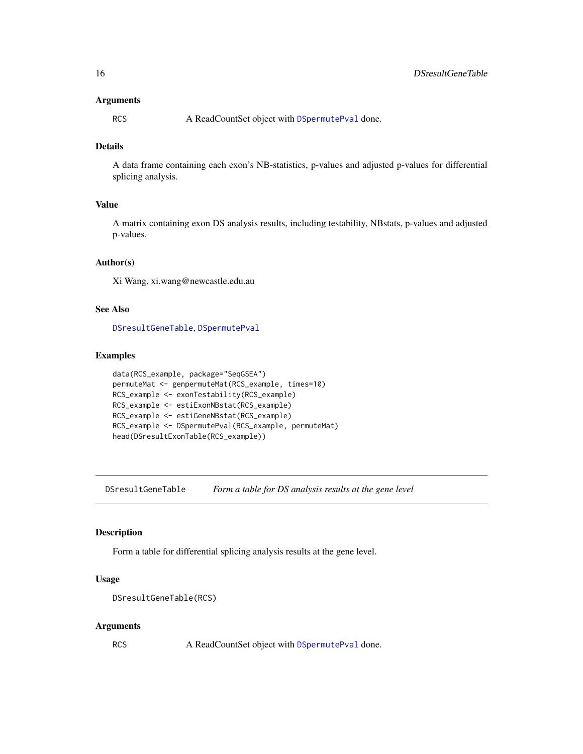### Arguments

RCS — A ReadCountSet object with DSpermutePval done.

### Details

A data frame containing each exon's NB-statistics, p-values and adjusted p-values for differential splicing analysis.

### Value

A matrix containing exon DS analysis results, including testability, NBstats, p-values and adjusted p-values.

### Author(s)

Xi Wang, xi.wang@newcastle.edu.au

### See Also

DSresultGeneTable, DSpermutePval

### Examples

```
data(RCS_example, package="SeqGSEA")
permuteMat <- genpermuteMat(RCS_example, times=10)
RCS_example <- exonTestability(RCS_example)
RCS_example <- estiExonNBstat(RCS_example)
RCS_example <- estiGeneNBstat(RCS_example)
RCS_example <- DSpermutePval(RCS_example, permuteMat)
head(DSresultExonTable(RCS_example))
```

---

## DSresultGeneTable — *Form a table for DS analysis results at the gene level*

### Description

Form a table for differential splicing analysis results at the gene level.

### Usage

```
DSresultGeneTable(RCS)
```

### Arguments

RCS — A ReadCountSet object with DSpermutePval done.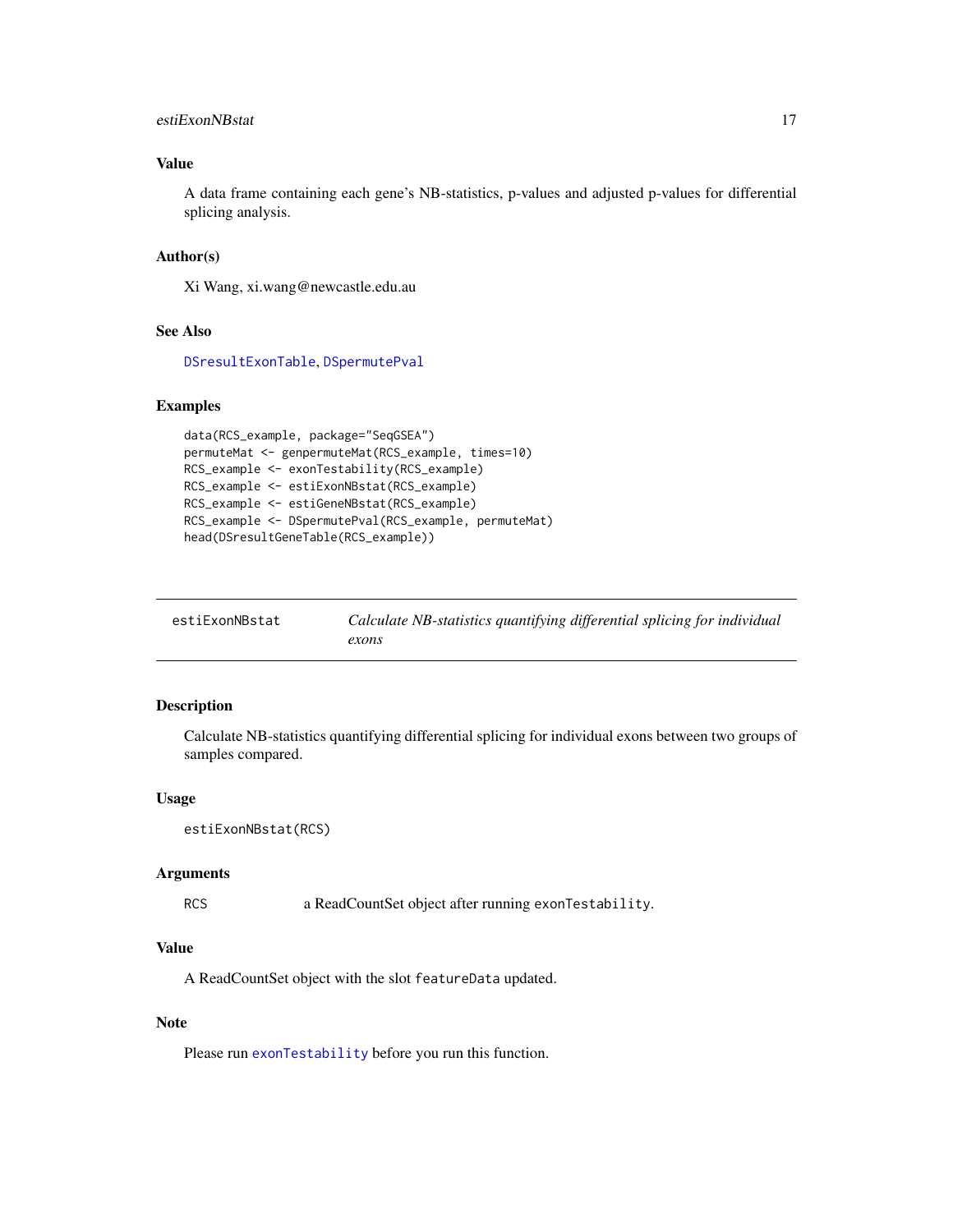### Value

A data frame containing each gene's NB-statistics, p-values and adjusted p-values for differential splicing analysis.

### Author(s)

Xi Wang, xi.wang@newcastle.edu.au

### See Also

DSresultExonTable, DSpermutePval

### Examples

```
data(RCS_example, package="SeqGSEA")
permuteMat <- genpermuteMat(RCS_example, times=10)
RCS_example <- exonTestability(RCS_example)
RCS_example <- estiExonNBstat(RCS_example)
RCS_example <- estiGeneNBstat(RCS_example)
RCS_example <- DSpermutePval(RCS_example, permuteMat)
head(DSresultGeneTable(RCS_example))
```

---

## estiExonNBstat — *Calculate NB-statistics quantifying differential splicing for individual exons*

### Description

Calculate NB-statistics quantifying differential splicing for individual exons between two groups of samples compared.

### Usage

```
estiExonNBstat(RCS)
```

### Arguments

| | |
|---|---|
| `RCS` | a ReadCountSet object after running `exonTestability`. |

### Value

A ReadCountSet object with the slot `featureData` updated.

### Note

Please run exonTestability before you run this function.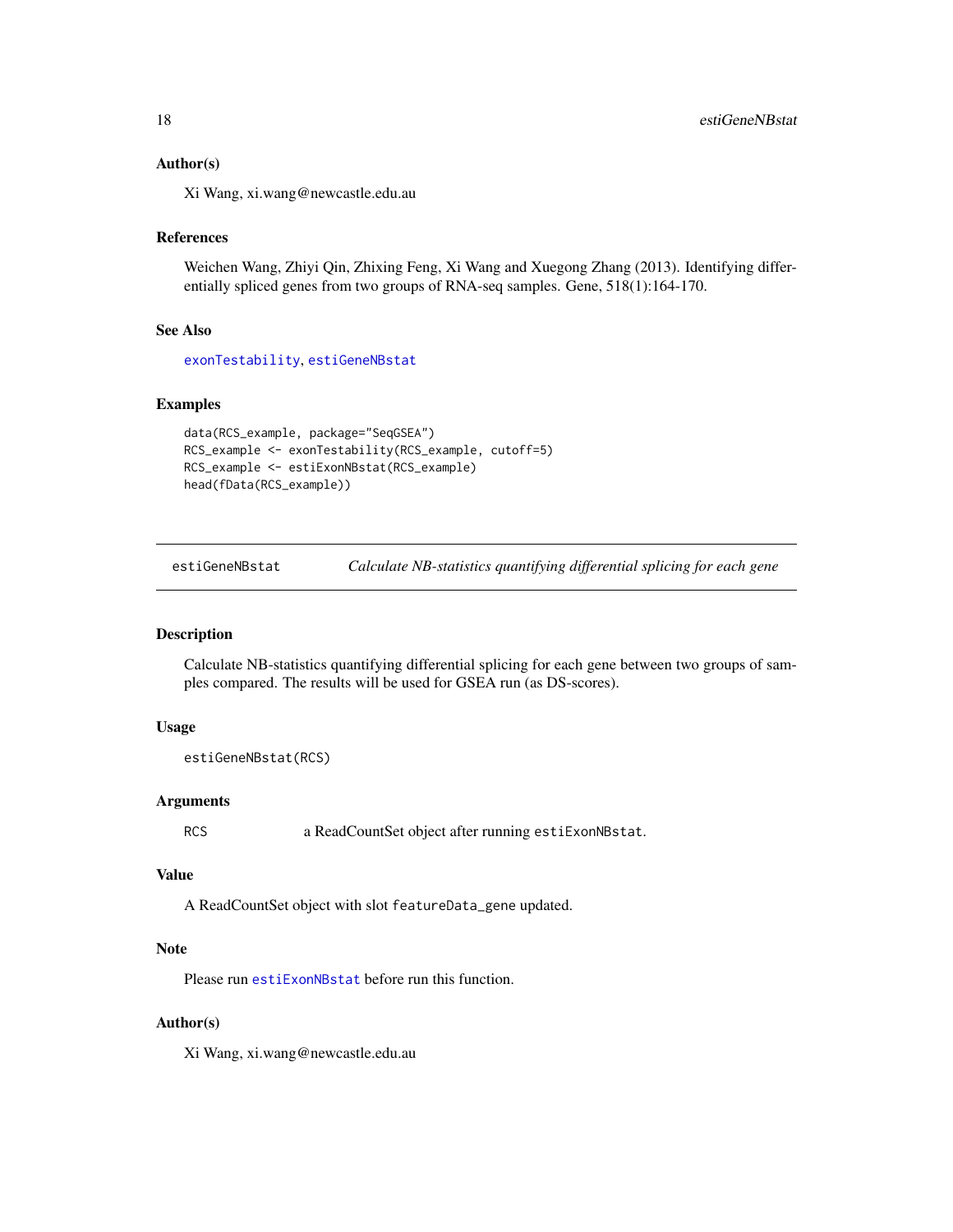### Author(s)

Xi Wang, xi.wang@newcastle.edu.au

### References

Weichen Wang, Zhiyi Qin, Zhixing Feng, Xi Wang and Xuegong Zhang (2013). Identifying differentially spliced genes from two groups of RNA-seq samples. Gene, 518(1):164-170.

### See Also

exonTestability, estiGeneNBstat

### Examples

```
data(RCS_example, package="SeqGSEA")
RCS_example <- exonTestability(RCS_example, cutoff=5)
RCS_example <- estiExonNBstat(RCS_example)
head(fData(RCS_example))
```

---

## estiGeneNBstat — *Calculate NB-statistics quantifying differential splicing for each gene*

### Description

Calculate NB-statistics quantifying differential splicing for each gene between two groups of samples compared. The results will be used for GSEA run (as DS-scores).

### Usage

```
estiGeneNBstat(RCS)
```

### Arguments

| | |
|---|---|
| RCS | a ReadCountSet object after running `estiExonNBstat`. |

### Value

A ReadCountSet object with slot `featureData_gene` updated.

### Note

Please run estiExonNBstat before run this function.

### Author(s)

Xi Wang, xi.wang@newcastle.edu.au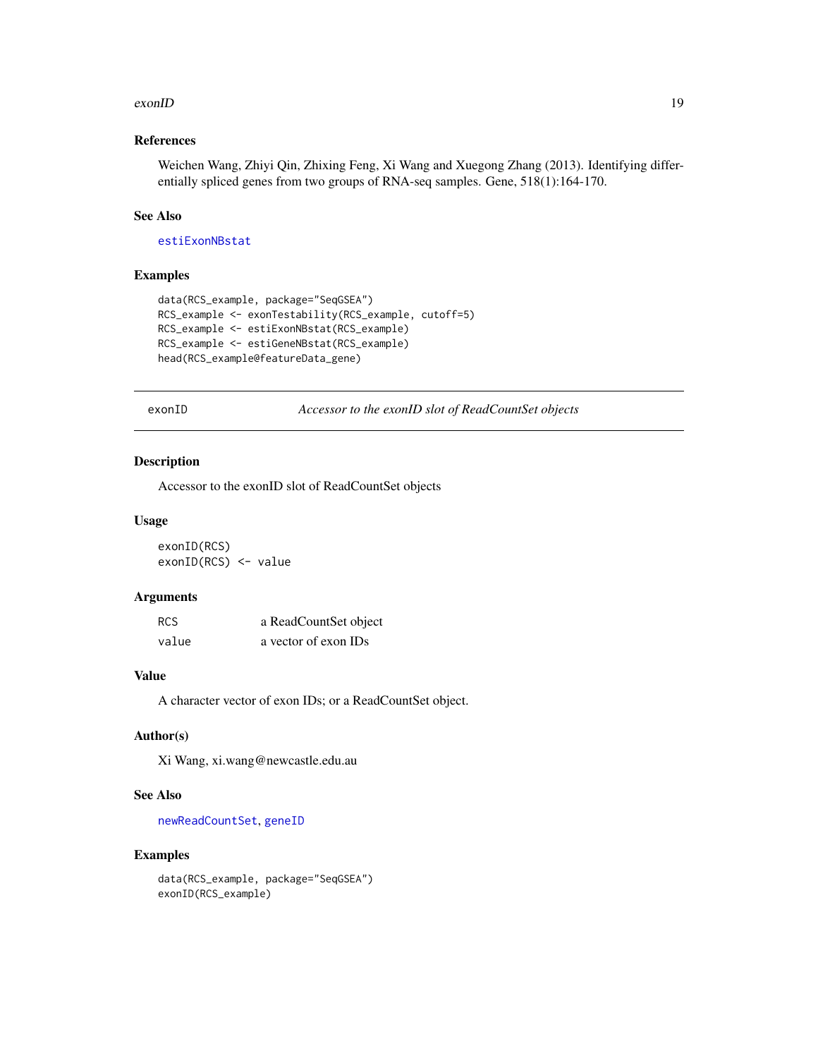### References

Weichen Wang, Zhiyi Qin, Zhixing Feng, Xi Wang and Xuegong Zhang (2013). Identifying differentially spliced genes from two groups of RNA-seq samples. Gene, 518(1):164-170.

### See Also

estiExonNBstat

### Examples

```
data(RCS_example, package="SeqGSEA")
RCS_example <- exonTestability(RCS_example, cutoff=5)
RCS_example <- estiExonNBstat(RCS_example)
RCS_example <- estiGeneNBstat(RCS_example)
head(RCS_example@featureData_gene)
```

---

## exonID — *Accessor to the exonID slot of ReadCountSet objects*

### Description

Accessor to the exonID slot of ReadCountSet objects

### Usage

```
exonID(RCS)
exonID(RCS) <- value
```

### Arguments

| | |
|---|---|
| RCS | a ReadCountSet object |
| value | a vector of exon IDs |

### Value

A character vector of exon IDs; or a ReadCountSet object.

### Author(s)

Xi Wang, xi.wang@newcastle.edu.au

### See Also

newReadCountSet, geneID

### Examples

```
data(RCS_example, package="SeqGSEA")
exonID(RCS_example)
```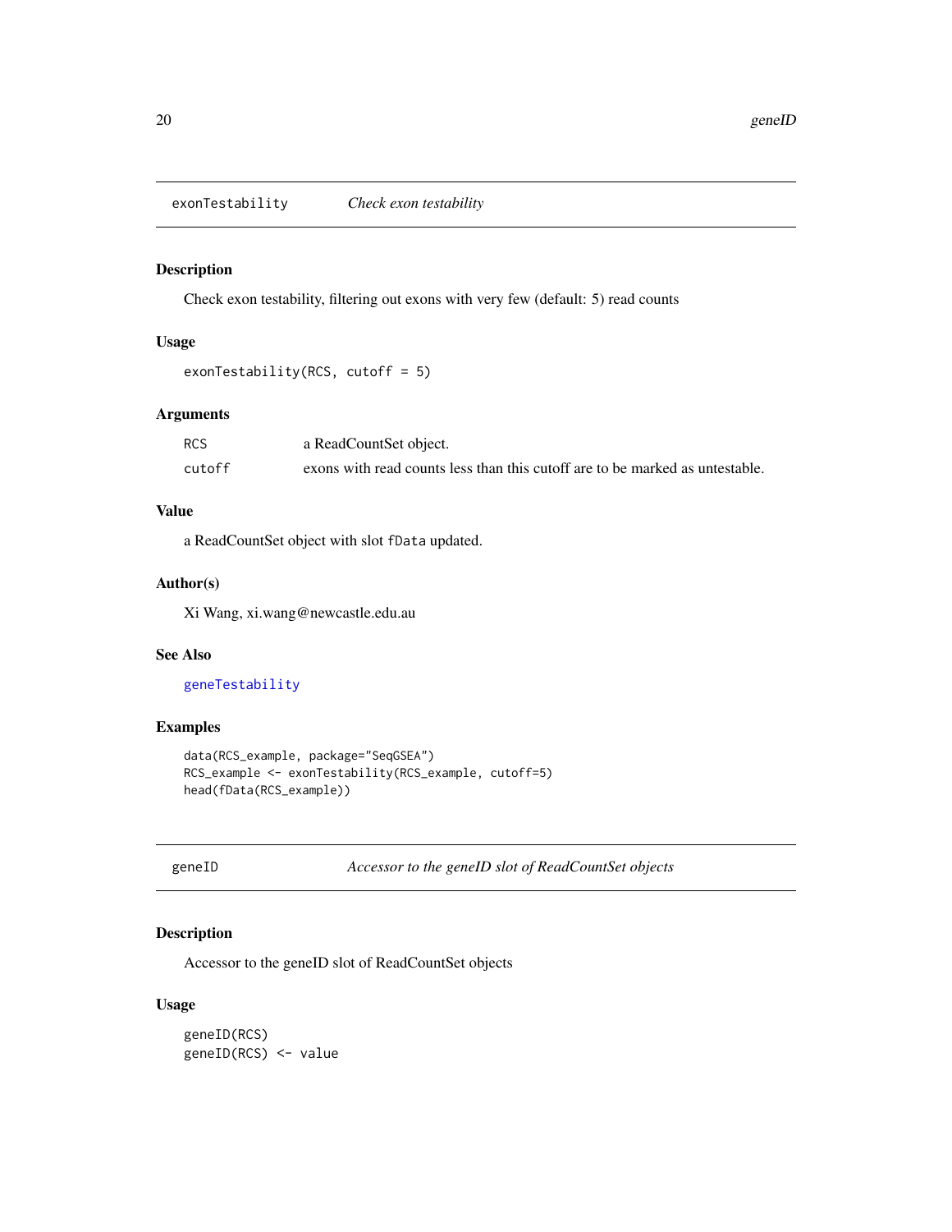## exonTestability *Check exon testability*

### Description

Check exon testability, filtering out exons with very few (default: 5) read counts

### Usage

```
exonTestability(RCS, cutoff = 5)
```

### Arguments

| | |
|---|---|
| RCS | a ReadCountSet object. |
| cutoff | exons with read counts less than this cutoff are to be marked as untestable. |

### Value

a ReadCountSet object with slot fData updated.

### Author(s)

Xi Wang, xi.wang@newcastle.edu.au

### See Also

geneTestability

### Examples

```
data(RCS_example, package="SeqGSEA")
RCS_example <- exonTestability(RCS_example, cutoff=5)
head(fData(RCS_example))
```

## geneID *Accessor to the geneID slot of ReadCountSet objects*

### Description

Accessor to the geneID slot of ReadCountSet objects

### Usage

```
geneID(RCS)
geneID(RCS) <- value
```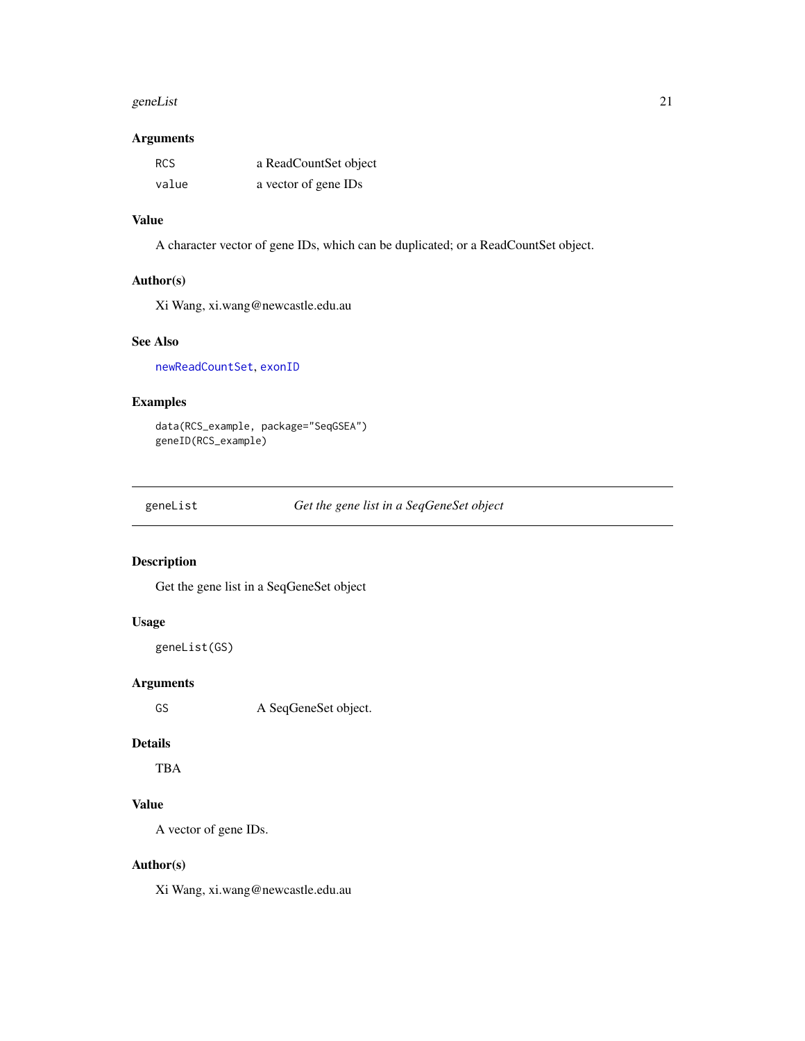### Arguments

| | |
|---|---|
| RCS | a ReadCountSet object |
| value | a vector of gene IDs |

### Value

A character vector of gene IDs, which can be duplicated; or a ReadCountSet object.

### Author(s)

Xi Wang, xi.wang@newcastle.edu.au

### See Also

newReadCountSet, exonID

### Examples

```
data(RCS_example, package="SeqGSEA")
geneID(RCS_example)
```

---

## geneList — *Get the gene list in a SeqGeneSet object*

---

### Description

Get the gene list in a SeqGeneSet object

### Usage

```
geneList(GS)
```

### Arguments

| | |
|---|---|
| GS | A SeqGeneSet object. |

### Details

TBA

### Value

A vector of gene IDs.

### Author(s)

Xi Wang, xi.wang@newcastle.edu.au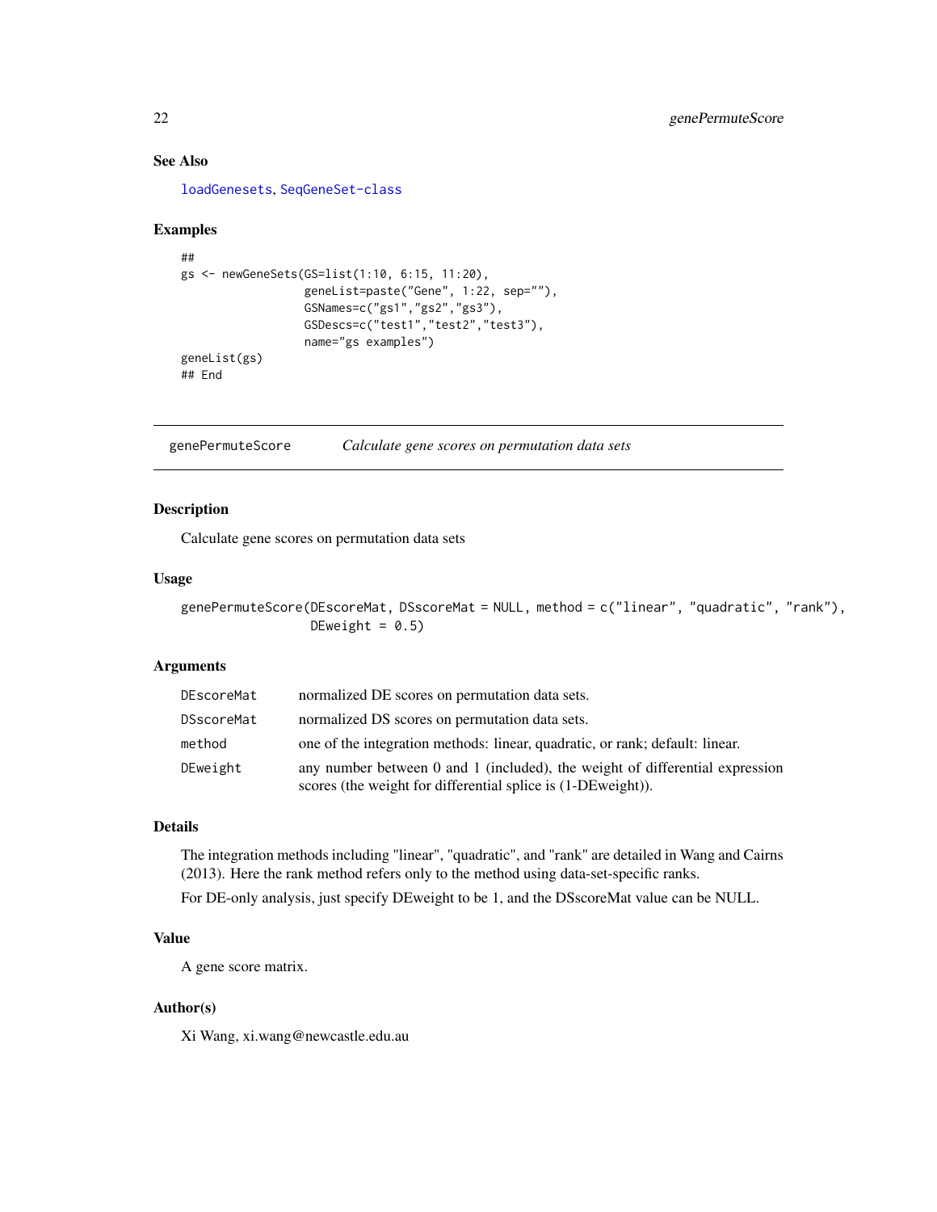## See Also

loadGenesets, SeqGeneSet-class

## Examples

```
##
gs <- newGeneSets(GS=list(1:10, 6:15, 11:20),
                  geneList=paste("Gene", 1:22, sep=""),
                  GSNames=c("gs1","gs2","gs3"),
                  GSDescs=c("test1","test2","test3"),
                  name="gs examples")
geneList(gs)
## End
```

---

# genePermuteScore &nbsp;&nbsp;&nbsp; *Calculate gene scores on permutation data sets*

---

## Description

Calculate gene scores on permutation data sets

## Usage

```
genePermuteScore(DEscoreMat, DSscoreMat = NULL, method = c("linear", "quadratic", "rank"),
                 DEweight = 0.5)
```

## Arguments

| | |
|---|---|
| DEscoreMat | normalized DE scores on permutation data sets. |
| DSscoreMat | normalized DS scores on permutation data sets. |
| method | one of the integration methods: linear, quadratic, or rank; default: linear. |
| DEweight | any number between 0 and 1 (included), the weight of differential expression scores (the weight for differential splice is (1-DEweight)). |

## Details

The integration methods including "linear", "quadratic", and "rank" are detailed in Wang and Cairns (2013). Here the rank method refers only to the method using data-set-specific ranks.

For DE-only analysis, just specify DEweight to be 1, and the DSscoreMat value can be NULL.

## Value

A gene score matrix.

## Author(s)

Xi Wang, xi.wang@newcastle.edu.au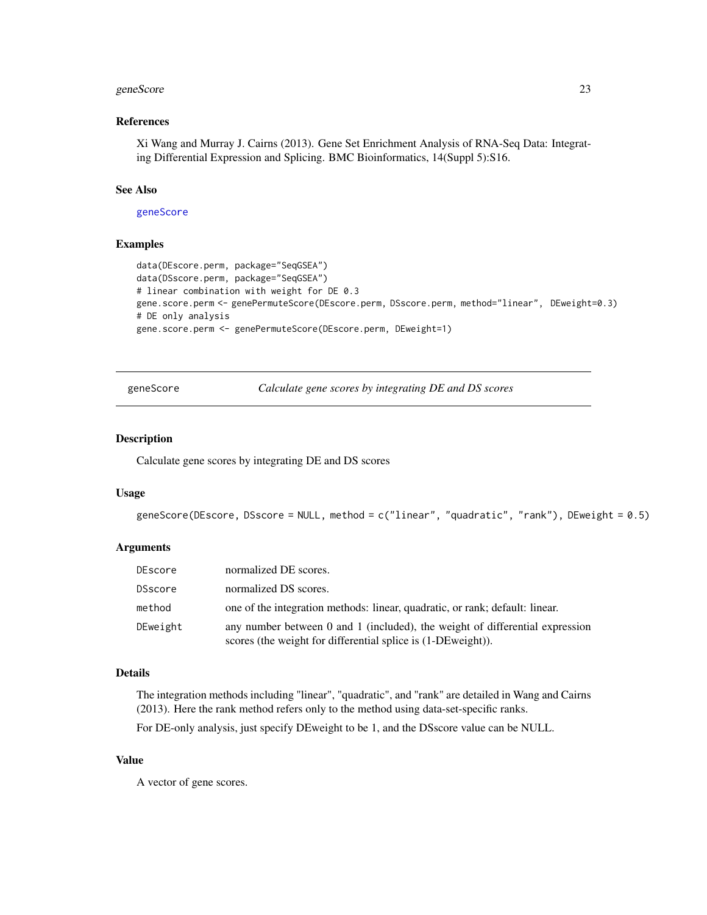### References

Xi Wang and Murray J. Cairns (2013). Gene Set Enrichment Analysis of RNA-Seq Data: Integrating Differential Expression and Splicing. BMC Bioinformatics, 14(Suppl 5):S16.

### See Also

geneScore

### Examples

```
data(DEscore.perm, package="SeqGSEA")
data(DSscore.perm, package="SeqGSEA")
# linear combination with weight for DE 0.3
gene.score.perm <- genePermuteScore(DEscore.perm, DSscore.perm, method="linear", DEweight=0.3)
# DE only analysis
gene.score.perm <- genePermuteScore(DEscore.perm, DEweight=1)
```

---

## geneScore — *Calculate gene scores by integrating DE and DS scores*

### Description

Calculate gene scores by integrating DE and DS scores

### Usage

```
geneScore(DEscore, DSscore = NULL, method = c("linear", "quadratic", "rank"), DEweight = 0.5)
```

### Arguments

| | |
|---|---|
| DEscore | normalized DE scores. |
| DSscore | normalized DS scores. |
| method | one of the integration methods: linear, quadratic, or rank; default: linear. |
| DEweight | any number between 0 and 1 (included), the weight of differential expression scores (the weight for differential splice is (1-DEweight)). |

### Details

The integration methods including "linear", "quadratic", and "rank" are detailed in Wang and Cairns (2013). Here the rank method refers only to the method using data-set-specific ranks.

For DE-only analysis, just specify DEweight to be 1, and the DSscore value can be NULL.

### Value

A vector of gene scores.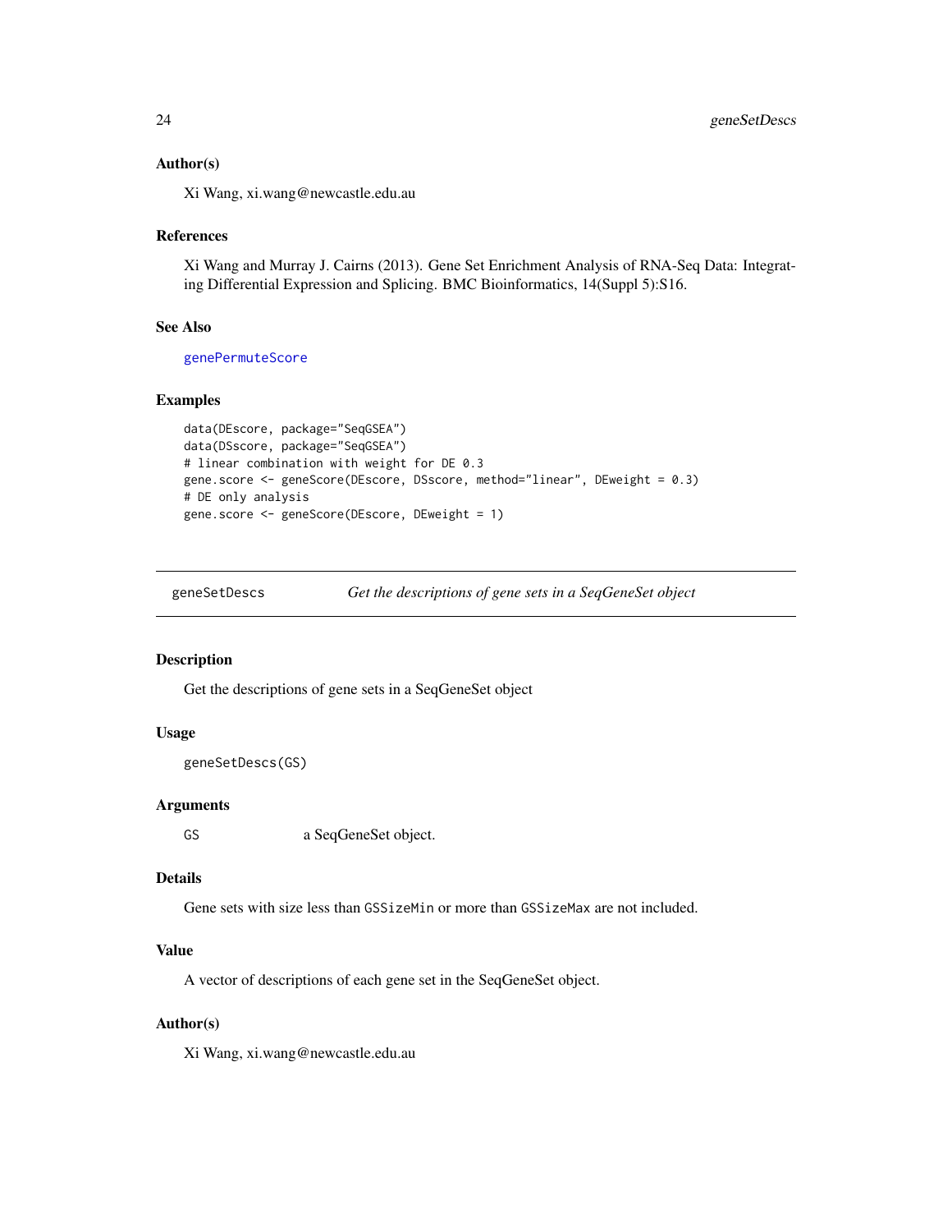### Author(s)

Xi Wang, xi.wang@newcastle.edu.au

### References

Xi Wang and Murray J. Cairns (2013). Gene Set Enrichment Analysis of RNA-Seq Data: Integrating Differential Expression and Splicing. BMC Bioinformatics, 14(Suppl 5):S16.

### See Also

genePermuteScore

### Examples

```
data(DEscore, package="SeqGSEA")
data(DSscore, package="SeqGSEA")
# linear combination with weight for DE 0.3
gene.score <- geneScore(DEscore, DSscore, method="linear", DEweight = 0.3)
# DE only analysis
gene.score <- geneScore(DEscore, DEweight = 1)
```

---

## geneSetDescs — *Get the descriptions of gene sets in a SeqGeneSet object*

### Description

Get the descriptions of gene sets in a SeqGeneSet object

### Usage

```
geneSetDescs(GS)
```

### Arguments

| | |
|---|---|
| GS | a SeqGeneSet object. |

### Details

Gene sets with size less than `GSSizeMin` or more than `GSSizeMax` are not included.

### Value

A vector of descriptions of each gene set in the SeqGeneSet object.

### Author(s)

Xi Wang, xi.wang@newcastle.edu.au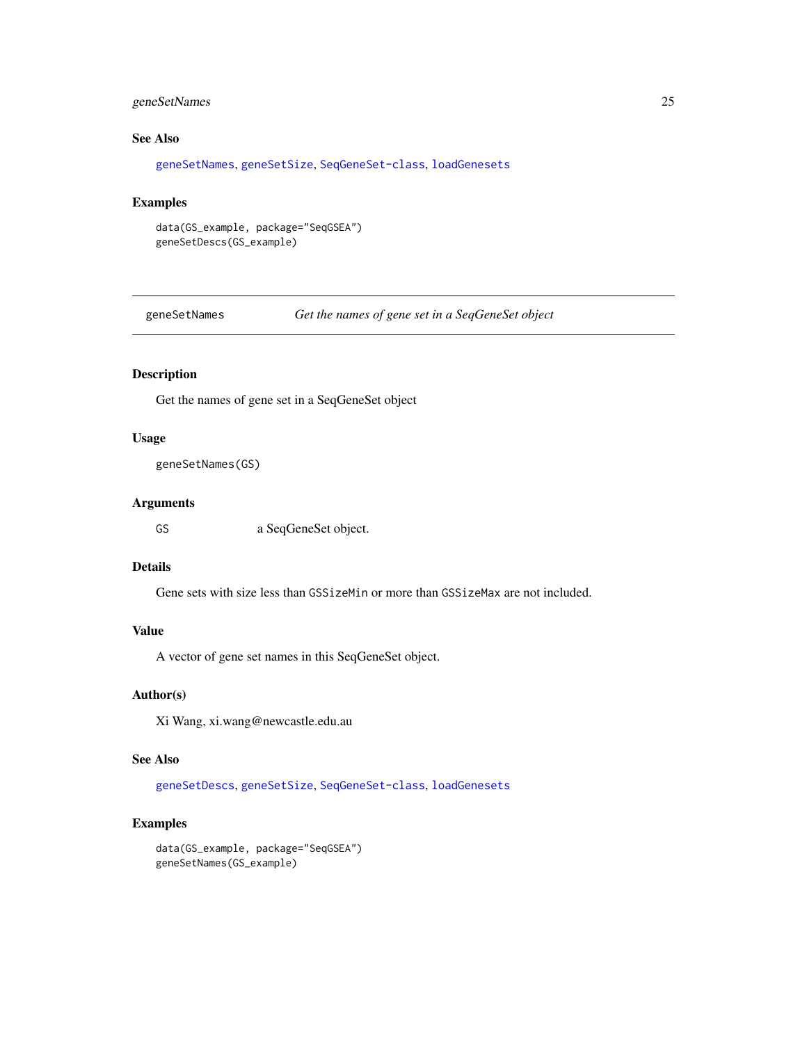## See Also

geneSetNames, geneSetSize, SeqGeneSet-class, loadGenesets

## Examples

```
data(GS_example, package="SeqGSEA")
geneSetDescs(GS_example)
```

---

# geneSetNames    *Get the names of gene set in a SeqGeneSet object*

---

## Description

Get the names of gene set in a SeqGeneSet object

## Usage

```
geneSetNames(GS)
```

## Arguments

| | |
|---|---|
| GS | a SeqGeneSet object. |

## Details

Gene sets with size less than `GSSizeMin` or more than `GSSizeMax` are not included.

## Value

A vector of gene set names in this SeqGeneSet object.

## Author(s)

Xi Wang, xi.wang@newcastle.edu.au

## See Also

geneSetDescs, geneSetSize, SeqGeneSet-class, loadGenesets

## Examples

```
data(GS_example, package="SeqGSEA")
geneSetNames(GS_example)
```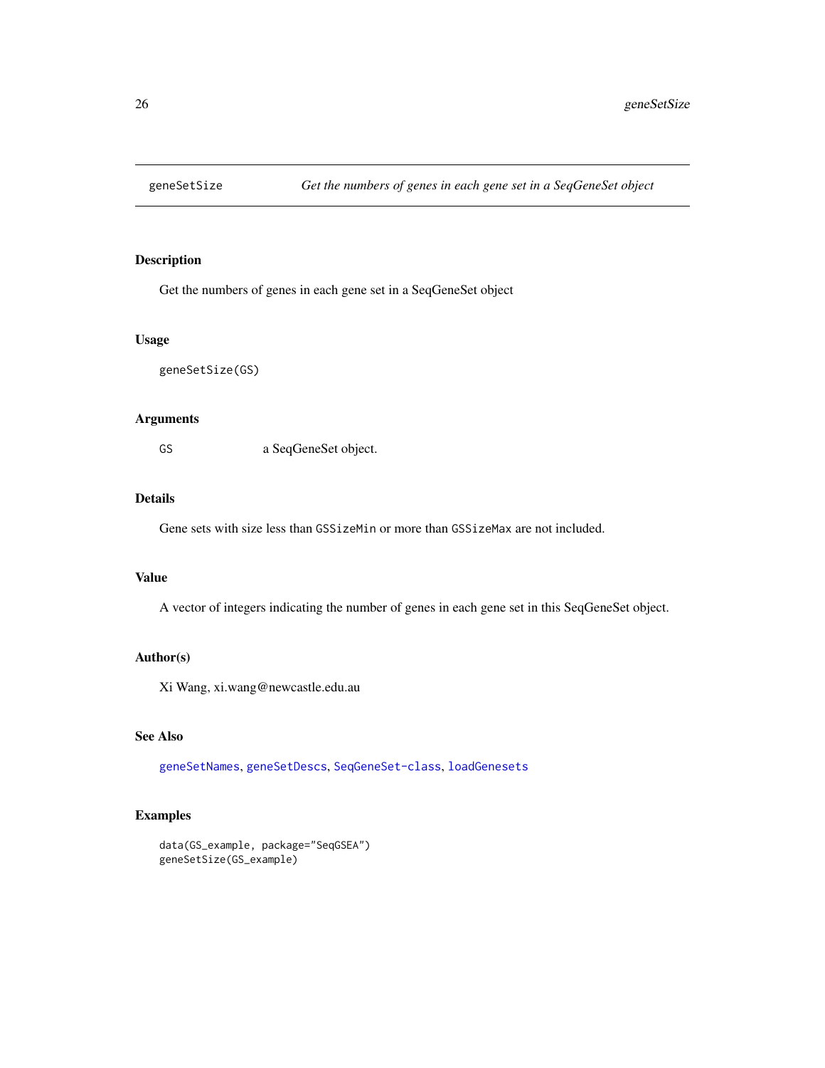# geneSetSize

*Get the numbers of genes in each gene set in a SeqGeneSet object*

## Description

Get the numbers of genes in each gene set in a SeqGeneSet object

## Usage

```
geneSetSize(GS)
```

## Arguments

| | |
|---|---|
| GS | a SeqGeneSet object. |

## Details

Gene sets with size less than `GSSizeMin` or more than `GSSizeMax` are not included.

## Value

A vector of integers indicating the number of genes in each gene set in this SeqGeneSet object.

## Author(s)

Xi Wang, xi.wang@newcastle.edu.au

## See Also

geneSetNames, geneSetDescs, SeqGeneSet-class, loadGenesets

## Examples

```
data(GS_example, package="SeqGSEA")
geneSetSize(GS_example)
```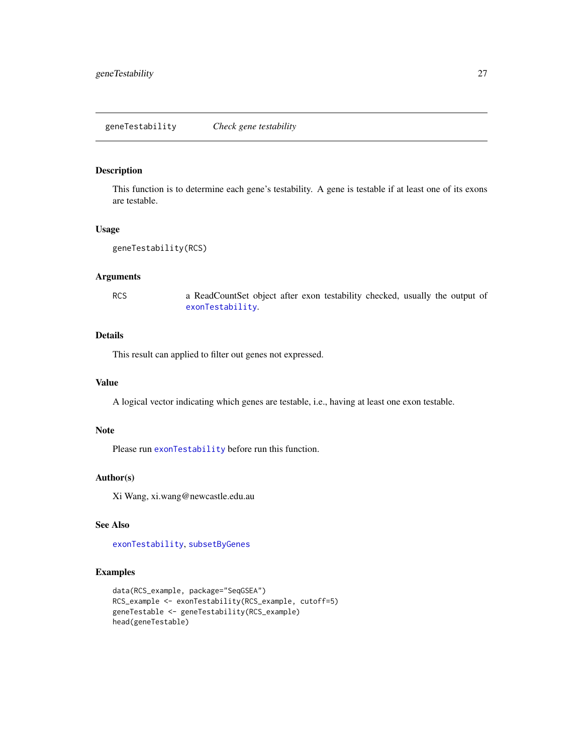## geneTestability *Check gene testability*

### Description

This function is to determine each gene's testability. A gene is testable if at least one of its exons are testable.

### Usage

```
geneTestability(RCS)
```

### Arguments

| | |
|---|---|
| RCS | a ReadCountSet object after exon testability checked, usually the output of `exonTestability`. |

### Details

This result can applied to filter out genes not expressed.

### Value

A logical vector indicating which genes are testable, i.e., having at least one exon testable.

### Note

Please run `exonTestability` before run this function.

### Author(s)

Xi Wang, xi.wang@newcastle.edu.au

### See Also

`exonTestability`, `subsetByGenes`

### Examples

```
data(RCS_example, package="SeqGSEA")
RCS_example <- exonTestability(RCS_example, cutoff=5)
geneTestable <- geneTestability(RCS_example)
head(geneTestable)
```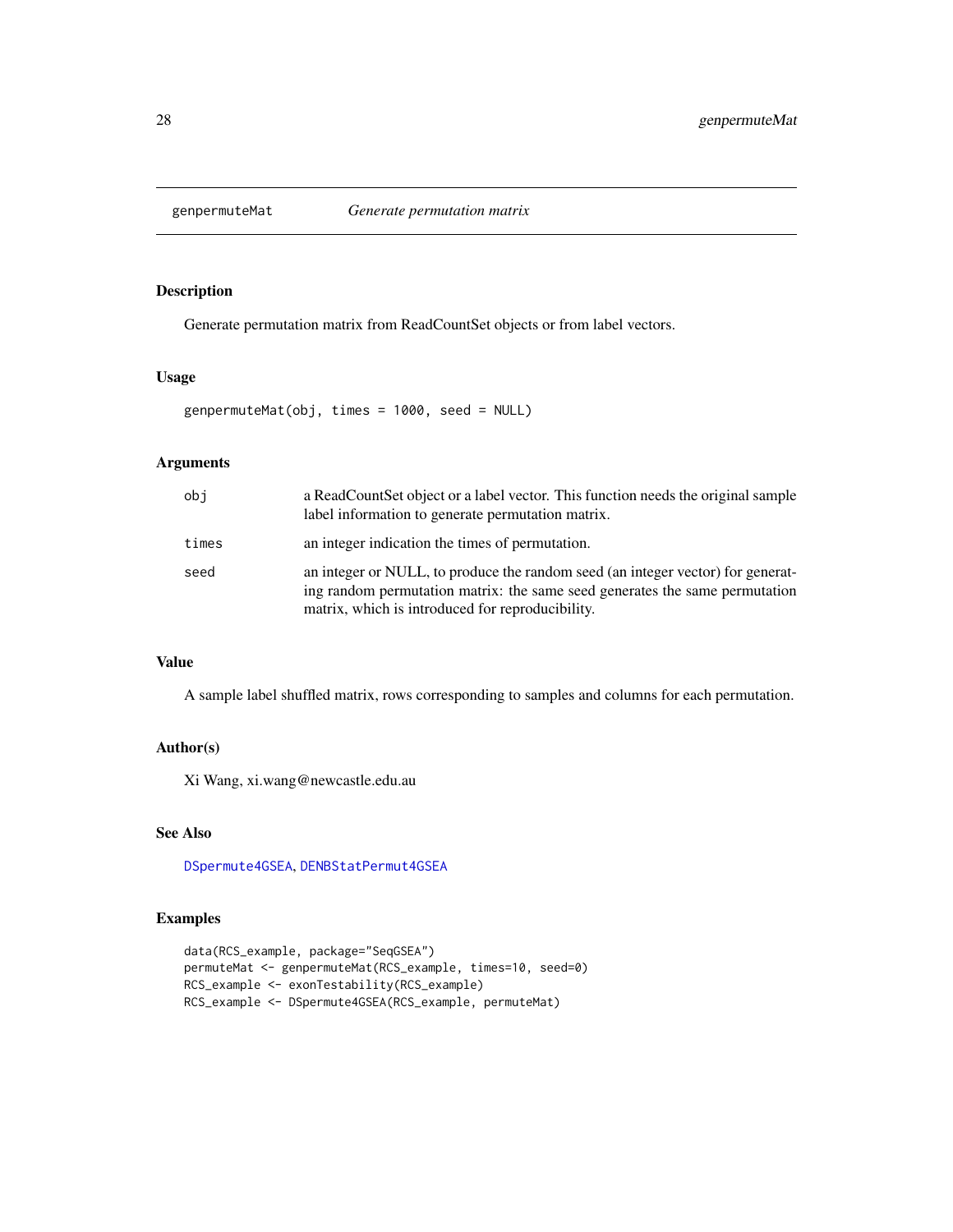## genpermuteMat    *Generate permutation matrix*

### Description

Generate permutation matrix from ReadCountSet objects or from label vectors.

### Usage

```
genpermuteMat(obj, times = 1000, seed = NULL)
```

### Arguments

| | |
|---|---|
| `obj` | a ReadCountSet object or a label vector. This function needs the original sample label information to generate permutation matrix. |
| `times` | an integer indication the times of permutation. |
| `seed` | an integer or NULL, to produce the random seed (an integer vector) for generating random permutation matrix: the same seed generates the same permutation matrix, which is introduced for reproducibility. |

### Value

A sample label shuffled matrix, rows corresponding to samples and columns for each permutation.

### Author(s)

Xi Wang, xi.wang@newcastle.edu.au

### See Also

`DSpermute4GSEA`, `DENBStatPermut4GSEA`

### Examples

```
data(RCS_example, package="SeqGSEA")
permuteMat <- genpermuteMat(RCS_example, times=10, seed=0)
RCS_example <- exonTestability(RCS_example)
RCS_example <- DSpermute4GSEA(RCS_example, permuteMat)
```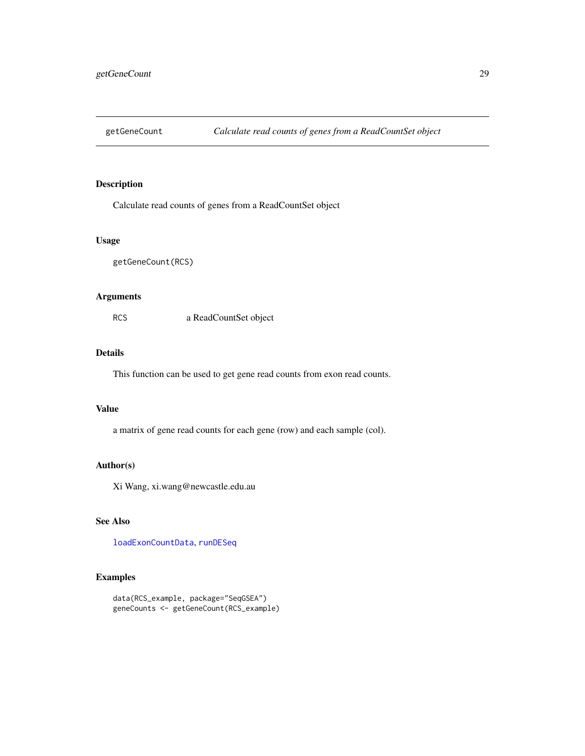## getGeneCount — *Calculate read counts of genes from a ReadCountSet object*

### Description

Calculate read counts of genes from a ReadCountSet object

### Usage

```
getGeneCount(RCS)
```

### Arguments

| | |
|---|---|
| RCS | a ReadCountSet object |

### Details

This function can be used to get gene read counts from exon read counts.

### Value

a matrix of gene read counts for each gene (row) and each sample (col).

### Author(s)

Xi Wang, xi.wang@newcastle.edu.au

### See Also

loadExonCountData, runDESeq

### Examples

```
data(RCS_example, package="SeqGSEA")
geneCounts <- getGeneCount(RCS_example)
```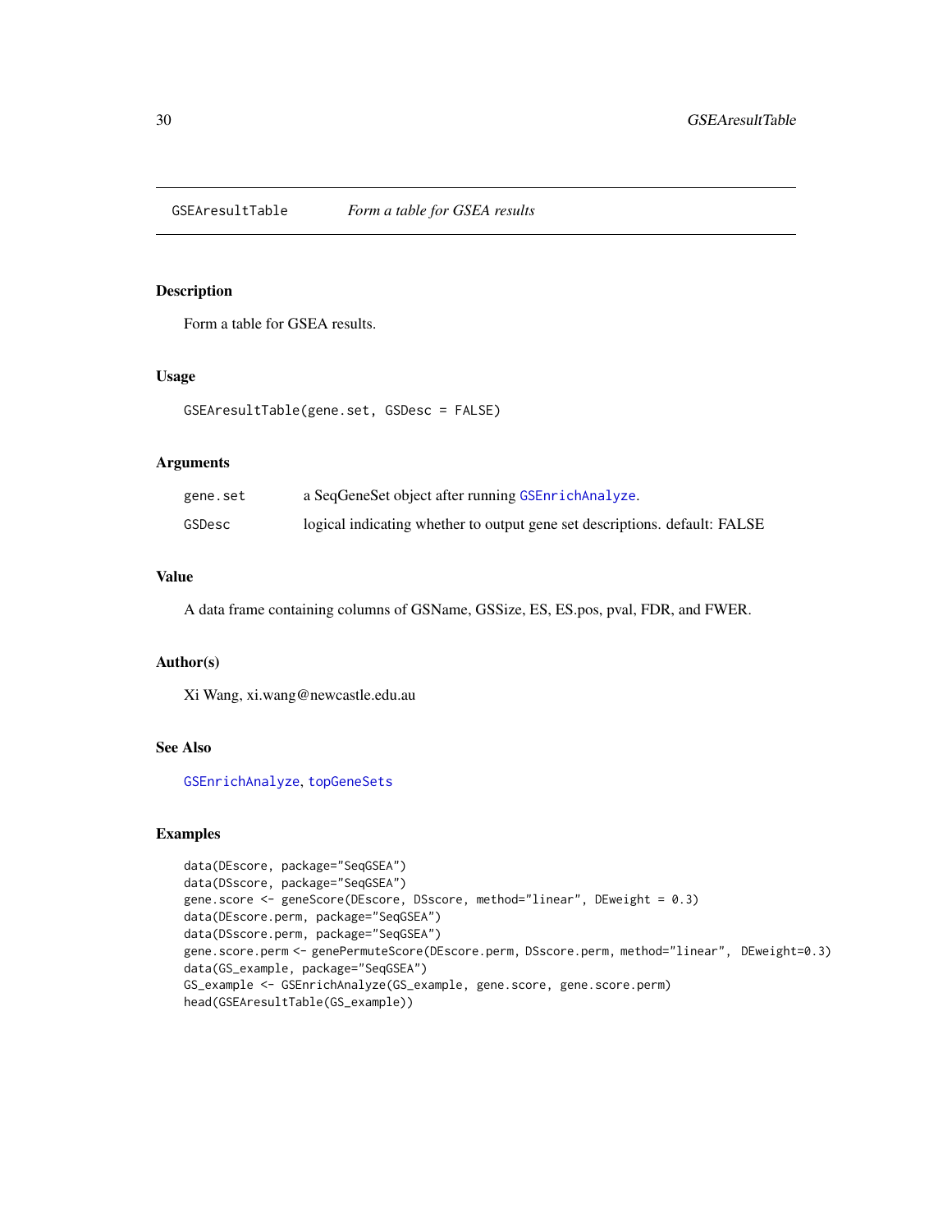# GSEAresultTable — *Form a table for GSEA results*

## Description

Form a table for GSEA results.

## Usage

```
GSEAresultTable(gene.set, GSDesc = FALSE)
```

## Arguments

| | |
|---|---|
| gene.set | a SeqGeneSet object after running GSEnrichAnalyze. |
| GSDesc | logical indicating whether to output gene set descriptions. default: FALSE |

## Value

A data frame containing columns of GSName, GSSize, ES, ES.pos, pval, FDR, and FWER.

## Author(s)

Xi Wang, xi.wang@newcastle.edu.au

## See Also

GSEnrichAnalyze, topGeneSets

## Examples

```
data(DEscore, package="SeqGSEA")
data(DSscore, package="SeqGSEA")
gene.score <- geneScore(DEscore, DSscore, method="linear", DEweight = 0.3)
data(DEscore.perm, package="SeqGSEA")
data(DSscore.perm, package="SeqGSEA")
gene.score.perm <- genePermuteScore(DEscore.perm, DSscore.perm, method="linear",  DEweight=0.3)
data(GS_example, package="SeqGSEA")
GS_example <- GSEnrichAnalyze(GS_example, gene.score, gene.score.perm)
head(GSEAresultTable(GS_example))
```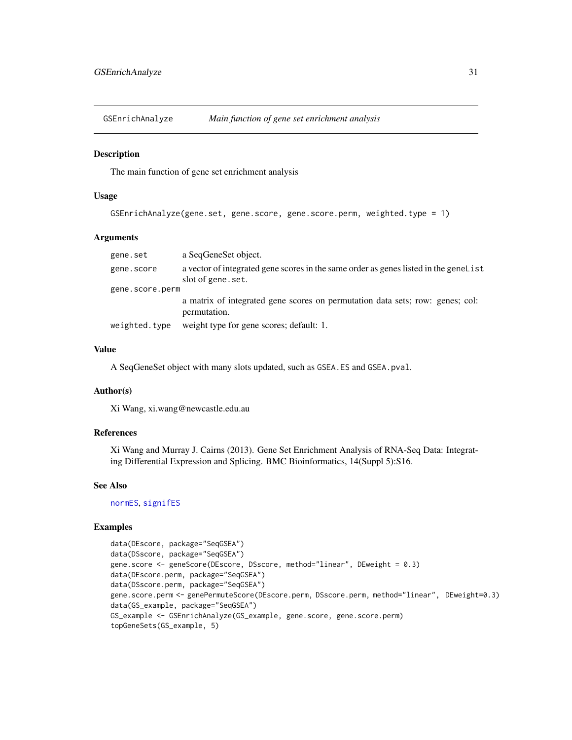# GSEnrichAnalyze — *Main function of gene set enrichment analysis*

## Description

The main function of gene set enrichment analysis

## Usage

```
GSEnrichAnalyze(gene.set, gene.score, gene.score.perm, weighted.type = 1)
```

## Arguments

| | |
|---|---|
| gene.set | a SeqGeneSet object. |
| gene.score | a vector of integrated gene scores in the same order as genes listed in the geneList slot of gene.set. |
| gene.score.perm | a matrix of integrated gene scores on permutation data sets; row: genes; col: permutation. |
| weighted.type | weight type for gene scores; default: 1. |

## Value

A SeqGeneSet object with many slots updated, such as GSEA.ES and GSEA.pval.

## Author(s)

Xi Wang, xi.wang@newcastle.edu.au

## References

Xi Wang and Murray J. Cairns (2013). Gene Set Enrichment Analysis of RNA-Seq Data: Integrating Differential Expression and Splicing. BMC Bioinformatics, 14(Suppl 5):S16.

## See Also

normES, signifES

## Examples

```
data(DEscore, package="SeqGSEA")
data(DSscore, package="SeqGSEA")
gene.score <- geneScore(DEscore, DSscore, method="linear", DEweight = 0.3)
data(DEscore.perm, package="SeqGSEA")
data(DSscore.perm, package="SeqGSEA")
gene.score.perm <- genePermuteScore(DEscore.perm, DSscore.perm, method="linear", DEweight=0.3)
data(GS_example, package="SeqGSEA")
GS_example <- GSEnrichAnalyze(GS_example, gene.score, gene.score.perm)
topGeneSets(GS_example, 5)
```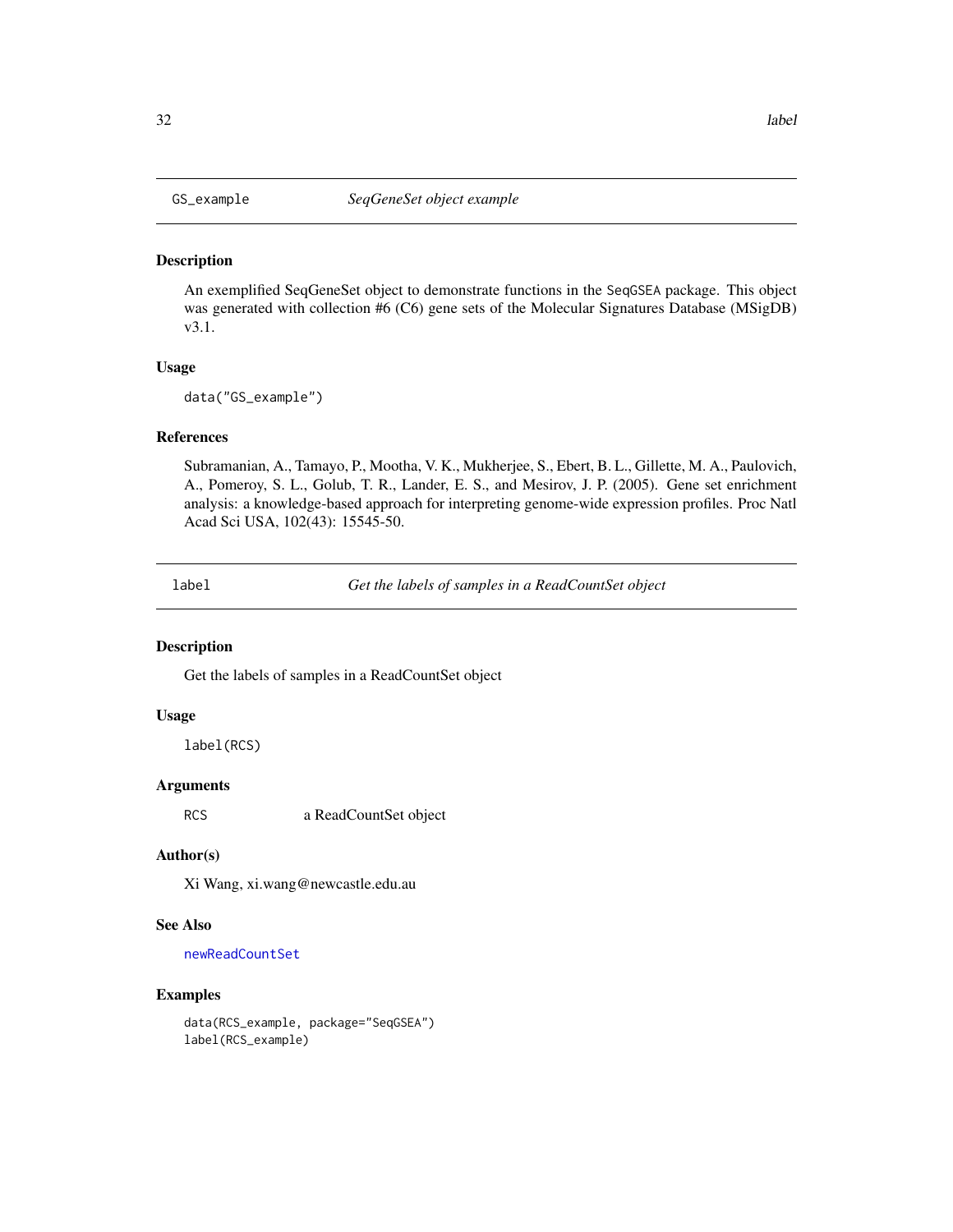## GS_example — *SeqGeneSet object example*

### Description

An exemplified SeqGeneSet object to demonstrate functions in the SeqGSEA package. This object was generated with collection #6 (C6) gene sets of the Molecular Signatures Database (MSigDB) v3.1.

### Usage

```
data("GS_example")
```

### References

Subramanian, A., Tamayo, P., Mootha, V. K., Mukherjee, S., Ebert, B. L., Gillette, M. A., Paulovich, A., Pomeroy, S. L., Golub, T. R., Lander, E. S., and Mesirov, J. P. (2005). Gene set enrichment analysis: a knowledge-based approach for interpreting genome-wide expression profiles. Proc Natl Acad Sci USA, 102(43): 15545-50.

## label — *Get the labels of samples in a ReadCountSet object*

### Description

Get the labels of samples in a ReadCountSet object

### Usage

```
label(RCS)
```

### Arguments

| | |
|---|---|
| RCS | a ReadCountSet object |

### Author(s)

Xi Wang, xi.wang@newcastle.edu.au

### See Also

newReadCountSet

### Examples

```
data(RCS_example, package="SeqGSEA")
label(RCS_example)
```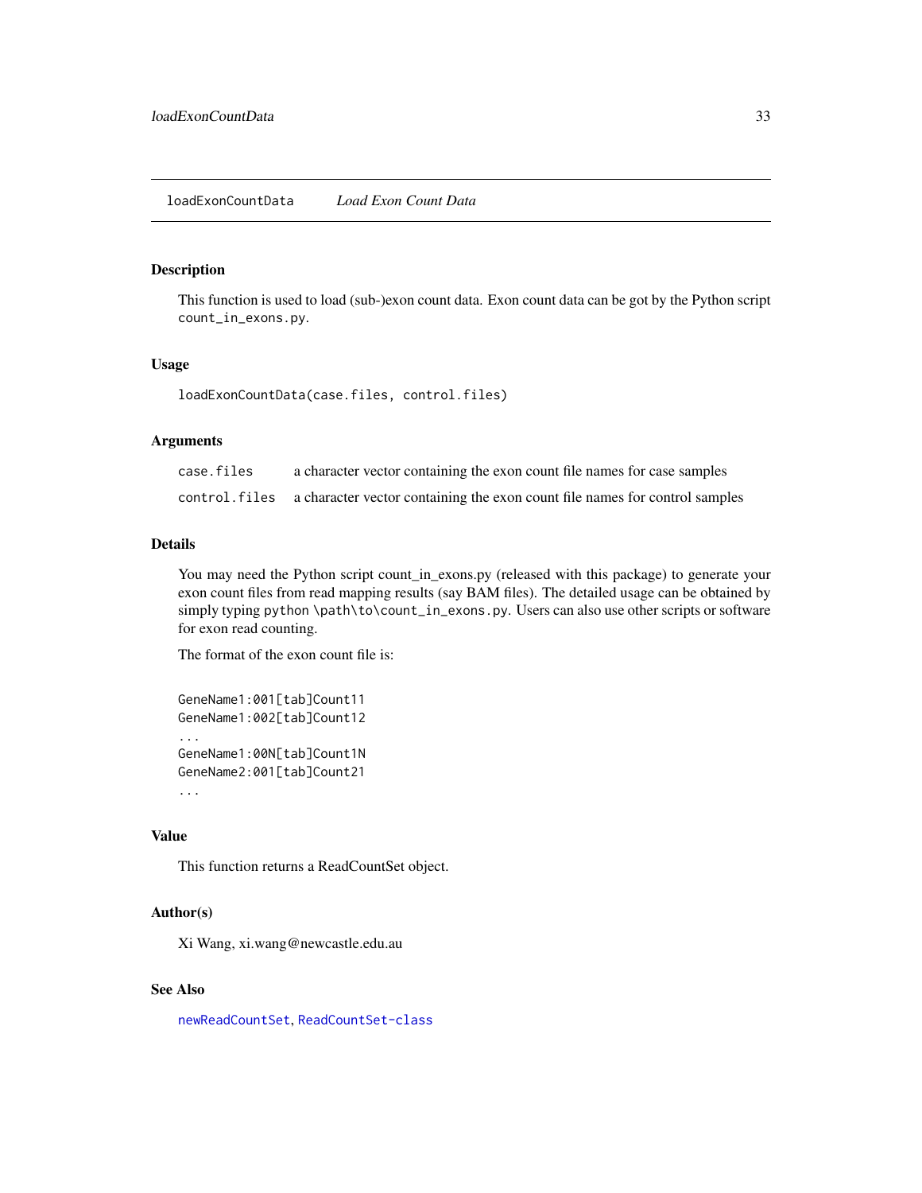## loadExonCountData *Load Exon Count Data*

### Description

This function is used to load (sub-)exon count data. Exon count data can be got by the Python script `count_in_exons.py`.

### Usage

```
loadExonCountData(case.files, control.files)
```

### Arguments

| | |
|---|---|
| `case.files` | a character vector containing the exon count file names for case samples |
| `control.files` | a character vector containing the exon count file names for control samples |

### Details

You may need the Python script count_in_exons.py (released with this package) to generate your exon count files from read mapping results (say BAM files). The detailed usage can be obtained by simply typing `python \path\to\count_in_exons.py`. Users can also use other scripts or software for exon read counting.

The format of the exon count file is:

```
GeneName1:001[tab]Count11
GeneName1:002[tab]Count12
...
GeneName1:00N[tab]Count1N
GeneName2:001[tab]Count21
...
```

### Value

This function returns a ReadCountSet object.

### Author(s)

Xi Wang, xi.wang@newcastle.edu.au

### See Also

`newReadCountSet`, `ReadCountSet-class`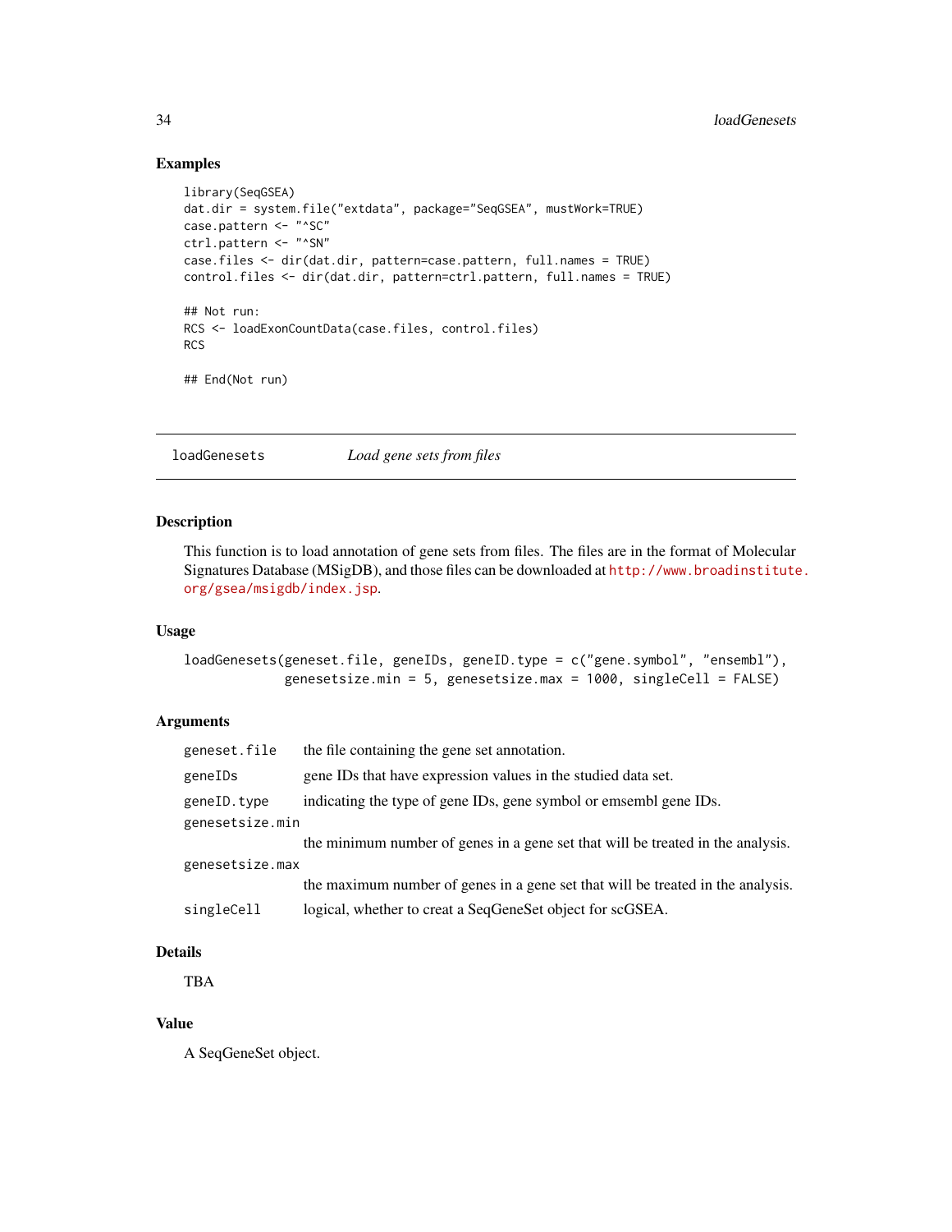### Examples

```
library(SeqGSEA)
dat.dir = system.file("extdata", package="SeqGSEA", mustWork=TRUE)
case.pattern <- "^SC"
ctrl.pattern <- "^SN"
case.files <- dir(dat.dir, pattern=case.pattern, full.names = TRUE)
control.files <- dir(dat.dir, pattern=ctrl.pattern, full.names = TRUE)

## Not run:
RCS <- loadExonCountData(case.files, control.files)
RCS

## End(Not run)
```

---

## loadGenesets *Load gene sets from files*

---

### Description

This function is to load annotation of gene sets from files. The files are in the format of Molecular Signatures Database (MSigDB), and those files can be downloaded at http://www.broadinstitute.org/gsea/msigdb/index.jsp.

### Usage

```
loadGenesets(geneset.file, geneIDs, geneID.type = c("gene.symbol", "ensembl"),
             genesetsize.min = 5, genesetsize.max = 1000, singleCell = FALSE)
```

### Arguments

| | |
|---|---|
| `geneset.file` | the file containing the gene set annotation. |
| `geneIDs` | gene IDs that have expression values in the studied data set. |
| `geneID.type` | indicating the type of gene IDs, gene symbol or emsembl gene IDs. |
| `genesetsize.min` | the minimum number of genes in a gene set that will be treated in the analysis. |
| `genesetsize.max` | the maximum number of genes in a gene set that will be treated in the analysis. |
| `singleCell` | logical, whether to creat a SeqGeneSet object for scGSEA. |

### Details

TBA

### Value

A SeqGeneSet object.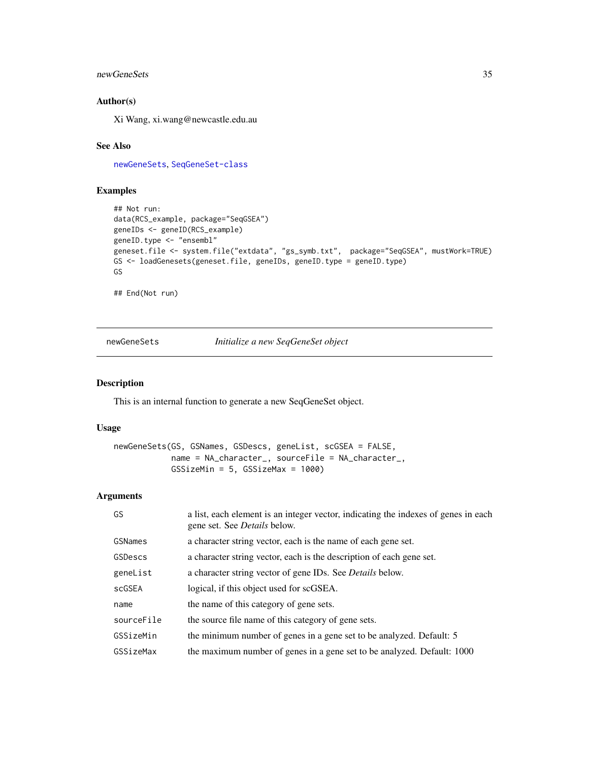### Author(s)

Xi Wang, xi.wang@newcastle.edu.au

### See Also

newGeneSets, SeqGeneSet-class

### Examples

```
## Not run:
data(RCS_example, package="SeqGSEA")
geneIDs <- geneID(RCS_example)
geneID.type <- "ensembl"
geneset.file <- system.file("extdata", "gs_symb.txt",  package="SeqGSEA", mustWork=TRUE)
GS <- loadGenesets(geneset.file, geneIDs, geneID.type = geneID.type)
GS

## End(Not run)
```

---

## newGeneSets *Initialize a new SeqGeneSet object*

### Description

This is an internal function to generate a new SeqGeneSet object.

### Usage

```
newGeneSets(GS, GSNames, GSDescs, geneList, scGSEA = FALSE,
            name = NA_character_, sourceFile = NA_character_,
            GSSizeMin = 5, GSSizeMax = 1000)
```

### Arguments

| | |
|---|---|
| GS | a list, each element is an integer vector, indicating the indexes of genes in each gene set. See *Details* below. |
| GSNames | a character string vector, each is the name of each gene set. |
| GSDescs | a character string vector, each is the description of each gene set. |
| geneList | a character string vector of gene IDs. See *Details* below. |
| scGSEA | logical, if this object used for scGSEA. |
| name | the name of this category of gene sets. |
| sourceFile | the source file name of this category of gene sets. |
| GSSizeMin | the minimum number of genes in a gene set to be analyzed. Default: 5 |
| GSSizeMax | the maximum number of genes in a gene set to be analyzed. Default: 1000 |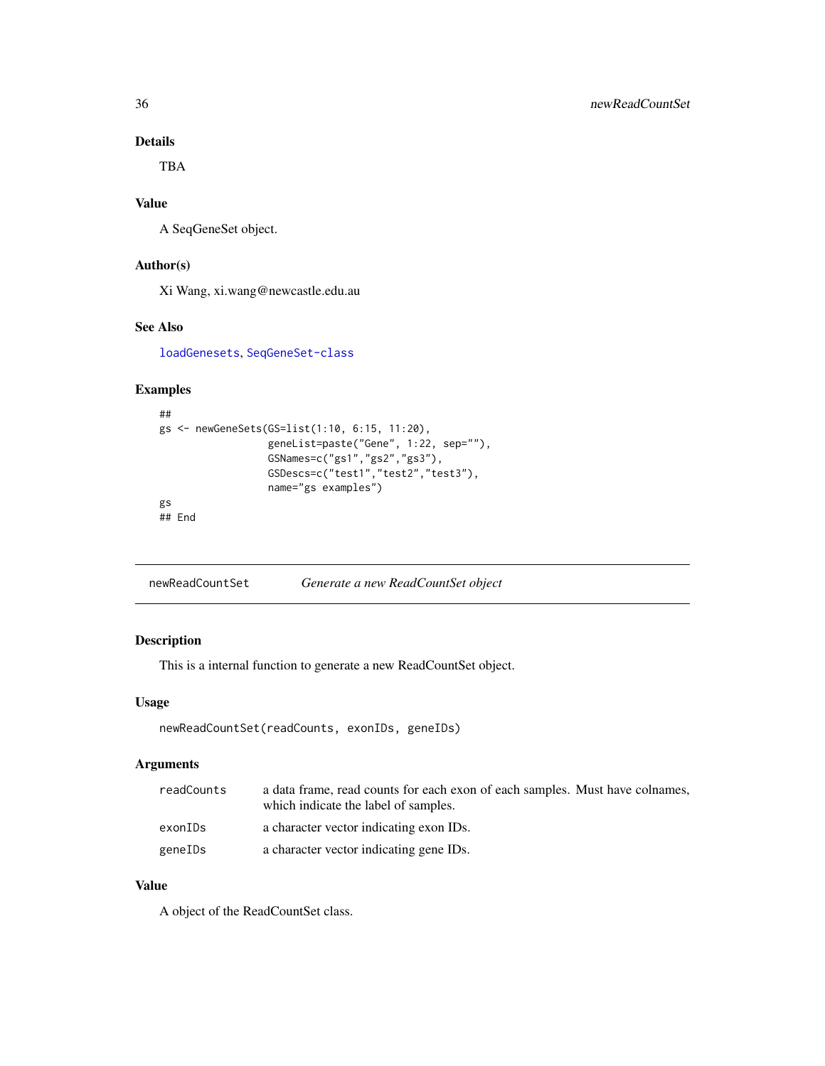### Details

TBA

### Value

A SeqGeneSet object.

### Author(s)

Xi Wang, xi.wang@newcastle.edu.au

### See Also

loadGenesets, SeqGeneSet-class

### Examples

```
##
gs <- newGeneSets(GS=list(1:10, 6:15, 11:20),
                  geneList=paste("Gene", 1:22, sep=""),
                  GSNames=c("gs1","gs2","gs3"),
                  GSDescs=c("test1","test2","test3"),
                  name="gs examples")
gs
## End
```

---

## newReadCountSet — *Generate a new ReadCountSet object*

### Description

This is a internal function to generate a new ReadCountSet object.

### Usage

```
newReadCountSet(readCounts, exonIDs, geneIDs)
```

### Arguments

| | |
|---|---|
| readCounts | a data frame, read counts for each exon of each samples. Must have colnames, which indicate the label of samples. |
| exonIDs | a character vector indicating exon IDs. |
| geneIDs | a character vector indicating gene IDs. |

### Value

A object of the ReadCountSet class.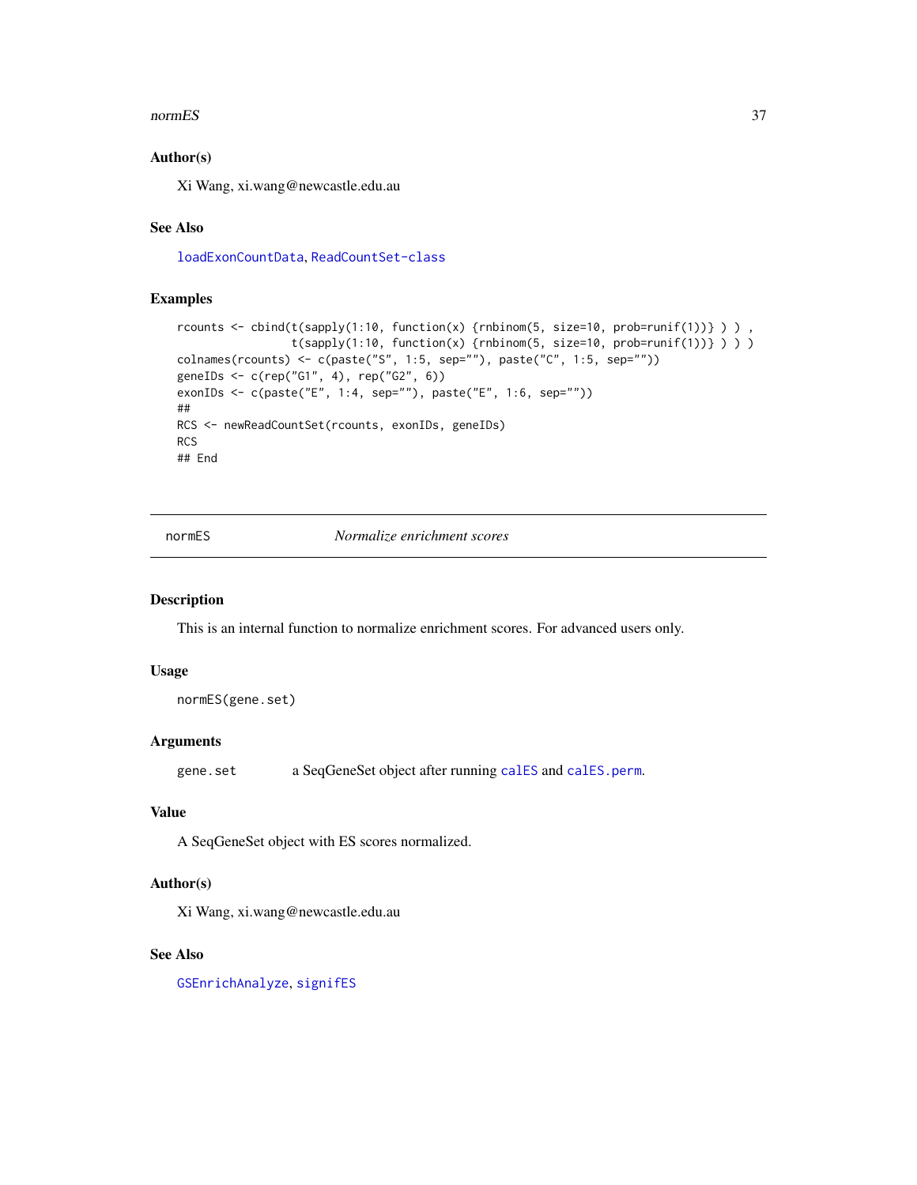### Author(s)

Xi Wang, xi.wang@newcastle.edu.au

### See Also

loadExonCountData, ReadCountSet-class

### Examples

```
rcounts <- cbind(t(sapply(1:10, function(x) {rnbinom(5, size=10, prob=runif(1))} ) ) ,
                 t(sapply(1:10, function(x) {rnbinom(5, size=10, prob=runif(1))} ) ) )
colnames(rcounts) <- c(paste("S", 1:5, sep=""), paste("C", 1:5, sep=""))
geneIDs <- c(rep("G1", 4), rep("G2", 6))
exonIDs <- c(paste("E", 1:4, sep=""), paste("E", 1:6, sep=""))
##
RCS <- newReadCountSet(rcounts, exonIDs, geneIDs)
RCS
## End
```

---

## normES — *Normalize enrichment scores*

### Description

This is an internal function to normalize enrichment scores. For advanced users only.

### Usage

```
normES(gene.set)
```

### Arguments

| | |
|---|---|
| gene.set | a SeqGeneSet object after running calES and calES.perm. |

### Value

A SeqGeneSet object with ES scores normalized.

### Author(s)

Xi Wang, xi.wang@newcastle.edu.au

### See Also

GSEnrichAnalyze, signifES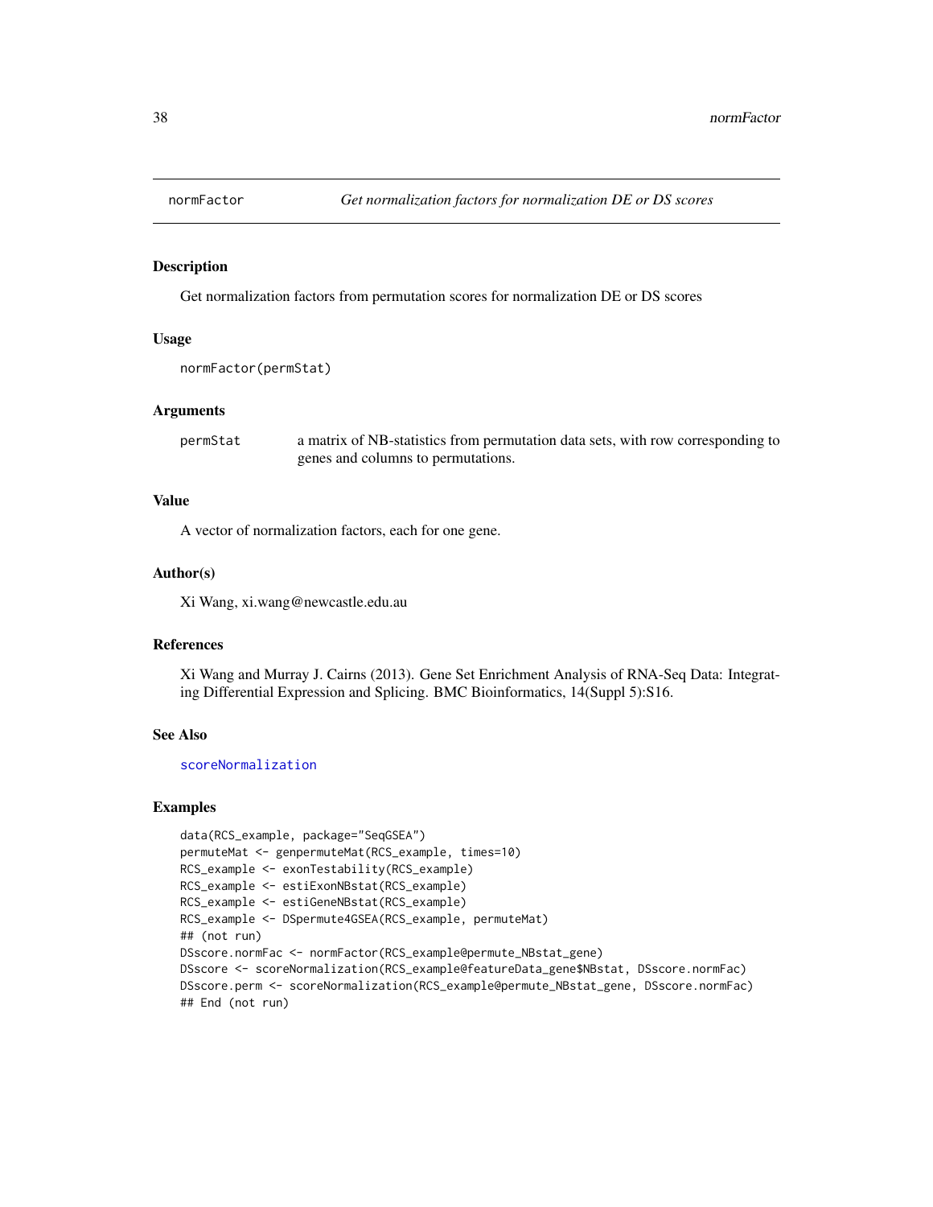normFactor *Get normalization factors for normalization DE or DS scores*

### Description

Get normalization factors from permutation scores for normalization DE or DS scores

### Usage

```
normFactor(permStat)
```

### Arguments

| | |
|---|---|
| permStat | a matrix of NB-statistics from permutation data sets, with row corresponding to genes and columns to permutations. |

### Value

A vector of normalization factors, each for one gene.

### Author(s)

Xi Wang, xi.wang@newcastle.edu.au

### References

Xi Wang and Murray J. Cairns (2013). Gene Set Enrichment Analysis of RNA-Seq Data: Integrating Differential Expression and Splicing. BMC Bioinformatics, 14(Suppl 5):S16.

### See Also

scoreNormalization

### Examples

```
data(RCS_example, package="SeqGSEA")
permuteMat <- genpermuteMat(RCS_example, times=10)
RCS_example <- exonTestability(RCS_example)
RCS_example <- estiExonNBstat(RCS_example)
RCS_example <- estiGeneNBstat(RCS_example)
RCS_example <- DSpermute4GSEA(RCS_example, permuteMat)
## (not run)
DSscore.normFac <- normFactor(RCS_example@permute_NBstat_gene)
DSscore <- scoreNormalization(RCS_example@featureData_gene$NBstat, DSscore.normFac)
DSscore.perm <- scoreNormalization(RCS_example@permute_NBstat_gene, DSscore.normFac)
## End (not run)
```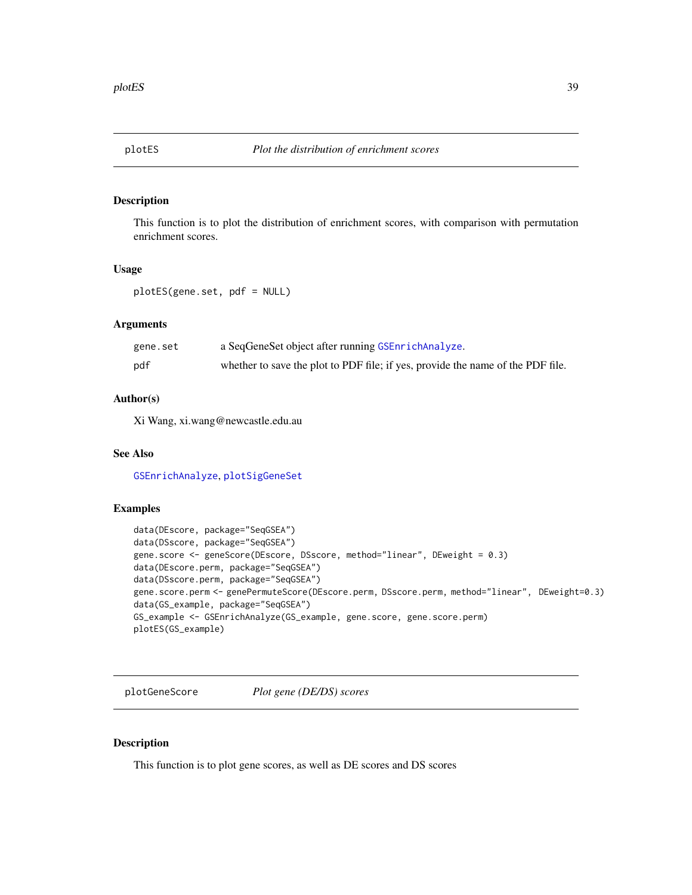## plotES — *Plot the distribution of enrichment scores*

### Description

This function is to plot the distribution of enrichment scores, with comparison with permutation enrichment scores.

### Usage

```
plotES(gene.set, pdf = NULL)
```

### Arguments

| | |
|---|---|
| gene.set | a SeqGeneSet object after running GSEnrichAnalyze. |
| pdf | whether to save the plot to PDF file; if yes, provide the name of the PDF file. |

### Author(s)

Xi Wang, xi.wang@newcastle.edu.au

### See Also

GSEnrichAnalyze, plotSigGeneSet

### Examples

```
data(DEscore, package="SeqGSEA")
data(DSscore, package="SeqGSEA")
gene.score <- geneScore(DEscore, DSscore, method="linear", DEweight = 0.3)
data(DEscore.perm, package="SeqGSEA")
data(DSscore.perm, package="SeqGSEA")
gene.score.perm <- genePermuteScore(DEscore.perm, DSscore.perm, method="linear", DEweight=0.3)
data(GS_example, package="SeqGSEA")
GS_example <- GSEnrichAnalyze(GS_example, gene.score, gene.score.perm)
plotES(GS_example)
```

## plotGeneScore — *Plot gene (DE/DS) scores*

### Description

This function is to plot gene scores, as well as DE scores and DS scores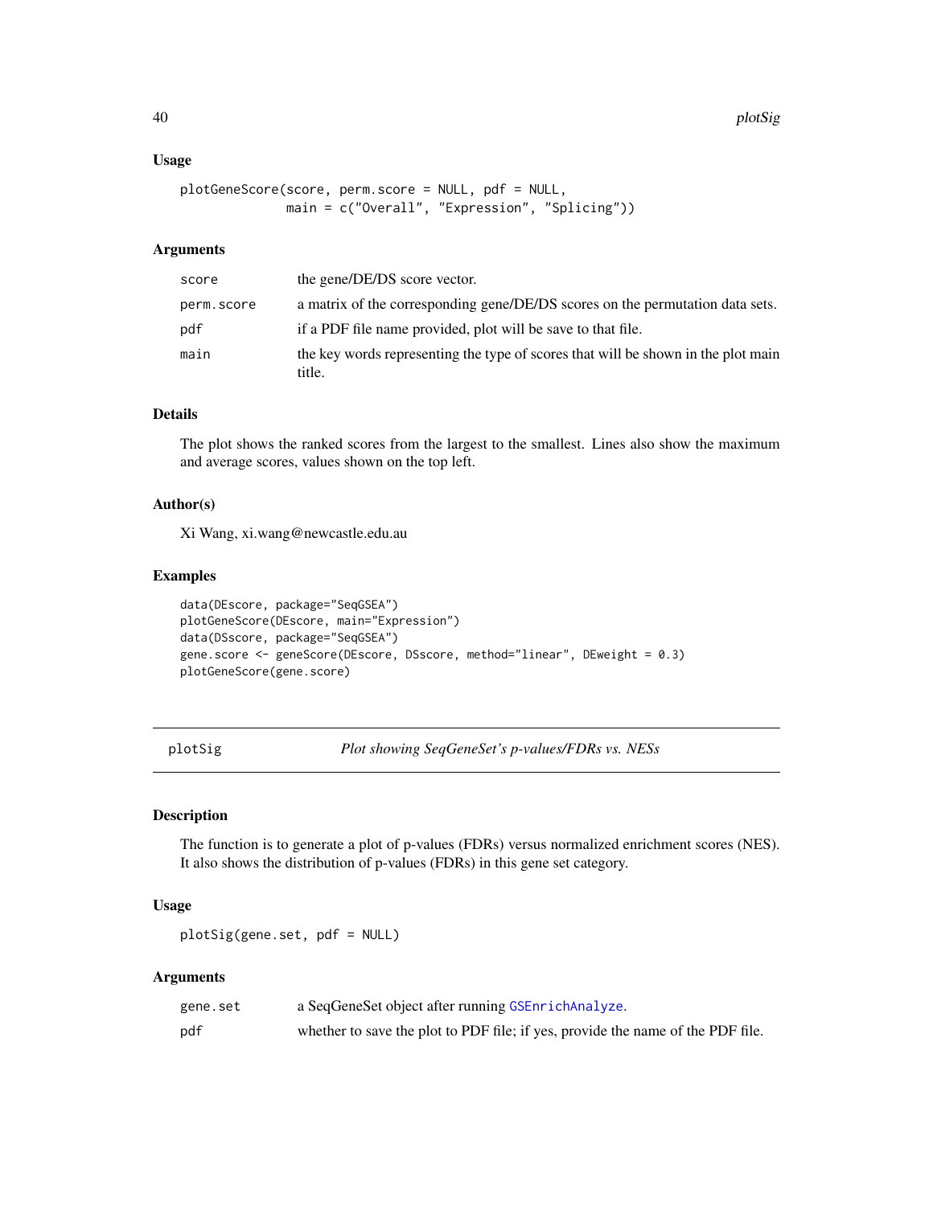### Usage

```
plotGeneScore(score, perm.score = NULL, pdf = NULL,
              main = c("Overall", "Expression", "Splicing"))
```

### Arguments

| | |
|---|---|
| score | the gene/DE/DS score vector. |
| perm.score | a matrix of the corresponding gene/DE/DS scores on the permutation data sets. |
| pdf | if a PDF file name provided, plot will be save to that file. |
| main | the key words representing the type of scores that will be shown in the plot main title. |

### Details

The plot shows the ranked scores from the largest to the smallest. Lines also show the maximum and average scores, values shown on the top left.

### Author(s)

Xi Wang, xi.wang@newcastle.edu.au

### Examples

```
data(DEscore, package="SeqGSEA")
plotGeneScore(DEscore, main="Expression")
data(DSscore, package="SeqGSEA")
gene.score <- geneScore(DEscore, DSscore, method="linear", DEweight = 0.3)
plotGeneScore(gene.score)
```

---

## plotSig — *Plot showing SeqGeneSet's p-values/FDRs vs. NESs*

---

### Description

The function is to generate a plot of p-values (FDRs) versus normalized enrichment scores (NES). It also shows the distribution of p-values (FDRs) in this gene set category.

### Usage

```
plotSig(gene.set, pdf = NULL)
```

### Arguments

| | |
|---|---|
| gene.set | a SeqGeneSet object after running GSEnrichAnalyze. |
| pdf | whether to save the plot to PDF file; if yes, provide the name of the PDF file. |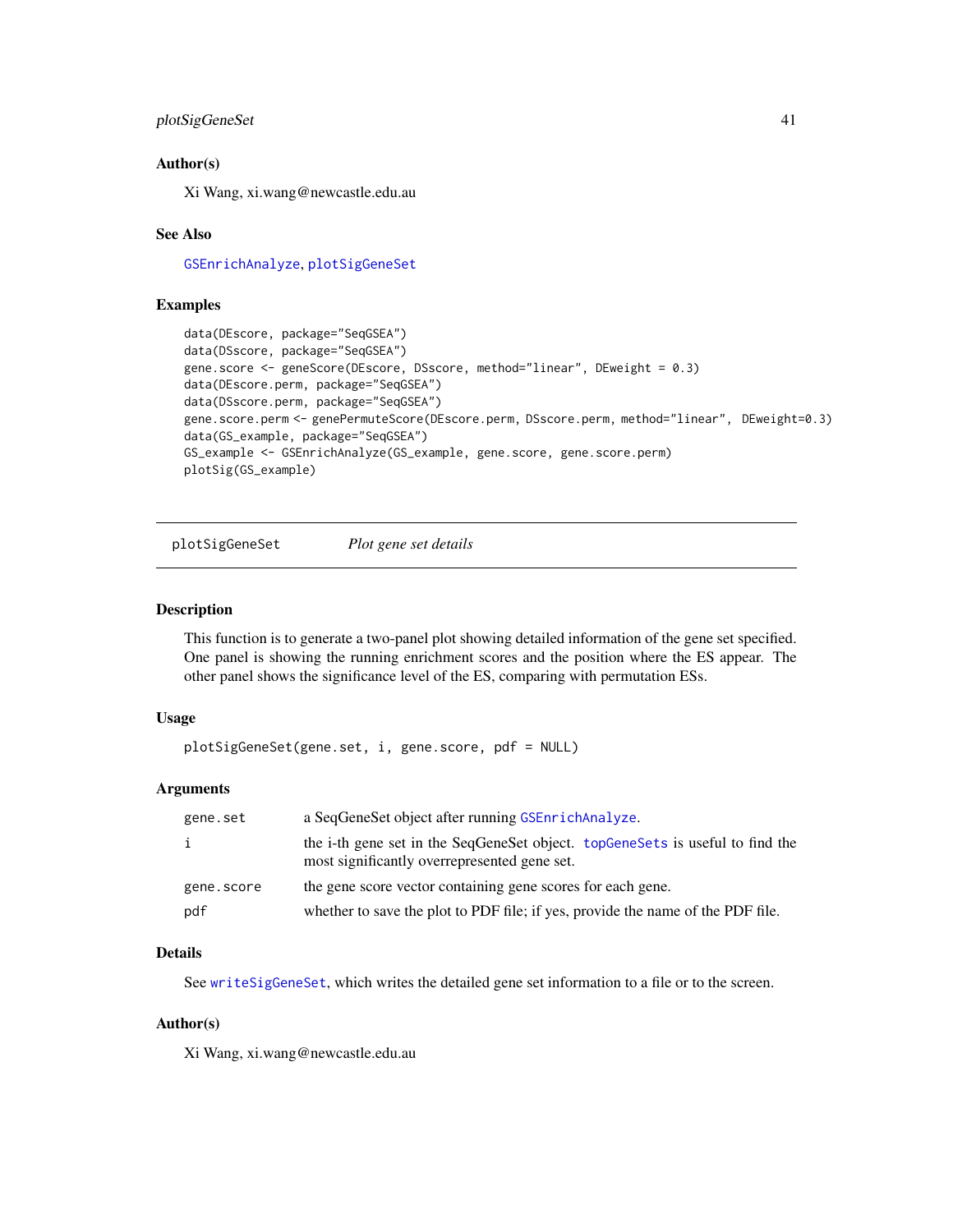### Author(s)

Xi Wang, xi.wang@newcastle.edu.au

### See Also

GSEnrichAnalyze, plotSigGeneSet

### Examples

```
data(DEscore, package="SeqGSEA")
data(DSscore, package="SeqGSEA")
gene.score <- geneScore(DEscore, DSscore, method="linear", DEweight = 0.3)
data(DEscore.perm, package="SeqGSEA")
data(DSscore.perm, package="SeqGSEA")
gene.score.perm <- genePermuteScore(DEscore.perm, DSscore.perm, method="linear", DEweight=0.3)
data(GS_example, package="SeqGSEA")
GS_example <- GSEnrichAnalyze(GS_example, gene.score, gene.score.perm)
plotSig(GS_example)
```

---

## plotSigGeneSet — *Plot gene set details*

### Description

This function is to generate a two-panel plot showing detailed information of the gene set specified. One panel is showing the running enrichment scores and the position where the ES appear. The other panel shows the significance level of the ES, comparing with permutation ESs.

### Usage

```
plotSigGeneSet(gene.set, i, gene.score, pdf = NULL)
```

### Arguments

| | |
|---|---|
| gene.set | a SeqGeneSet object after running GSEnrichAnalyze. |
| i | the i-th gene set in the SeqGeneSet object. topGeneSets is useful to find the most significantly overrepresented gene set. |
| gene.score | the gene score vector containing gene scores for each gene. |
| pdf | whether to save the plot to PDF file; if yes, provide the name of the PDF file. |

### Details

See writeSigGeneSet, which writes the detailed gene set information to a file or to the screen.

### Author(s)

Xi Wang, xi.wang@newcastle.edu.au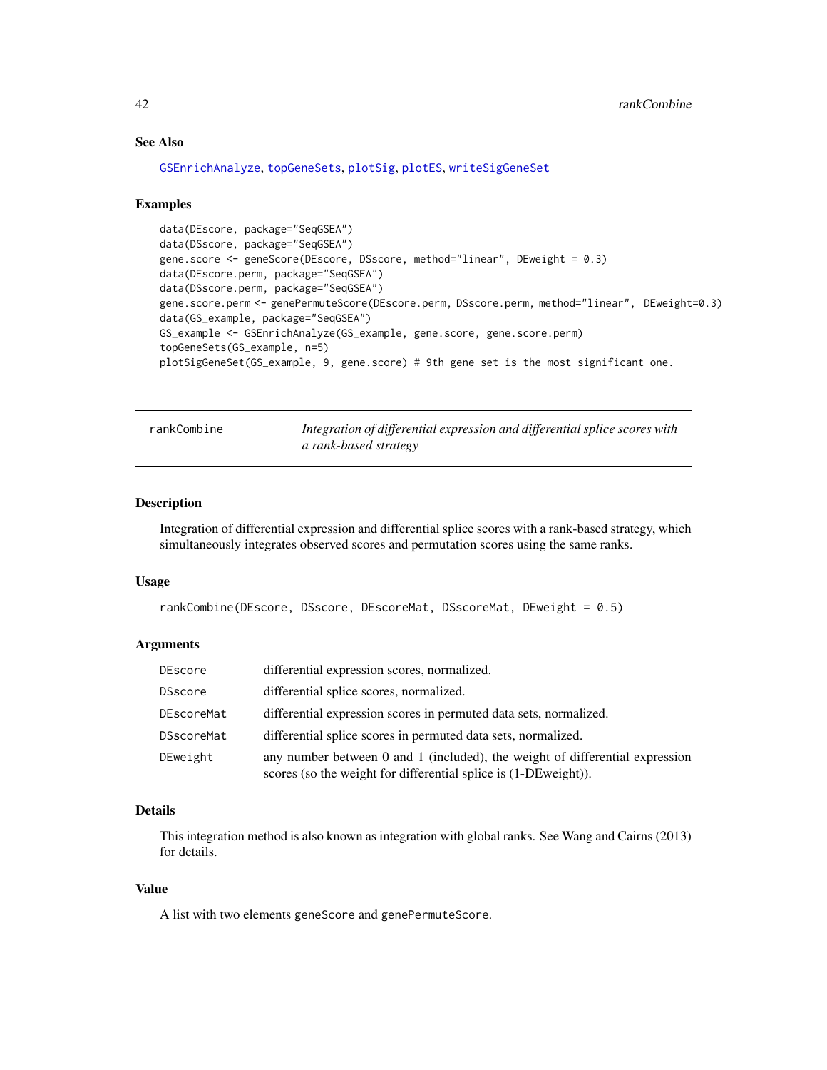### See Also

GSEnrichAnalyze, topGeneSets, plotSig, plotES, writeSigGeneSet

### Examples

```
data(DEscore, package="SeqGSEA")
data(DSscore, package="SeqGSEA")
gene.score <- geneScore(DEscore, DSscore, method="linear", DEweight = 0.3)
data(DEscore.perm, package="SeqGSEA")
data(DSscore.perm, package="SeqGSEA")
gene.score.perm <- genePermuteScore(DEscore.perm, DSscore.perm, method="linear", DEweight=0.3)
data(GS_example, package="SeqGSEA")
GS_example <- GSEnrichAnalyze(GS_example, gene.score, gene.score.perm)
topGeneSets(GS_example, n=5)
plotSigGeneSet(GS_example, 9, gene.score) # 9th gene set is the most significant one.
```

---

## rankCombine — *Integration of differential expression and differential splice scores with a rank-based strategy*

### Description

Integration of differential expression and differential splice scores with a rank-based strategy, which simultaneously integrates observed scores and permutation scores using the same ranks.

### Usage

```
rankCombine(DEscore, DSscore, DEscoreMat, DSscoreMat, DEweight = 0.5)
```

### Arguments

| | |
|---|---|
| DEscore | differential expression scores, normalized. |
| DSscore | differential splice scores, normalized. |
| DEscoreMat | differential expression scores in permuted data sets, normalized. |
| DSscoreMat | differential splice scores in permuted data sets, normalized. |
| DEweight | any number between 0 and 1 (included), the weight of differential expression scores (so the weight for differential splice is (1-DEweight)). |

### Details

This integration method is also known as integration with global ranks. See Wang and Cairns (2013) for details.

### Value

A list with two elements geneScore and genePermuteScore.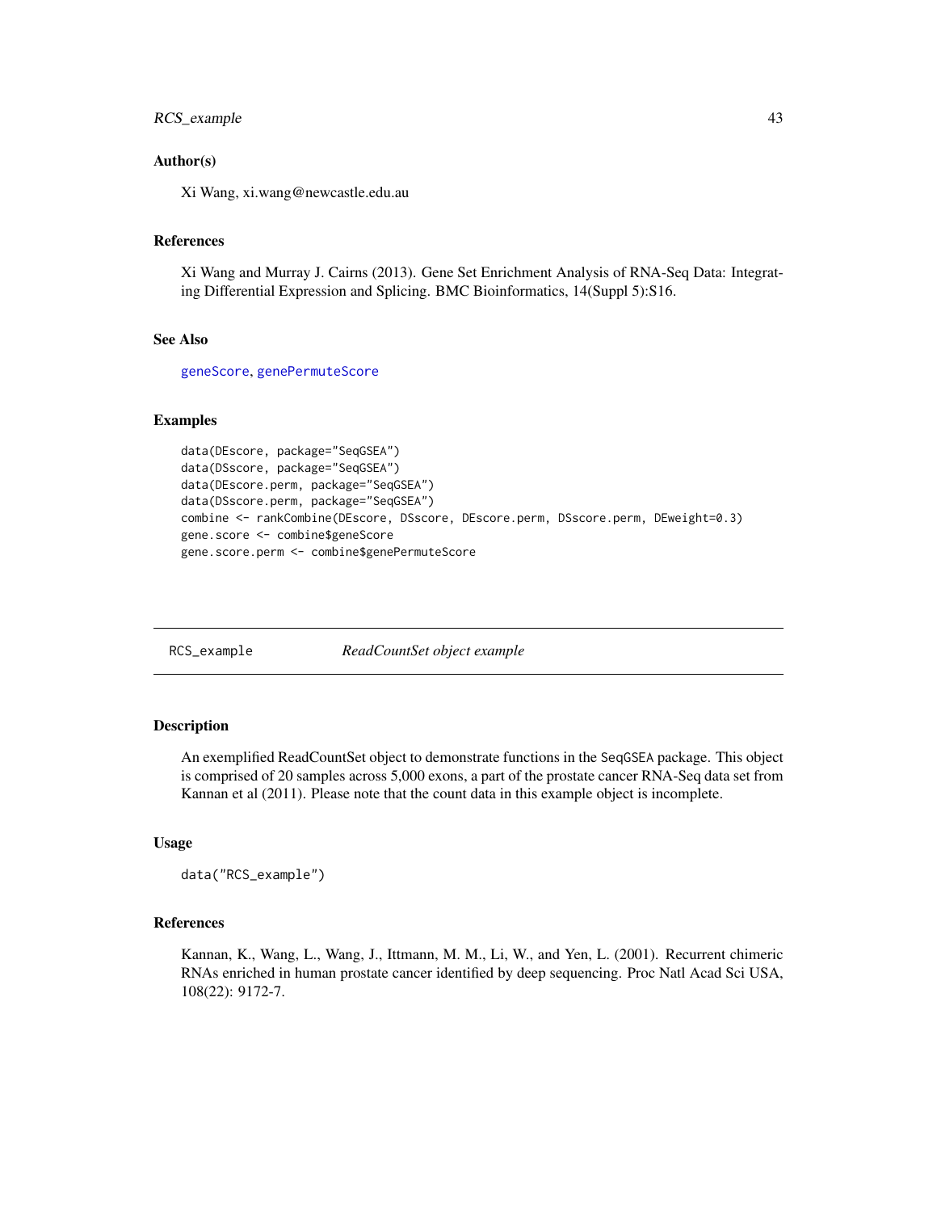### Author(s)

Xi Wang, xi.wang@newcastle.edu.au

### References

Xi Wang and Murray J. Cairns (2013). Gene Set Enrichment Analysis of RNA-Seq Data: Integrating Differential Expression and Splicing. BMC Bioinformatics, 14(Suppl 5):S16.

### See Also

geneScore, genePermuteScore

### Examples

```
data(DEscore, package="SeqGSEA")
data(DSscore, package="SeqGSEA")
data(DEscore.perm, package="SeqGSEA")
data(DSscore.perm, package="SeqGSEA")
combine <- rankCombine(DEscore, DSscore, DEscore.perm, DSscore.perm, DEweight=0.3)
gene.score <- combine$geneScore
gene.score.perm <- combine$genePermuteScore
```

---

## RCS_example *ReadCountSet object example*

---

### Description

An exemplified ReadCountSet object to demonstrate functions in the SeqGSEA package. This object is comprised of 20 samples across 5,000 exons, a part of the prostate cancer RNA-Seq data set from Kannan et al (2011). Please note that the count data in this example object is incomplete.

### Usage

```
data("RCS_example")
```

### References

Kannan, K., Wang, L., Wang, J., Ittmann, M. M., Li, W., and Yen, L. (2001). Recurrent chimeric RNAs enriched in human prostate cancer identified by deep sequencing. Proc Natl Acad Sci USA, 108(22): 9172-7.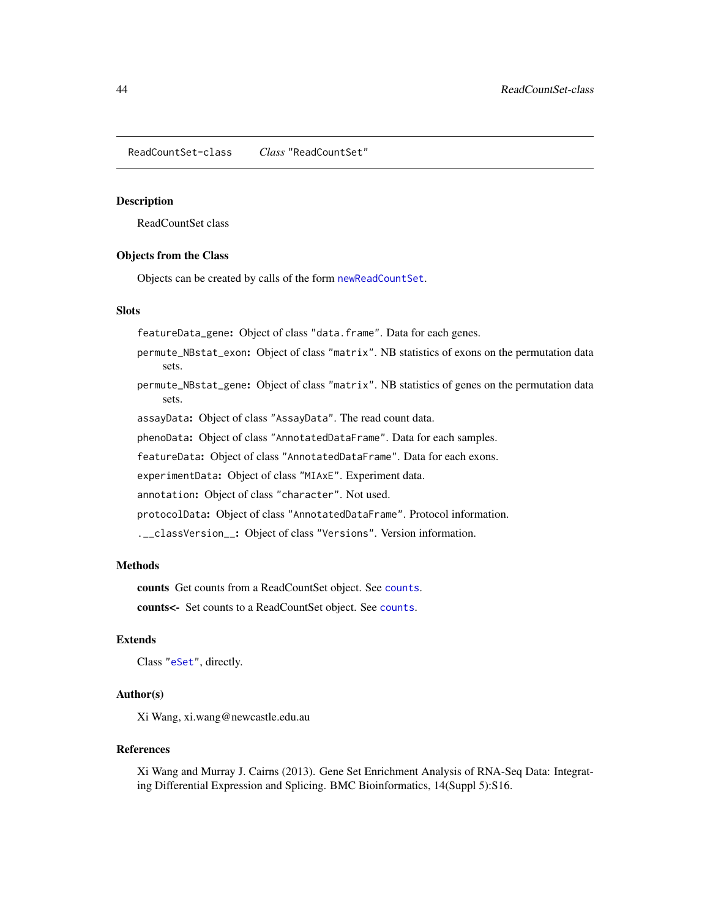## ReadCountSet-class    *Class* "ReadCountSet"

### Description

ReadCountSet class

### Objects from the Class

Objects can be created by calls of the form `newReadCountSet`.

### Slots

`featureData_gene`: Object of class "data.frame". Data for each genes.

`permute_NBstat_exon`: Object of class "matrix". NB statistics of exons on the permutation data sets.

`permute_NBstat_gene`: Object of class "matrix". NB statistics of genes on the permutation data sets.

`assayData`: Object of class "AssayData". The read count data.

`phenoData`: Object of class "AnnotatedDataFrame". Data for each samples.

`featureData`: Object of class "AnnotatedDataFrame". Data for each exons.

`experimentData`: Object of class "MIAxE". Experiment data.

`annotation`: Object of class "character". Not used.

`protocolData`: Object of class "AnnotatedDataFrame". Protocol information.

`.__classVersion__`: Object of class "Versions". Version information.

### Methods

**counts** Get counts from a ReadCountSet object. See `counts`.

**counts<-** Set counts to a ReadCountSet object. See `counts`.

### Extends

Class "`eSet`", directly.

### Author(s)

Xi Wang, xi.wang@newcastle.edu.au

### References

Xi Wang and Murray J. Cairns (2013). Gene Set Enrichment Analysis of RNA-Seq Data: Integrating Differential Expression and Splicing. BMC Bioinformatics, 14(Suppl 5):S16.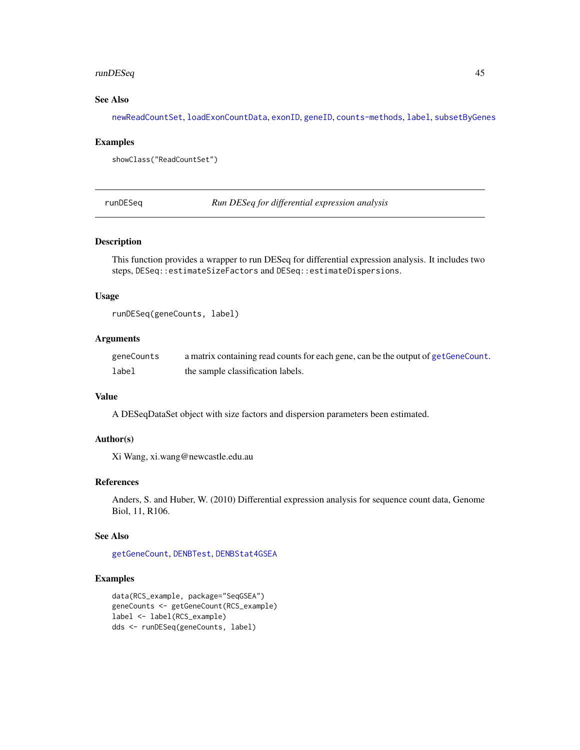## See Also

newReadCountSet, loadExonCountData, exonID, geneID, counts-methods, label, subsetByGenes

## Examples

```
showClass("ReadCountSet")
```

---

# runDESeq *Run DESeq for differential expression analysis*

## Description

This function provides a wrapper to run DESeq for differential expression analysis. It includes two steps, `DESeq::estimateSizeFactors` and `DESeq::estimateDispersions`.

## Usage

```
runDESeq(geneCounts, label)
```

## Arguments

| | |
|---|---|
| geneCounts | a matrix containing read counts for each gene, can be the output of getGeneCount. |
| label | the sample classification labels. |

## Value

A DESeqDataSet object with size factors and dispersion parameters been estimated.

## Author(s)

Xi Wang, xi.wang@newcastle.edu.au

## References

Anders, S. and Huber, W. (2010) Differential expression analysis for sequence count data, Genome Biol, 11, R106.

## See Also

getGeneCount, DENBTest, DENBStat4GSEA

## Examples

```
data(RCS_example, package="SeqGSEA")
geneCounts <- getGeneCount(RCS_example)
label <- label(RCS_example)
dds <- runDESeq(geneCounts, label)
```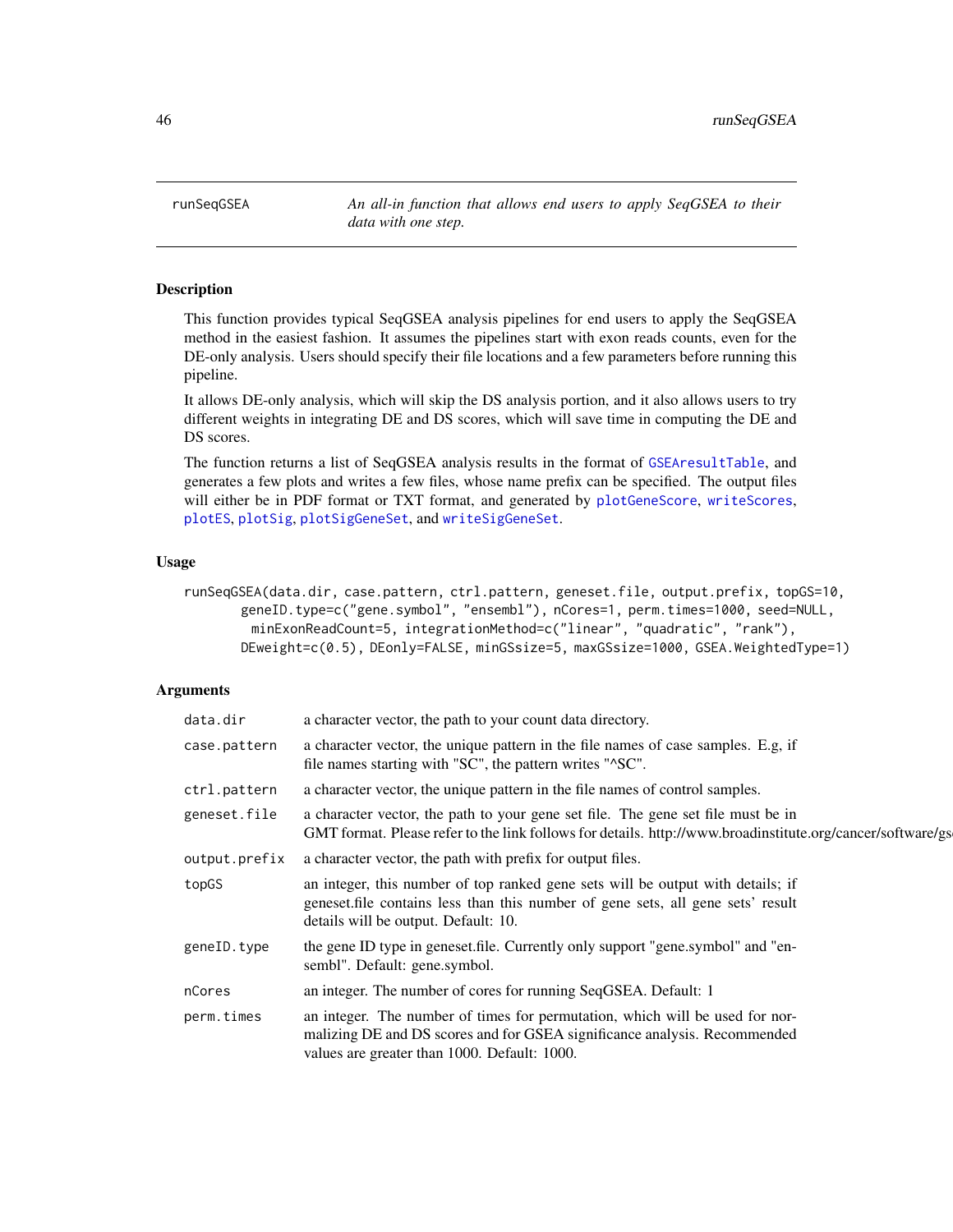## runSeqGSEA

*An all-in function that allows end users to apply SeqGSEA to their data with one step.*

### Description

This function provides typical SeqGSEA analysis pipelines for end users to apply the SeqGSEA method in the easiest fashion. It assumes the pipelines start with exon reads counts, even for the DE-only analysis. Users should specify their file locations and a few parameters before running this pipeline.

It allows DE-only analysis, which will skip the DS analysis portion, and it also allows users to try different weights in integrating DE and DS scores, which will save time in computing the DE and DS scores.

The function returns a list of SeqGSEA analysis results in the format of GSEAresultTable, and generates a few plots and writes a few files, whose name prefix can be specified. The output files will either be in PDF format or TXT format, and generated by plotGeneScore, writeScores, plotES, plotSig, plotSigGeneSet, and writeSigGeneSet.

### Usage

```
runSeqGSEA(data.dir, case.pattern, ctrl.pattern, geneset.file, output.prefix, topGS=10,
       geneID.type=c("gene.symbol", "ensembl"), nCores=1, perm.times=1000, seed=NULL,
         minExonReadCount=5, integrationMethod=c("linear", "quadratic", "rank"),
       DEweight=c(0.5), DEonly=FALSE, minGSsize=5, maxGSsize=1000, GSEA.WeightedType=1)
```

### Arguments

| | |
|---|---|
| data.dir | a character vector, the path to your count data directory. |
| case.pattern | a character vector, the unique pattern in the file names of case samples. E.g, if file names starting with "SC", the pattern writes "^SC". |
| ctrl.pattern | a character vector, the unique pattern in the file names of control samples. |
| geneset.file | a character vector, the path to your gene set file. The gene set file must be in GMT format. Please refer to the link follows for details. http://www.broadinstitute.org/cancer/software/gs |
| output.prefix | a character vector, the path with prefix for output files. |
| topGS | an integer, this number of top ranked gene sets will be output with details; if geneset.file contains less than this number of gene sets, all gene sets' result details will be output. Default: 10. |
| geneID.type | the gene ID type in geneset.file. Currently only support "gene.symbol" and "ensembl". Default: gene.symbol. |
| nCores | an integer. The number of cores for running SeqGSEA. Default: 1 |
| perm.times | an integer. The number of times for permutation, which will be used for normalizing DE and DS scores and for GSEA significance analysis. Recommended values are greater than 1000. Default: 1000. |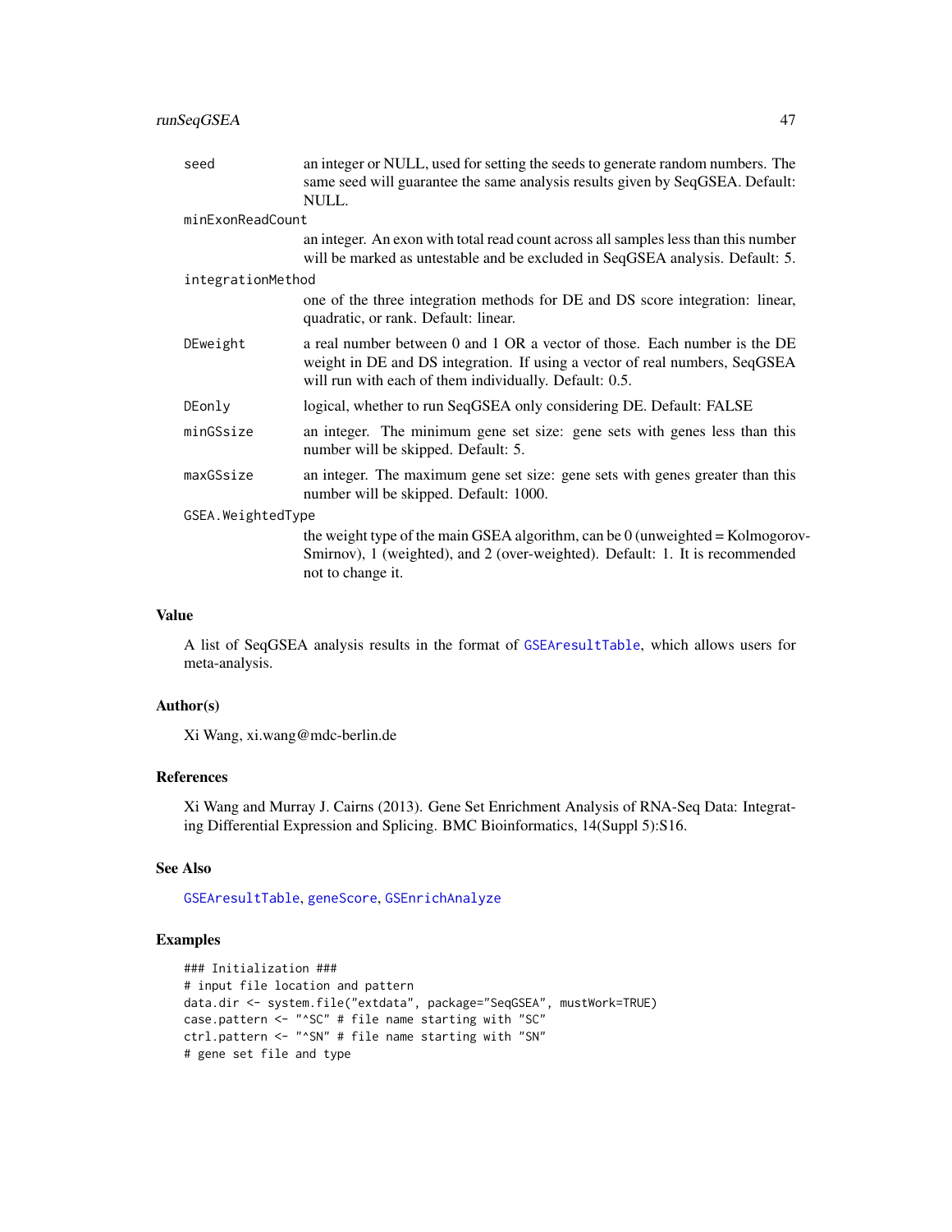seed
: an integer or NULL, used for setting the seeds to generate random numbers. The same seed will guarantee the same analysis results given by SeqGSEA. Default: NULL.

minExonReadCount
: an integer. An exon with total read count across all samples less than this number will be marked as untestable and be excluded in SeqGSEA analysis. Default: 5.

integrationMethod
: one of the three integration methods for DE and DS score integration: linear, quadratic, or rank. Default: linear.

DEweight
: a real number between 0 and 1 OR a vector of those. Each number is the DE weight in DE and DS integration. If using a vector of real numbers, SeqGSEA will run with each of them individually. Default: 0.5.

DEonly
: logical, whether to run SeqGSEA only considering DE. Default: FALSE

minGSsize
: an integer. The minimum gene set size: gene sets with genes less than this number will be skipped. Default: 5.

maxGSsize
: an integer. The maximum gene set size: gene sets with genes greater than this number will be skipped. Default: 1000.

GSEA.WeightedType
: the weight type of the main GSEA algorithm, can be 0 (unweighted = Kolmogorov-Smirnov), 1 (weighted), and 2 (over-weighted). Default: 1. It is recommended not to change it.

## Value

A list of SeqGSEA analysis results in the format of GSEAresultTable, which allows users for meta-analysis.

## Author(s)

Xi Wang, xi.wang@mdc-berlin.de

## References

Xi Wang and Murray J. Cairns (2013). Gene Set Enrichment Analysis of RNA-Seq Data: Integrating Differential Expression and Splicing. BMC Bioinformatics, 14(Suppl 5):S16.

## See Also

GSEAresultTable, geneScore, GSEnrichAnalyze

## Examples

```
### Initialization ###
# input file location and pattern
data.dir <- system.file("extdata", package="SeqGSEA", mustWork=TRUE)
case.pattern <- "^SC" # file name starting with "SC"
ctrl.pattern <- "^SN" # file name starting with "SN"
# gene set file and type
```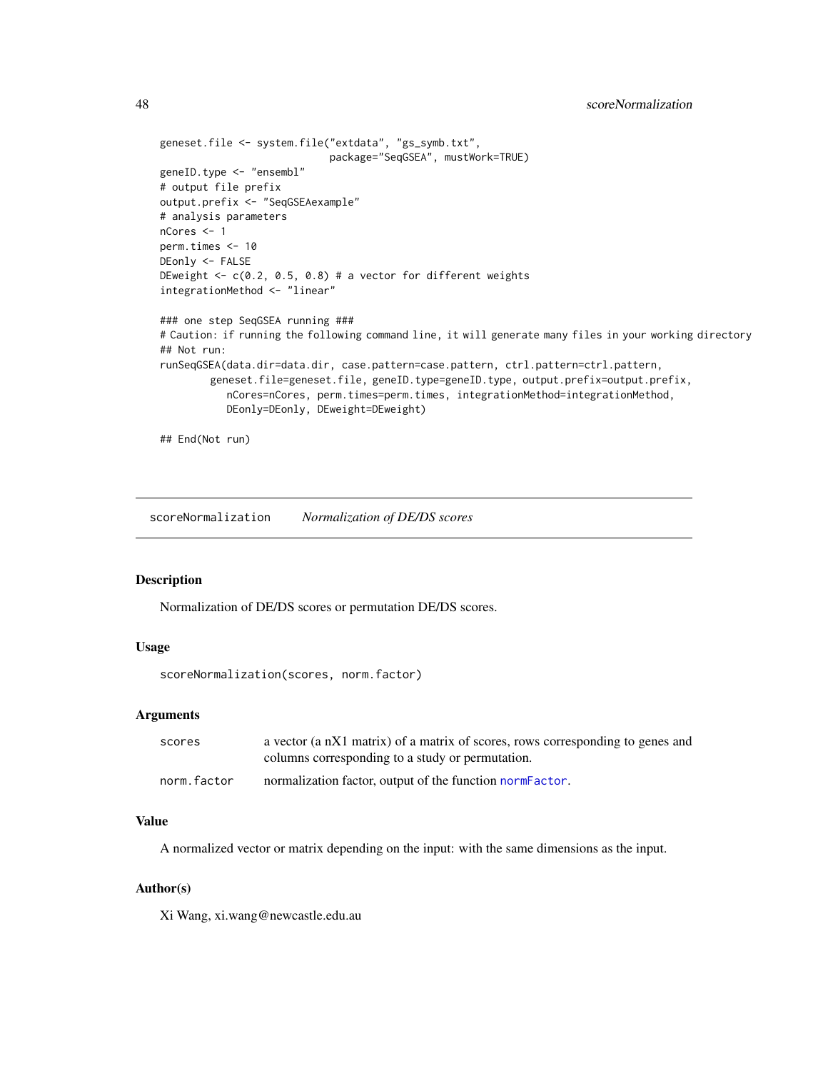```
geneset.file <- system.file("extdata", "gs_symb.txt",
                            package="SeqGSEA", mustWork=TRUE)
geneID.type <- "ensembl"
# output file prefix
output.prefix <- "SeqGSEAexample"
# analysis parameters
nCores <- 1
perm.times <- 10
DEonly <- FALSE
DEweight <- c(0.2, 0.5, 0.8) # a vector for different weights
integrationMethod <- "linear"

### one step SeqGSEA running ###
# Caution: if running the following command line, it will generate many files in your working directory
## Not run:
runSeqGSEA(data.dir=data.dir, case.pattern=case.pattern, ctrl.pattern=ctrl.pattern,
        geneset.file=geneset.file, geneID.type=geneID.type, output.prefix=output.prefix,
           nCores=nCores, perm.times=perm.times, integrationMethod=integrationMethod,
           DEonly=DEonly, DEweight=DEweight)

## End(Not run)
```

---

## scoreNormalization *Normalization of DE/DS scores*

### Description

Normalization of DE/DS scores or permutation DE/DS scores.

### Usage

```
scoreNormalization(scores, norm.factor)
```

### Arguments

| | |
|---|---|
| scores | a vector (a nX1 matrix) of a matrix of scores, rows corresponding to genes and columns corresponding to a study or permutation. |
| norm.factor | normalization factor, output of the function normFactor. |

### Value

A normalized vector or matrix depending on the input: with the same dimensions as the input.

### Author(s)

Xi Wang, xi.wang@newcastle.edu.au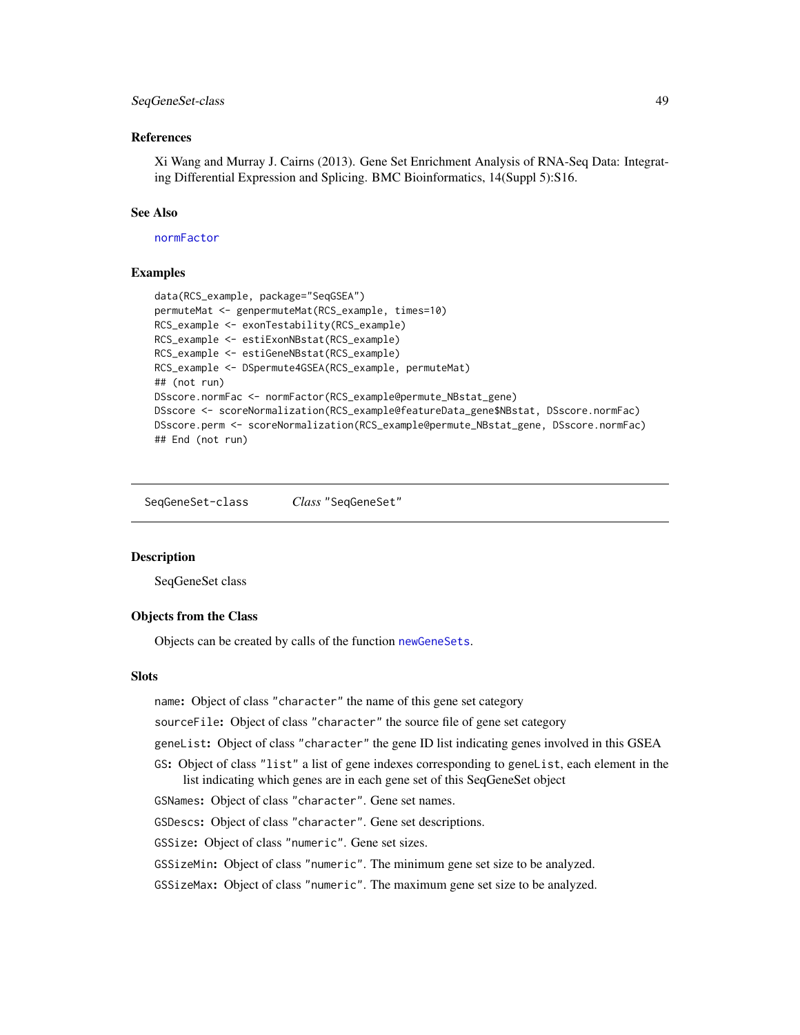### References

Xi Wang and Murray J. Cairns (2013). Gene Set Enrichment Analysis of RNA-Seq Data: Integrating Differential Expression and Splicing. BMC Bioinformatics, 14(Suppl 5):S16.

### See Also

normFactor

### Examples

```
data(RCS_example, package="SeqGSEA")
permuteMat <- genpermuteMat(RCS_example, times=10)
RCS_example <- exonTestability(RCS_example)
RCS_example <- estiExonNBstat(RCS_example)
RCS_example <- estiGeneNBstat(RCS_example)
RCS_example <- DSpermute4GSEA(RCS_example, permuteMat)
## (not run)
DSscore.normFac <- normFactor(RCS_example@permute_NBstat_gene)
DSscore <- scoreNormalization(RCS_example@featureData_gene$NBstat, DSscore.normFac)
DSscore.perm <- scoreNormalization(RCS_example@permute_NBstat_gene, DSscore.normFac)
## End (not run)
```

---

## SeqGeneSet-class &nbsp;&nbsp;&nbsp;&nbsp; *Class* "SeqGeneSet"

---

### Description

SeqGeneSet class

### Objects from the Class

Objects can be created by calls of the function newGeneSets.

### Slots

`name`: Object of class "character" the name of this gene set category

`sourceFile`: Object of class "character" the source file of gene set category

`geneList`: Object of class "character" the gene ID list indicating genes involved in this GSEA

`GS`: Object of class "list" a list of gene indexes corresponding to `geneList`, each element in the list indicating which genes are in each gene set of this SeqGeneSet object

`GSNames`: Object of class "character". Gene set names.

`GSDescs`: Object of class "character". Gene set descriptions.

`GSSize`: Object of class "numeric". Gene set sizes.

`GSSizeMin`: Object of class "numeric". The minimum gene set size to be analyzed.

`GSSizeMax`: Object of class "numeric". The maximum gene set size to be analyzed.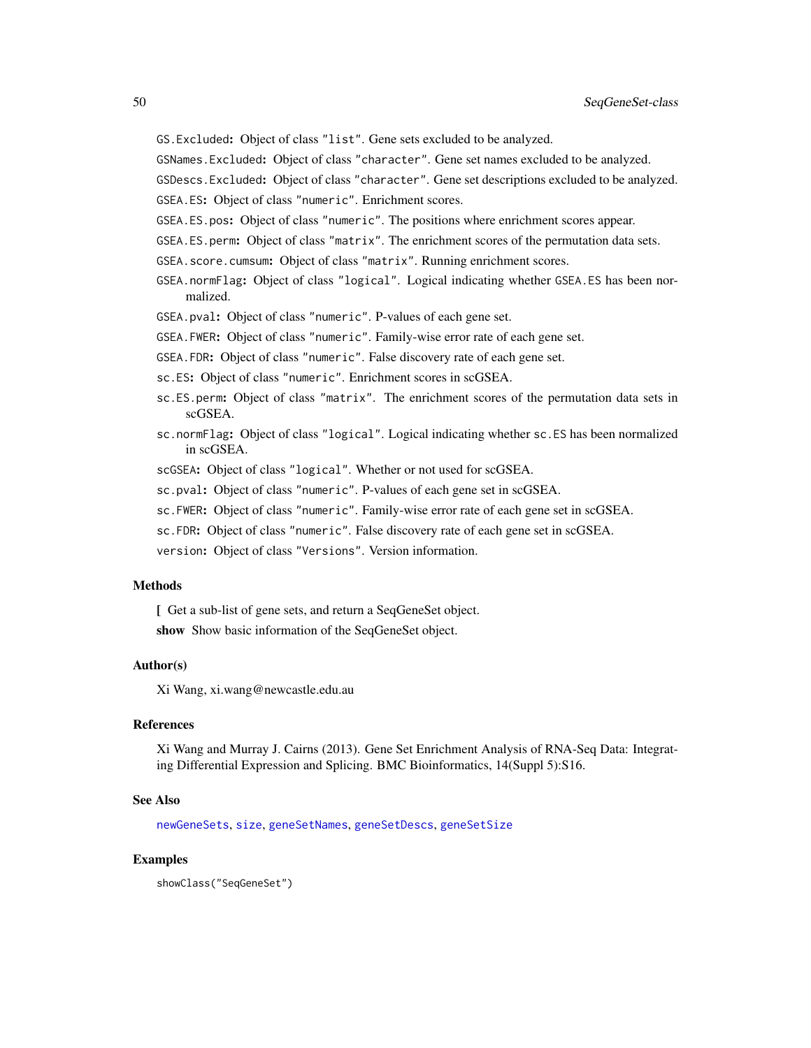GS.Excluded: Object of class "list". Gene sets excluded to be analyzed.

GSNames.Excluded: Object of class "character". Gene set names excluded to be analyzed.

GSDescs.Excluded: Object of class "character". Gene set descriptions excluded to be analyzed.

GSEA.ES: Object of class "numeric". Enrichment scores.

GSEA.ES.pos: Object of class "numeric". The positions where enrichment scores appear.

GSEA.ES.perm: Object of class "matrix". The enrichment scores of the permutation data sets.

GSEA.score.cumsum: Object of class "matrix". Running enrichment scores.

GSEA.normFlag: Object of class "logical". Logical indicating whether GSEA.ES has been normalized.

GSEA.pval: Object of class "numeric". P-values of each gene set.

GSEA.FWER: Object of class "numeric". Family-wise error rate of each gene set.

GSEA.FDR: Object of class "numeric". False discovery rate of each gene set.

sc.ES: Object of class "numeric". Enrichment scores in scGSEA.

sc.ES.perm: Object of class "matrix". The enrichment scores of the permutation data sets in scGSEA.

sc.normFlag: Object of class "logical". Logical indicating whether sc.ES has been normalized in scGSEA.

scGSEA: Object of class "logical". Whether or not used for scGSEA.

sc.pval: Object of class "numeric". P-values of each gene set in scGSEA.

sc.FWER: Object of class "numeric". Family-wise error rate of each gene set in scGSEA.

sc.FDR: Object of class "numeric". False discovery rate of each gene set in scGSEA.

version: Object of class "Versions". Version information.

## Methods

**[** Get a sub-list of gene sets, and return a SeqGeneSet object.

**show** Show basic information of the SeqGeneSet object.

## Author(s)

Xi Wang, xi.wang@newcastle.edu.au

## References

Xi Wang and Murray J. Cairns (2013). Gene Set Enrichment Analysis of RNA-Seq Data: Integrating Differential Expression and Splicing. BMC Bioinformatics, 14(Suppl 5):S16.

## See Also

newGeneSets, size, geneSetNames, geneSetDescs, geneSetSize

## Examples

```
showClass("SeqGeneSet")
```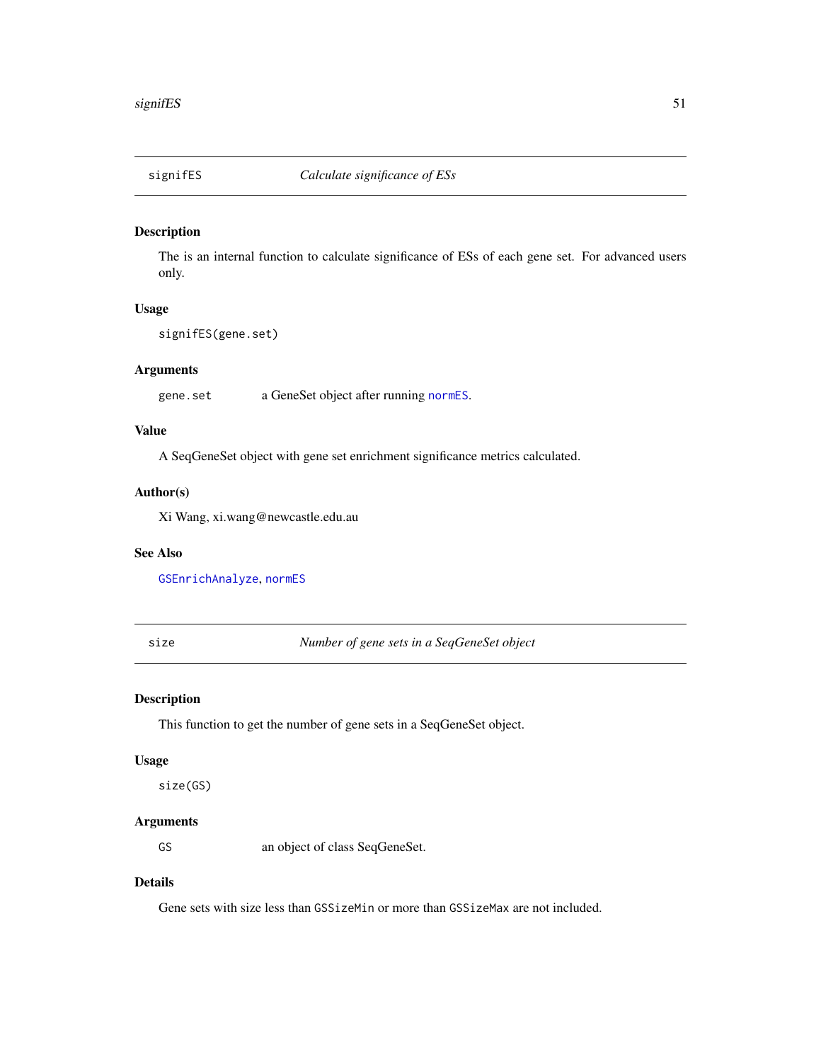## signifES — *Calculate significance of ESs*

### Description

The is an internal function to calculate significance of ESs of each gene set. For advanced users only.

### Usage

```
signifES(gene.set)
```

### Arguments

| | |
|---|---|
| gene.set | a GeneSet object after running normES. |

### Value

A SeqGeneSet object with gene set enrichment significance metrics calculated.

### Author(s)

Xi Wang, xi.wang@newcastle.edu.au

### See Also

GSEnrichAnalyze, normES

## size — *Number of gene sets in a SeqGeneSet object*

### Description

This function to get the number of gene sets in a SeqGeneSet object.

### Usage

```
size(GS)
```

### Arguments

| | |
|---|---|
| GS | an object of class SeqGeneSet. |

### Details

Gene sets with size less than `GSSizeMin` or more than `GSSizeMax` are not included.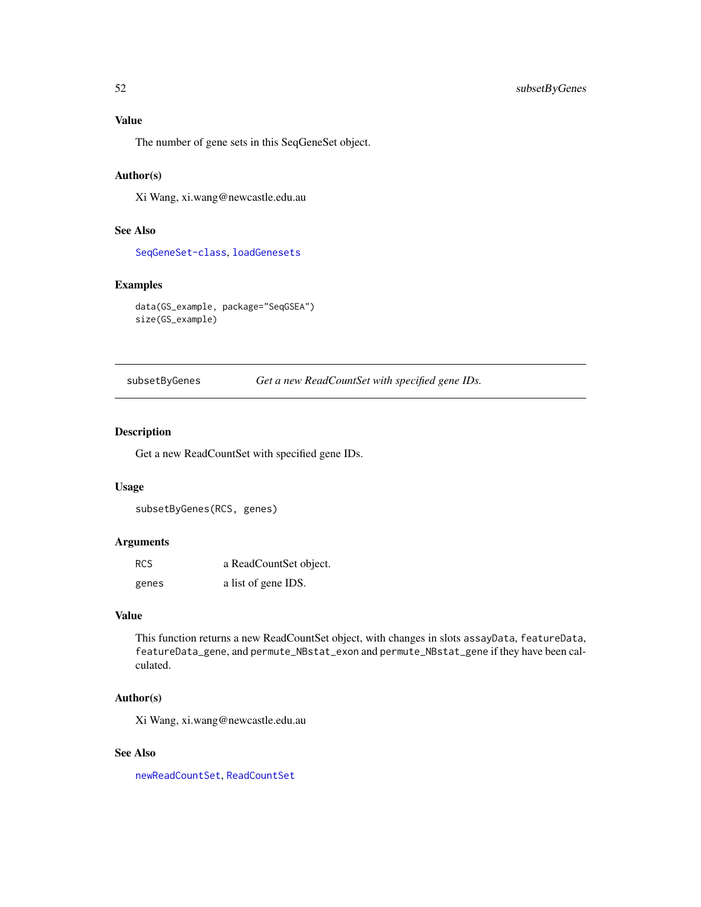### Value

The number of gene sets in this SeqGeneSet object.

### Author(s)

Xi Wang, xi.wang@newcastle.edu.au

### See Also

SeqGeneSet-class, loadGenesets

### Examples

```
data(GS_example, package="SeqGSEA")
size(GS_example)
```

---

## subsetByGenes — *Get a new ReadCountSet with specified gene IDs.*

---

### Description

Get a new ReadCountSet with specified gene IDs.

### Usage

```
subsetByGenes(RCS, genes)
```

### Arguments

| | |
|---|---|
| RCS | a ReadCountSet object. |
| genes | a list of gene IDS. |

### Value

This function returns a new ReadCountSet object, with changes in slots `assayData`, `featureData`, `featureData_gene`, and `permute_NBstat_exon` and `permute_NBstat_gene` if they have been calculated.

### Author(s)

Xi Wang, xi.wang@newcastle.edu.au

### See Also

newReadCountSet, ReadCountSet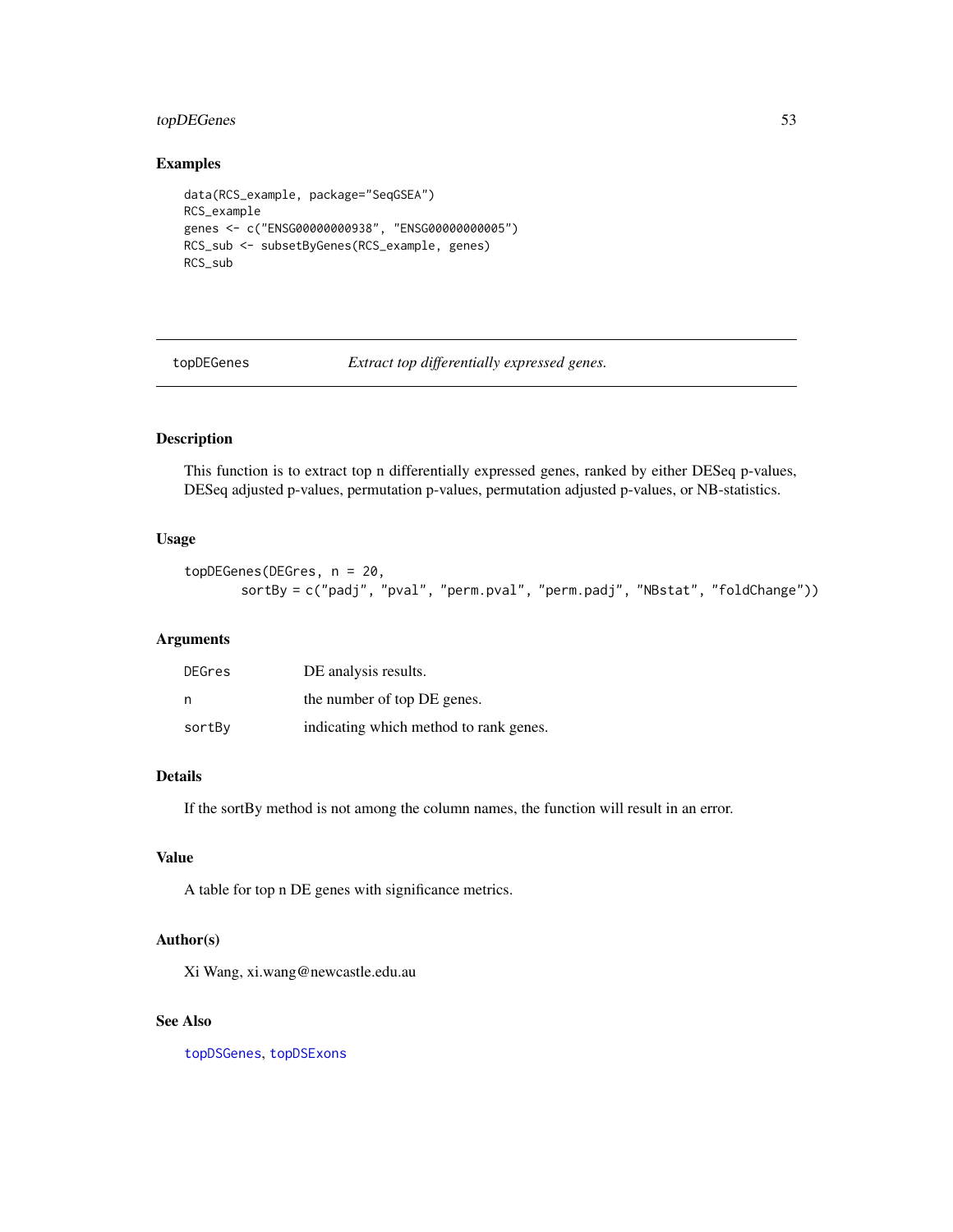## Examples

```
data(RCS_example, package="SeqGSEA")
RCS_example
genes <- c("ENSG00000000938", "ENSG00000000005")
RCS_sub <- subsetByGenes(RCS_example, genes)
RCS_sub
```

---

# topDEGenes — *Extract top differentially expressed genes.*

---

## Description

This function is to extract top n differentially expressed genes, ranked by either DESeq p-values, DESeq adjusted p-values, permutation p-values, permutation adjusted p-values, or NB-statistics.

## Usage

```
topDEGenes(DEGres, n = 20,
       sortBy = c("padj", "pval", "perm.pval", "perm.padj", "NBstat", "foldChange"))
```

## Arguments

| | |
|---|---|
| DEGres | DE analysis results. |
| n | the number of top DE genes. |
| sortBy | indicating which method to rank genes. |

## Details

If the sortBy method is not among the column names, the function will result in an error.

## Value

A table for top n DE genes with significance metrics.

## Author(s)

Xi Wang, xi.wang@newcastle.edu.au

## See Also

topDSGenes, topDSExons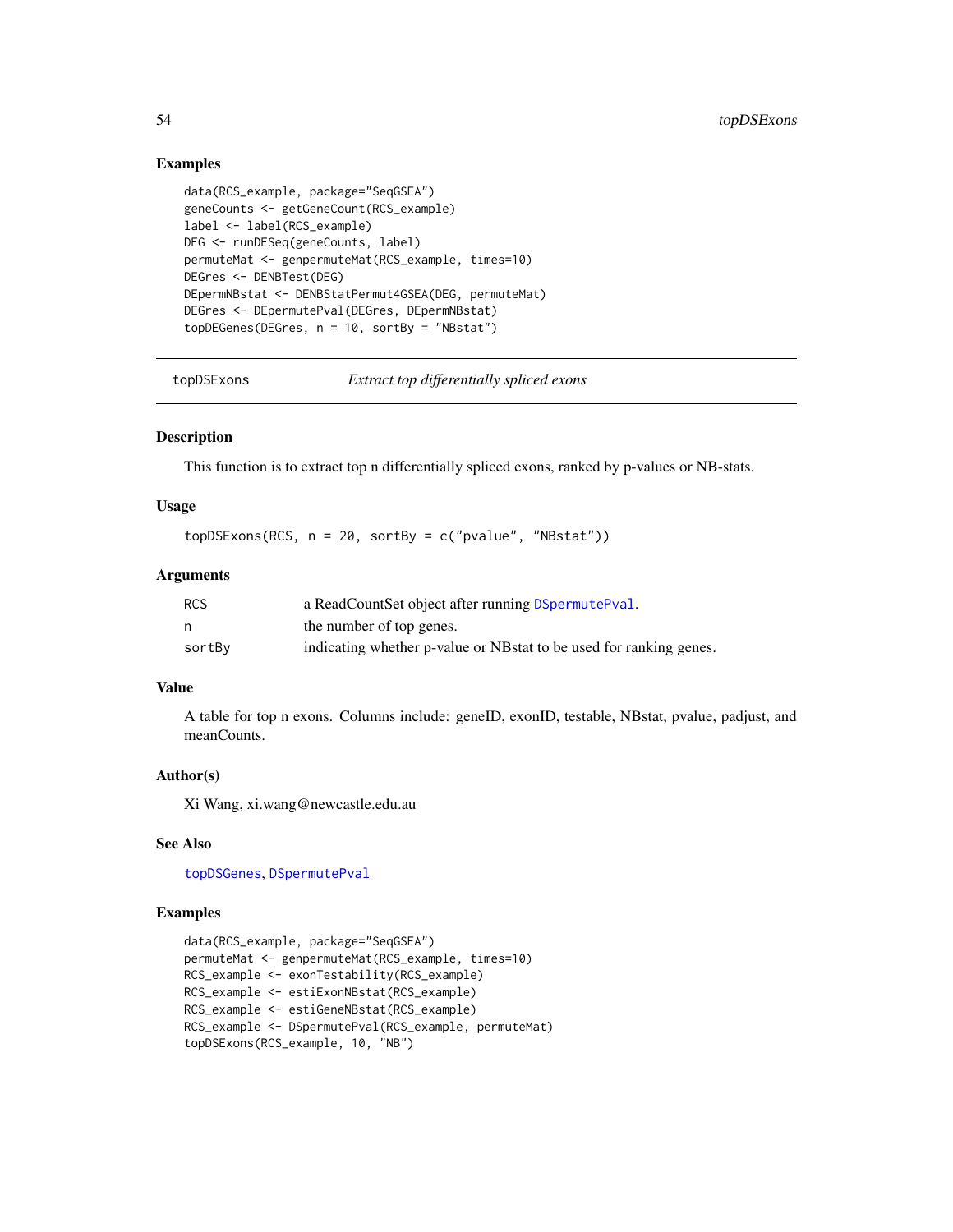## Examples

```
data(RCS_example, package="SeqGSEA")
geneCounts <- getGeneCount(RCS_example)
label <- label(RCS_example)
DEG <- runDESeq(geneCounts, label)
permuteMat <- genpermuteMat(RCS_example, times=10)
DEGres <- DENBTest(DEG)
DEpermNBstat <- DENBStatPermut4GSEA(DEG, permuteMat)
DEGres <- DEpermutePval(DEGres, DEpermNBstat)
topDEGenes(DEGres, n = 10, sortBy = "NBstat")
```

---

# topDSExons — *Extract top differentially spliced exons*

## Description

This function is to extract top n differentially spliced exons, ranked by p-values or NB-stats.

## Usage

```
topDSExons(RCS, n = 20, sortBy = c("pvalue", "NBstat"))
```

## Arguments

| | |
|---|---|
| RCS | a ReadCountSet object after running DSpermutePval. |
| n | the number of top genes. |
| sortBy | indicating whether p-value or NBstat to be used for ranking genes. |

## Value

A table for top n exons. Columns include: geneID, exonID, testable, NBstat, pvalue, padjust, and meanCounts.

## Author(s)

Xi Wang, xi.wang@newcastle.edu.au

## See Also

topDSGenes, DSpermutePval

## Examples

```
data(RCS_example, package="SeqGSEA")
permuteMat <- genpermuteMat(RCS_example, times=10)
RCS_example <- exonTestability(RCS_example)
RCS_example <- estiExonNBstat(RCS_example)
RCS_example <- estiGeneNBstat(RCS_example)
RCS_example <- DSpermutePval(RCS_example, permuteMat)
topDSExons(RCS_example, 10, "NB")
```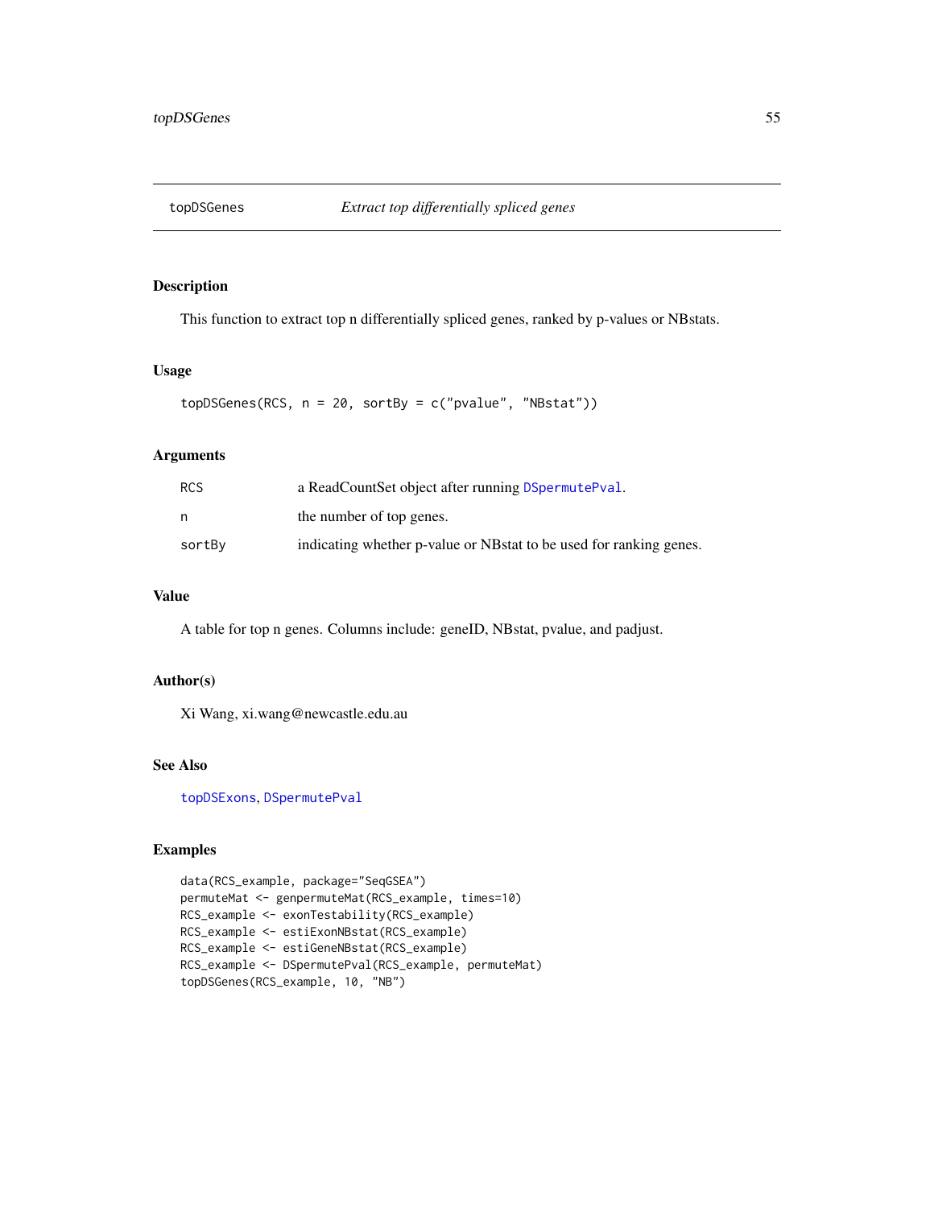## topDSGenes — *Extract top differentially spliced genes*

### Description

This function to extract top n differentially spliced genes, ranked by p-values or NBstats.

### Usage

```
topDSGenes(RCS, n = 20, sortBy = c("pvalue", "NBstat"))
```

### Arguments

| | |
|---|---|
| RCS | a ReadCountSet object after running DSpermutePval. |
| n | the number of top genes. |
| sortBy | indicating whether p-value or NBstat to be used for ranking genes. |

### Value

A table for top n genes. Columns include: geneID, NBstat, pvalue, and padjust.

### Author(s)

Xi Wang, xi.wang@newcastle.edu.au

### See Also

topDSExons, DSpermutePval

### Examples

```
data(RCS_example, package="SeqGSEA")
permuteMat <- genpermuteMat(RCS_example, times=10)
RCS_example <- exonTestability(RCS_example)
RCS_example <- estiExonNBstat(RCS_example)
RCS_example <- estiGeneNBstat(RCS_example)
RCS_example <- DSpermutePval(RCS_example, permuteMat)
topDSGenes(RCS_example, 10, "NB")
```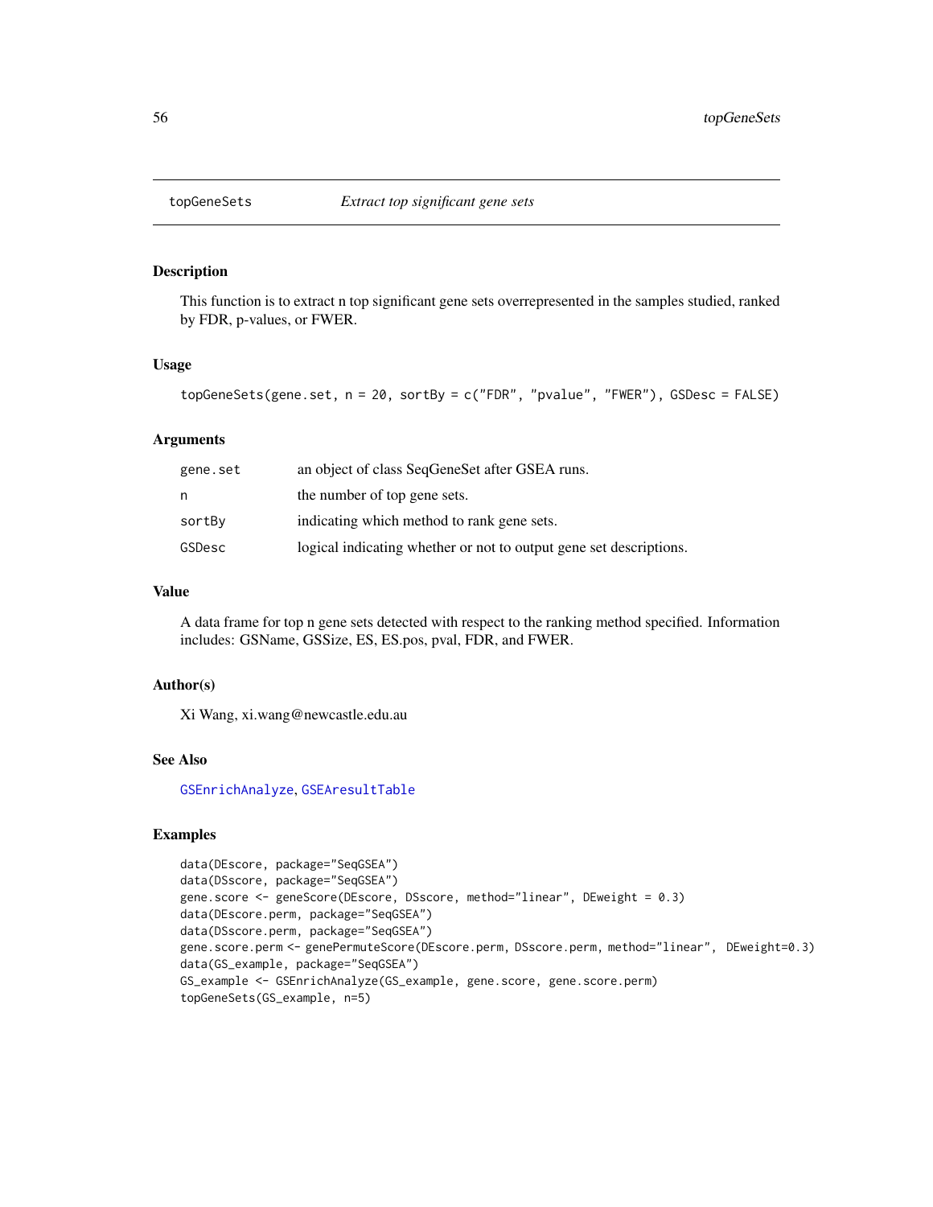# topGeneSets — *Extract top significant gene sets*

## Description

This function is to extract n top significant gene sets overrepresented in the samples studied, ranked by FDR, p-values, or FWER.

## Usage

```
topGeneSets(gene.set, n = 20, sortBy = c("FDR", "pvalue", "FWER"), GSDesc = FALSE)
```

## Arguments

| | |
|---|---|
| `gene.set` | an object of class SeqGeneSet after GSEA runs. |
| `n` | the number of top gene sets. |
| `sortBy` | indicating which method to rank gene sets. |
| `GSDesc` | logical indicating whether or not to output gene set descriptions. |

## Value

A data frame for top n gene sets detected with respect to the ranking method specified. Information includes: GSName, GSSize, ES, ES.pos, pval, FDR, and FWER.

## Author(s)

Xi Wang, xi.wang@newcastle.edu.au

## See Also

`GSEnrichAnalyze`, `GSEAresultTable`

## Examples

```
data(DEscore, package="SeqGSEA")
data(DSscore, package="SeqGSEA")
gene.score <- geneScore(DEscore, DSscore, method="linear", DEweight = 0.3)
data(DEscore.perm, package="SeqGSEA")
data(DSscore.perm, package="SeqGSEA")
gene.score.perm <- genePermuteScore(DEscore.perm, DSscore.perm, method="linear", DEweight=0.3)
data(GS_example, package="SeqGSEA")
GS_example <- GSEnrichAnalyze(GS_example, gene.score, gene.score.perm)
topGeneSets(GS_example, n=5)
```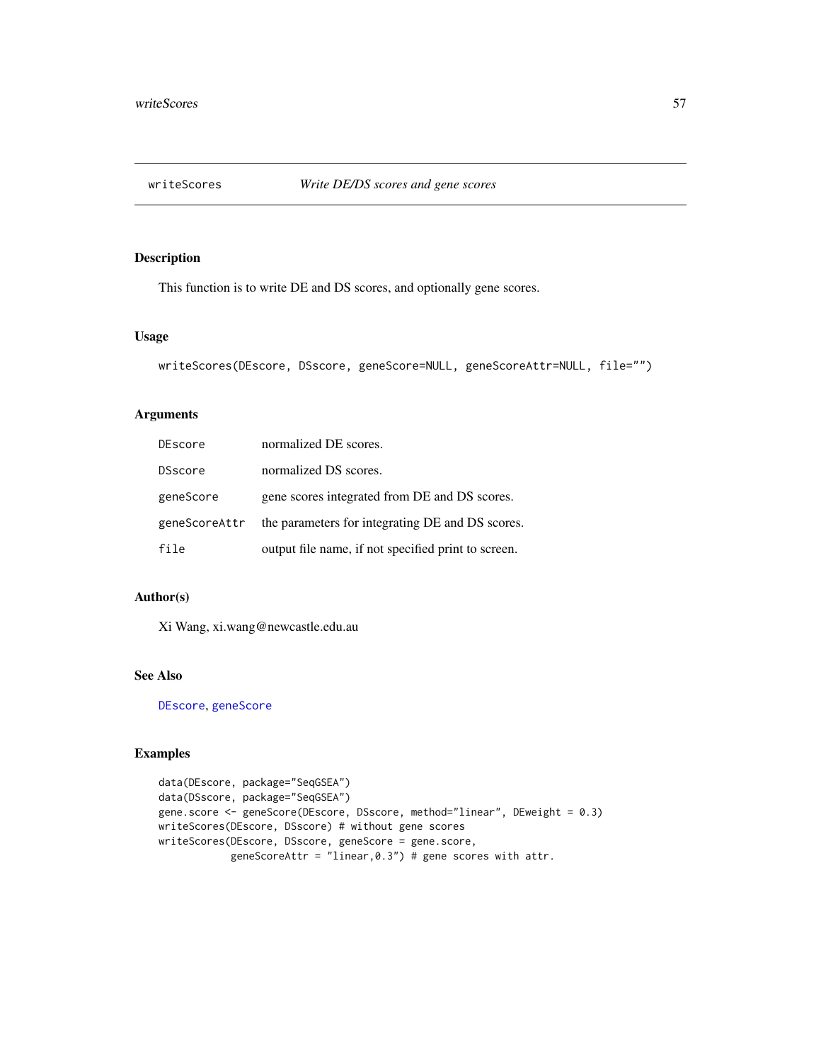# writeScores *Write DE/DS scores and gene scores*

## Description

This function is to write DE and DS scores, and optionally gene scores.

## Usage

```
writeScores(DEscore, DSscore, geneScore=NULL, geneScoreAttr=NULL, file="")
```

## Arguments

| | |
|---|---|
| DEscore | normalized DE scores. |
| DSscore | normalized DS scores. |
| geneScore | gene scores integrated from DE and DS scores. |
| geneScoreAttr | the parameters for integrating DE and DS scores. |
| file | output file name, if not specified print to screen. |

## Author(s)

Xi Wang, xi.wang@newcastle.edu.au

## See Also

DEscore, geneScore

## Examples

```
data(DEscore, package="SeqGSEA")
data(DSscore, package="SeqGSEA")
gene.score <- geneScore(DEscore, DSscore, method="linear", DEweight = 0.3)
writeScores(DEscore, DSscore) # without gene scores
writeScores(DEscore, DSscore, geneScore = gene.score,
            geneScoreAttr = "linear,0.3") # gene scores with attr.
```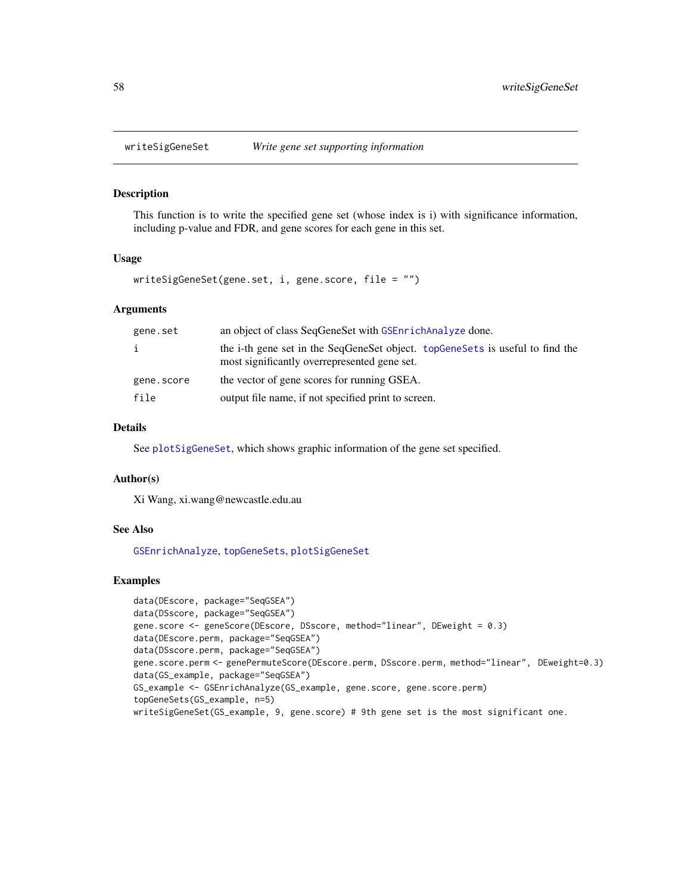## writeSigGeneSet *Write gene set supporting information*

### Description

This function is to write the specified gene set (whose index is i) with significance information, including p-value and FDR, and gene scores for each gene in this set.

### Usage

```
writeSigGeneSet(gene.set, i, gene.score, file = "")
```

### Arguments

| | |
|---|---|
| gene.set | an object of class SeqGeneSet with GSEnrichAnalyze done. |
| i | the i-th gene set in the SeqGeneSet object. topGeneSets is useful to find the most significantly overrepresented gene set. |
| gene.score | the vector of gene scores for running GSEA. |
| file | output file name, if not specified print to screen. |

### Details

See plotSigGeneSet, which shows graphic information of the gene set specified.

### Author(s)

Xi Wang, xi.wang@newcastle.edu.au

### See Also

GSEnrichAnalyze, topGeneSets, plotSigGeneSet

### Examples

```
data(DEscore, package="SeqGSEA")
data(DSscore, package="SeqGSEA")
gene.score <- geneScore(DEscore, DSscore, method="linear", DEweight = 0.3)
data(DEscore.perm, package="SeqGSEA")
data(DSscore.perm, package="SeqGSEA")
gene.score.perm <- genePermuteScore(DEscore.perm, DSscore.perm, method="linear", DEweight=0.3)
data(GS_example, package="SeqGSEA")
GS_example <- GSEnrichAnalyze(GS_example, gene.score, gene.score.perm)
topGeneSets(GS_example, n=5)
writeSigGeneSet(GS_example, 9, gene.score) # 9th gene set is the most significant one.
```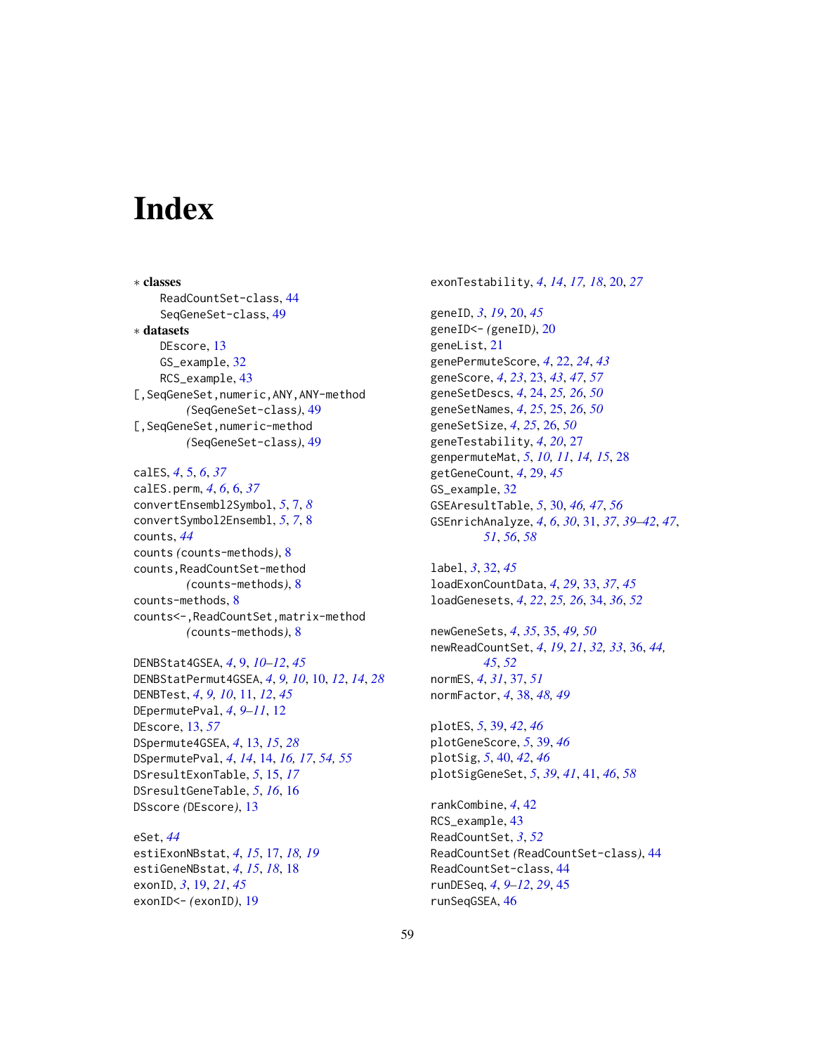# Index

∗ **classes**
  ReadCountSet-class, 44
  SeqGeneSet-class, 49

∗ **datasets**
  DEscore, 13
  GS_example, 32
  RCS_example, 43

[,SeqGeneSet,numeric,ANY,ANY-method *(SeqGeneSet-class)*, 49
[,SeqGeneSet,numeric-method *(SeqGeneSet-class)*, 49

calES, *4*, 5, *6*, *37*
calES.perm, *4*, *6*, 6, *37*
convertEnsembl2Symbol, *5*, 7, *8*
convertSymbol2Ensembl, *5*, *7*, 8
counts, *44*
counts *(counts-methods)*, 8
counts,ReadCountSet-method *(counts-methods)*, 8
counts-methods, 8
counts<-,ReadCountSet,matrix-method *(counts-methods)*, 8

DENBStat4GSEA, *4*, 9, *10–12*, *45*
DENBStatPermut4GSEA, *4*, *9, 10*, 10, *12*, *14*, *28*
DENBTest, *4*, *9, 10*, 11, *12*, *45*
DEpermutePval, *4*, *9–11*, 12
DEscore, 13, *57*
DSpermute4GSEA, *4*, 13, *15*, *28*
DSpermutePval, *4*, *14*, 14, *16, 17*, *54, 55*
DSresultExonTable, *5*, 15, *17*
DSresultGeneTable, *5*, *16*, 16
DSscore *(DEscore)*, 13

eSet, *44*
estiExonNBstat, *4*, *15*, 17, *18, 19*
estiGeneNBstat, *4*, *15*, *18*, 18
exonID, *3*, 19, *21*, *45*
exonID<- *(exonID)*, 19
exonTestability, *4*, *14*, *17, 18*, 20, *27*

geneID, *3*, *19*, 20, *45*
geneID<- *(geneID)*, 20
geneList, 21
genePermuteScore, *4*, 22, *24*, *43*
geneScore, *4*, *23*, 23, *43*, *47*, *57*
geneSetDescs, *4*, 24, *25, 26*, *50*
geneSetNames, *4*, *25*, 25, *26*, *50*
geneSetSize, *4*, *25*, 26, *50*
geneTestability, *4*, *20*, 27
genpermuteMat, *5*, *10, 11*, *14, 15*, 28
getGeneCount, *4*, 29, *45*
GS_example, 32
GSEAresultTable, *5*, 30, *46, 47*, *56*
GSEnrichAnalyze, *4*, *6*, *30*, 31, *37*, *39–42*, *47*, *51*, *56*, *58*

label, *3*, 32, *45*
loadExonCountData, *4*, *29*, 33, *37*, *45*
loadGenesets, *4*, *22*, *25, 26*, 34, *36*, *52*

newGeneSets, *4*, *35*, 35, *49, 50*
newReadCountSet, *4*, *19*, *21*, *32, 33*, 36, *44, 45*, *52*
normES, *4*, *31*, 37, *51*
normFactor, *4*, 38, *48, 49*

plotES, *5*, 39, *42*, *46*
plotGeneScore, *5*, 39, *46*
plotSig, *5*, 40, *42*, *46*
plotSigGeneSet, *5*, *39*, *41*, 41, *46*, *58*

rankCombine, *4*, 42
RCS_example, 43
ReadCountSet, *3*, *52*
ReadCountSet *(ReadCountSet-class)*, 44
ReadCountSet-class, 44
runDESeq, *4*, *9–12*, *29*, 45
runSeqGSEA, 46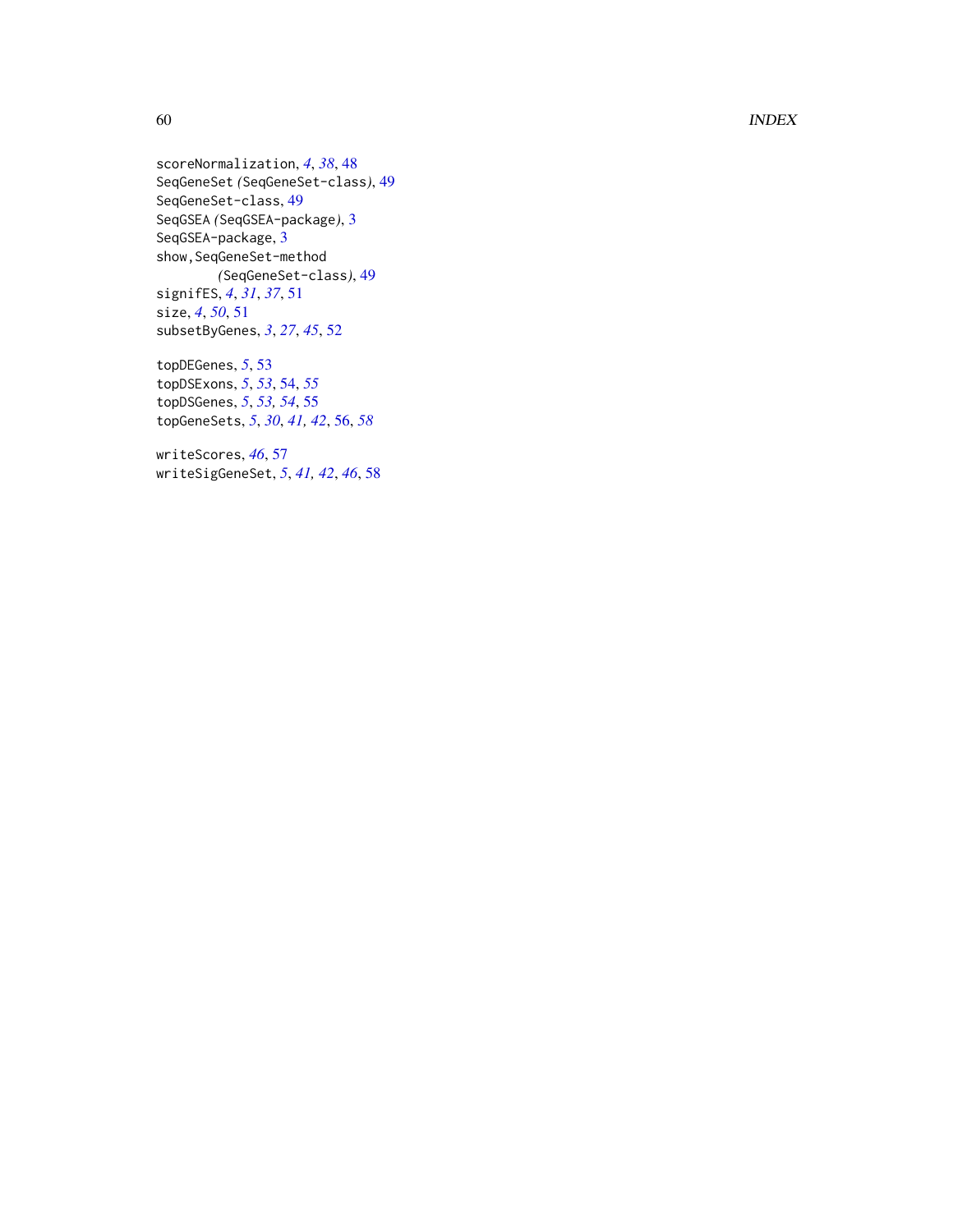scoreNormalization, *4*, *38*, 48
SeqGeneSet *(*SeqGeneSet-class*)*, 49
SeqGeneSet-class, 49
SeqGSEA *(*SeqGSEA-package*)*, 3
SeqGSEA-package, 3
show,SeqGeneSet-method
        *(*SeqGeneSet-class*)*, 49
signifES, *4*, *31*, *37*, 51
size, *4*, *50*, 51
subsetByGenes, *3*, *27*, *45*, 52

topDEGenes, *5*, 53
topDSExons, *5*, *53*, 54, *55*
topDSGenes, *5*, *53, 54*, 55
topGeneSets, *5*, *30*, *41, 42*, 56, *58*

writeScores, *46*, 57
writeSigGeneSet, *5*, *41, 42*, *46*, 58